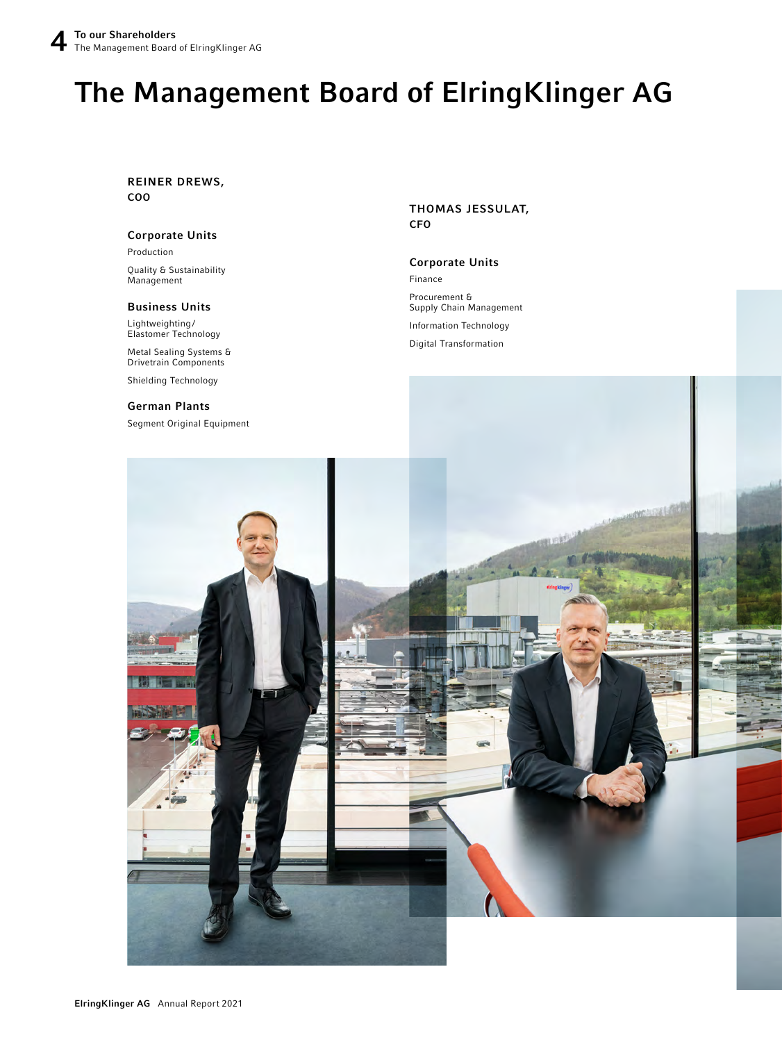# The Management Board of ElringKlinger AG

**REINER DREWS,**
**COO**

### Corporate Units

Production

Quality & Sustainability Management

### Business Units

Lightweighting/ Elastomer Technology

Metal Sealing Systems & Drivetrain Components

Shielding Technology

### German Plants

Segment Original Equipment

**THOMAS JESSULAT,**
**CFO**

### Corporate Units

Finance

Procurement & Supply Chain Management

Information Technology

Digital Transformation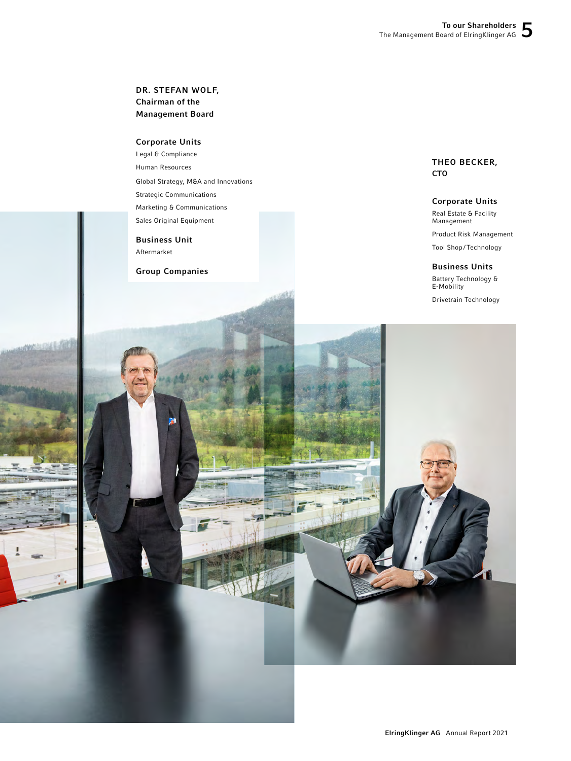## DR. STEFAN WOLF, Chairman of the Management Board

### Corporate Units

Legal & Compliance

Human Resources

Global Strategy, M&A and Innovations

Strategic Communications

Marketing & Communications

Sales Original Equipment

### Business Unit

Aftermarket

### Group Companies

## THEO BECKER, CTO

### Corporate Units

Real Estate & Facility Management

Product Risk Management

Tool Shop/Technology

### Business Units

Battery Technology & E-Mobility

Drivetrain Technology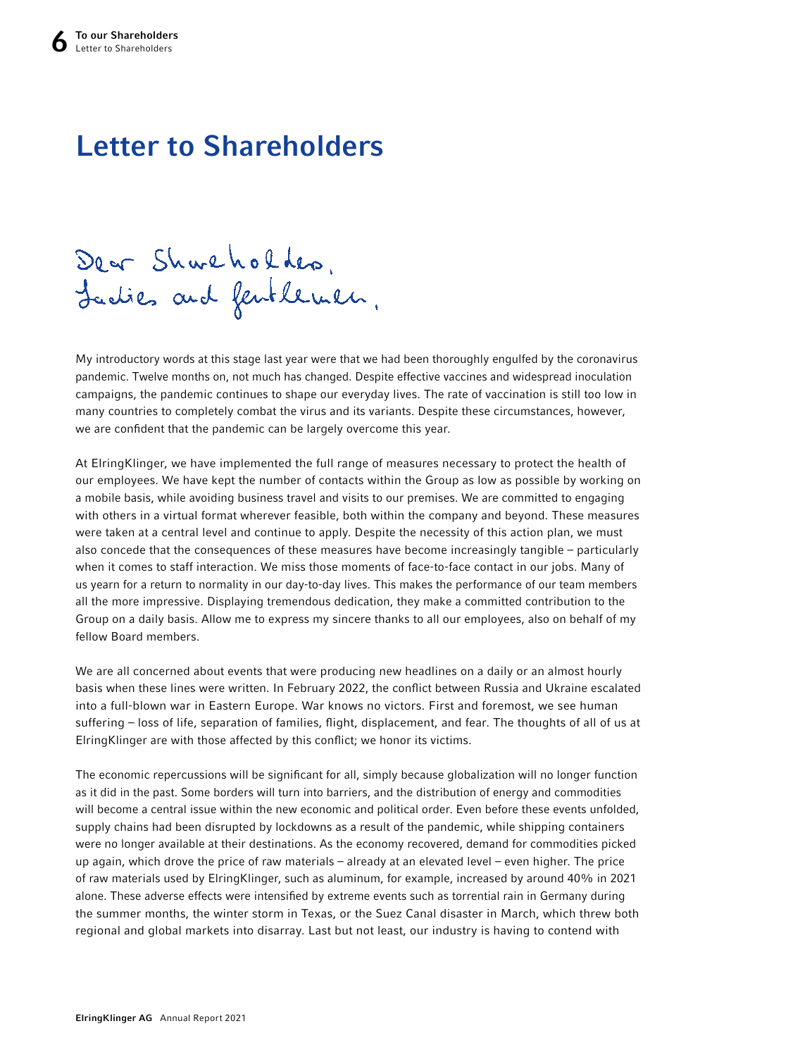# Letter to Shareholders

Dear Shareholders,
Ladies and Gentlemen,

My introductory words at this stage last year were that we had been thoroughly engulfed by the coronavirus pandemic. Twelve months on, not much has changed. Despite effective vaccines and widespread inoculation campaigns, the pandemic continues to shape our everyday lives. The rate of vaccination is still too low in many countries to completely combat the virus and its variants. Despite these circumstances, however, we are confident that the pandemic can be largely overcome this year.

At ElringKlinger, we have implemented the full range of measures necessary to protect the health of our employees. We have kept the number of contacts within the Group as low as possible by working on a mobile basis, while avoiding business travel and visits to our premises. We are committed to engaging with others in a virtual format wherever feasible, both within the company and beyond. These measures were taken at a central level and continue to apply. Despite the necessity of this action plan, we must also concede that the consequences of these measures have become increasingly tangible – particularly when it comes to staff interaction. We miss those moments of face-to-face contact in our jobs. Many of us yearn for a return to normality in our day-to-day lives. This makes the performance of our team members all the more impressive. Displaying tremendous dedication, they make a committed contribution to the Group on a daily basis. Allow me to express my sincere thanks to all our employees, also on behalf of my fellow Board members.

We are all concerned about events that were producing new headlines on a daily or an almost hourly basis when these lines were written. In February 2022, the conflict between Russia and Ukraine escalated into a full-blown war in Eastern Europe. War knows no victors. First and foremost, we see human suffering – loss of life, separation of families, flight, displacement, and fear. The thoughts of all of us at ElringKlinger are with those affected by this conflict; we honor its victims.

The economic repercussions will be significant for all, simply because globalization will no longer function as it did in the past. Some borders will turn into barriers, and the distribution of energy and commodities will become a central issue within the new economic and political order. Even before these events unfolded, supply chains had been disrupted by lockdowns as a result of the pandemic, while shipping containers were no longer available at their destinations. As the economy recovered, demand for commodities picked up again, which drove the price of raw materials – already at an elevated level – even higher. The price of raw materials used by ElringKlinger, such as aluminum, for example, increased by around 40% in 2021 alone. These adverse effects were intensified by extreme events such as torrential rain in Germany during the summer months, the winter storm in Texas, or the Suez Canal disaster in March, which threw both regional and global markets into disarray. Last but not least, our industry is having to contend with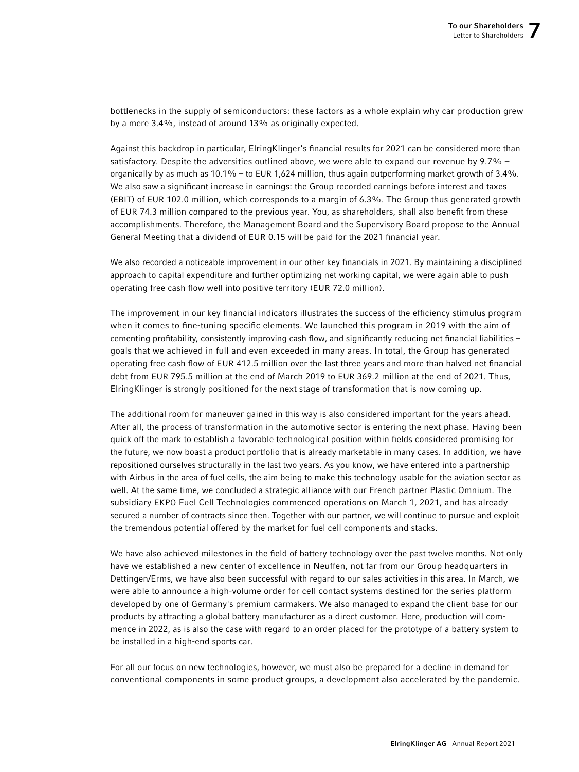bottlenecks in the supply of semiconductors: these factors as a whole explain why car production grew by a mere 3.4%, instead of around 13% as originally expected.

Against this backdrop in particular, ElringKlinger's financial results for 2021 can be considered more than satisfactory. Despite the adversities outlined above, we were able to expand our revenue by 9.7% – organically by as much as 10.1% – to EUR 1,624 million, thus again outperforming market growth of 3.4%. We also saw a significant increase in earnings: the Group recorded earnings before interest and taxes (EBIT) of EUR 102.0 million, which corresponds to a margin of 6.3%. The Group thus generated growth of EUR 74.3 million compared to the previous year. You, as shareholders, shall also benefit from these accomplishments. Therefore, the Management Board and the Supervisory Board propose to the Annual General Meeting that a dividend of EUR 0.15 will be paid for the 2021 financial year.

We also recorded a noticeable improvement in our other key financials in 2021. By maintaining a disciplined approach to capital expenditure and further optimizing net working capital, we were again able to push operating free cash flow well into positive territory (EUR 72.0 million).

The improvement in our key financial indicators illustrates the success of the efficiency stimulus program when it comes to fine-tuning specific elements. We launched this program in 2019 with the aim of cementing profitability, consistently improving cash flow, and significantly reducing net financial liabilities – goals that we achieved in full and even exceeded in many areas. In total, the Group has generated operating free cash flow of EUR 412.5 million over the last three years and more than halved net financial debt from EUR 795.5 million at the end of March 2019 to EUR 369.2 million at the end of 2021. Thus, ElringKlinger is strongly positioned for the next stage of transformation that is now coming up.

The additional room for maneuver gained in this way is also considered important for the years ahead. After all, the process of transformation in the automotive sector is entering the next phase. Having been quick off the mark to establish a favorable technological position within fields considered promising for the future, we now boast a product portfolio that is already marketable in many cases. In addition, we have repositioned ourselves structurally in the last two years. As you know, we have entered into a partnership with Airbus in the area of fuel cells, the aim being to make this technology usable for the aviation sector as well. At the same time, we concluded a strategic alliance with our French partner Plastic Omnium. The subsidiary EKPO Fuel Cell Technologies commenced operations on March 1, 2021, and has already secured a number of contracts since then. Together with our partner, we will continue to pursue and exploit the tremendous potential offered by the market for fuel cell components and stacks.

We have also achieved milestones in the field of battery technology over the past twelve months. Not only have we established a new center of excellence in Neuffen, not far from our Group headquarters in Dettingen/Erms, we have also been successful with regard to our sales activities in this area. In March, we were able to announce a high-volume order for cell contact systems destined for the series platform developed by one of Germany's premium carmakers. We also managed to expand the client base for our products by attracting a global battery manufacturer as a direct customer. Here, production will commence in 2022, as is also the case with regard to an order placed for the prototype of a battery system to be installed in a high-end sports car.

For all our focus on new technologies, however, we must also be prepared for a decline in demand for conventional components in some product groups, a development also accelerated by the pandemic.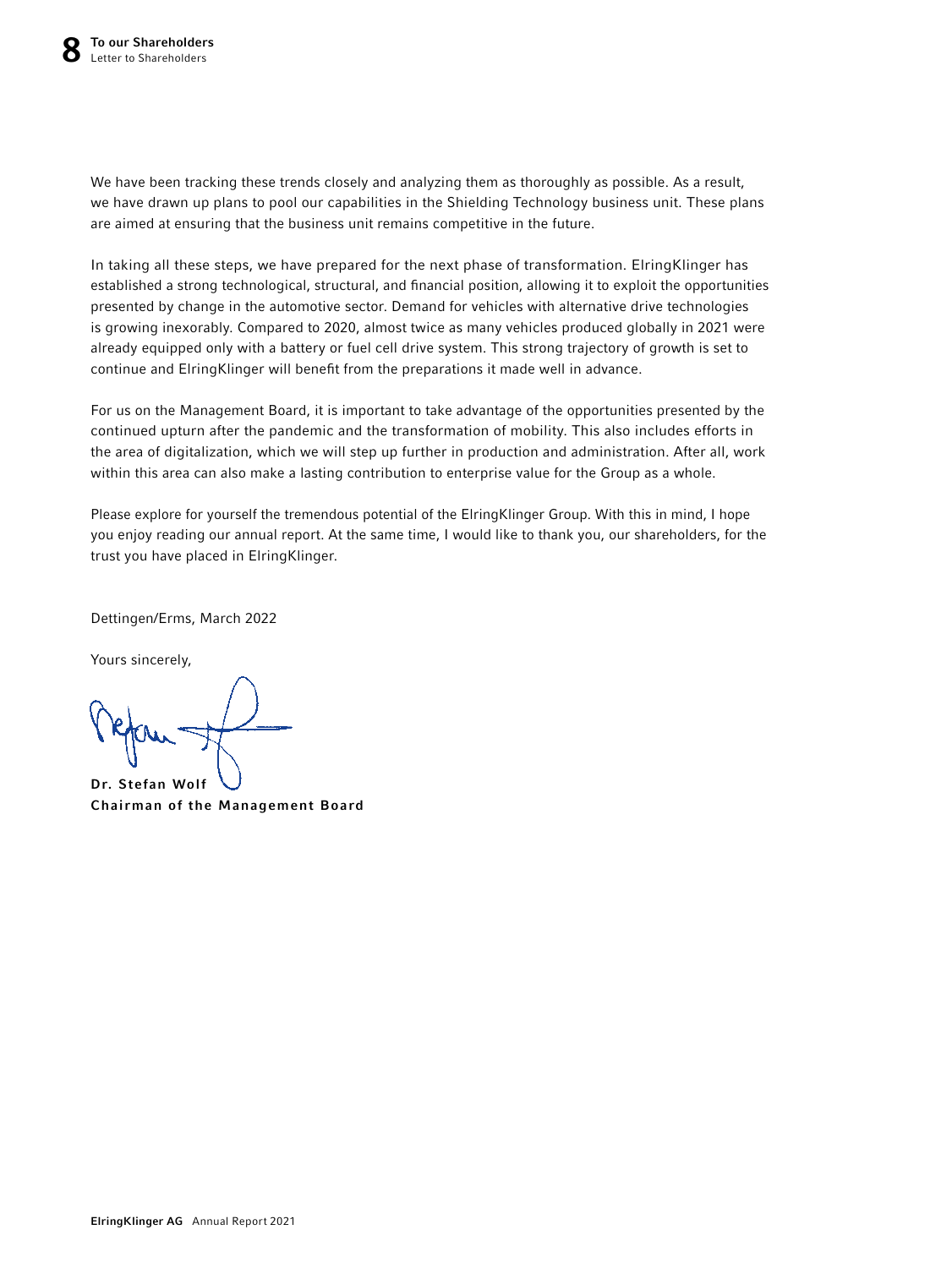We have been tracking these trends closely and analyzing them as thoroughly as possible. As a result, we have drawn up plans to pool our capabilities in the Shielding Technology business unit. These plans are aimed at ensuring that the business unit remains competitive in the future.

In taking all these steps, we have prepared for the next phase of transformation. ElringKlinger has established a strong technological, structural, and financial position, allowing it to exploit the opportunities presented by change in the automotive sector. Demand for vehicles with alternative drive technologies is growing inexorably. Compared to 2020, almost twice as many vehicles produced globally in 2021 were already equipped only with a battery or fuel cell drive system. This strong trajectory of growth is set to continue and ElringKlinger will benefit from the preparations it made well in advance.

For us on the Management Board, it is important to take advantage of the opportunities presented by the continued upturn after the pandemic and the transformation of mobility. This also includes efforts in the area of digitalization, which we will step up further in production and administration. After all, work within this area can also make a lasting contribution to enterprise value for the Group as a whole.

Please explore for yourself the tremendous potential of the ElringKlinger Group. With this in mind, I hope you enjoy reading our annual report. At the same time, I would like to thank you, our shareholders, for the trust you have placed in ElringKlinger.

Dettingen/Erms, March 2022

Yours sincerely,

**Dr. Stefan Wolf**
**Chairman of the Management Board**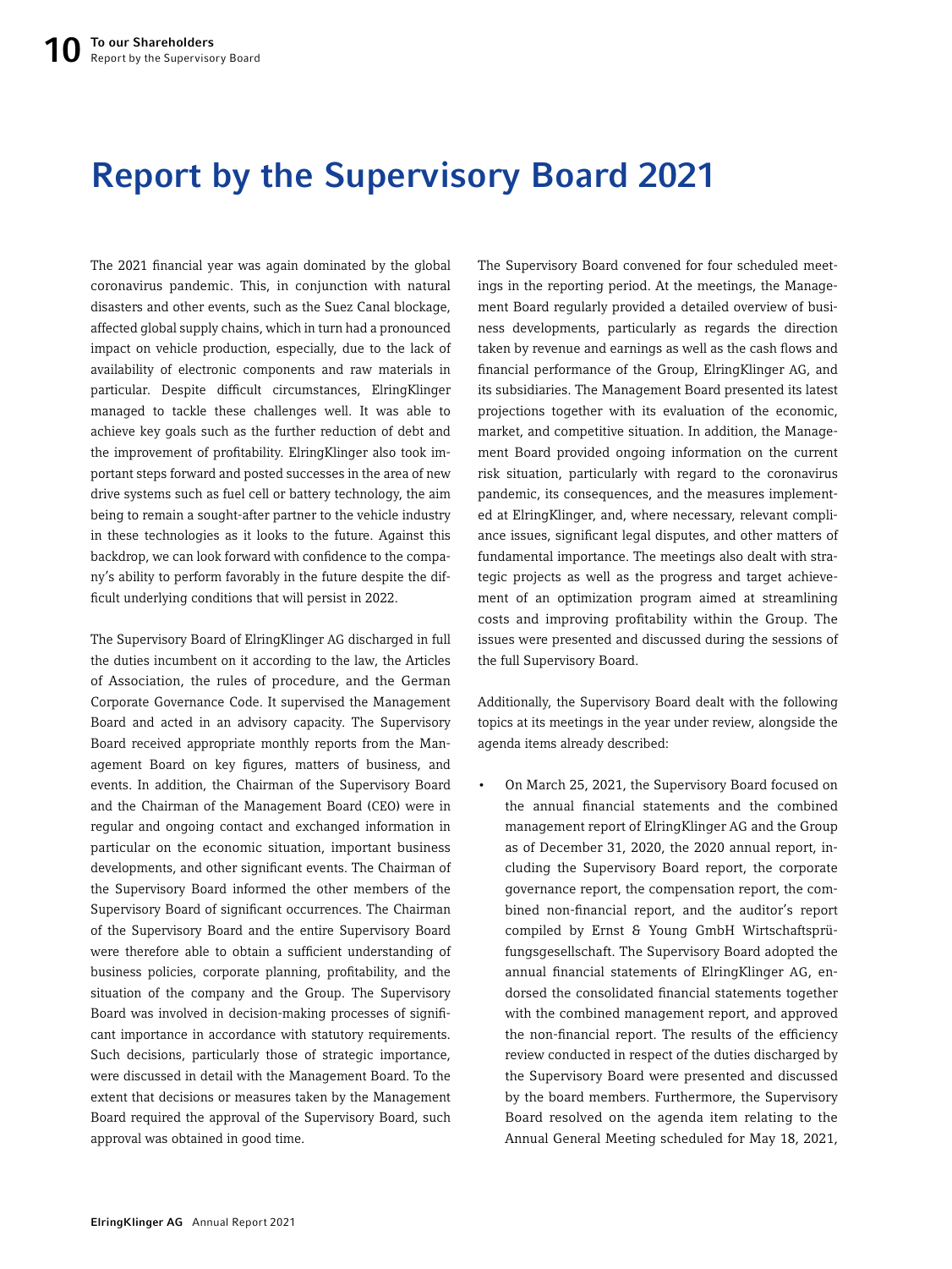# Report by the Supervisory Board 2021

The 2021 financial year was again dominated by the global coronavirus pandemic. This, in conjunction with natural disasters and other events, such as the Suez Canal blockage, affected global supply chains, which in turn had a pronounced impact on vehicle production, especially, due to the lack of availability of electronic components and raw materials in particular. Despite difficult circumstances, ElringKlinger managed to tackle these challenges well. It was able to achieve key goals such as the further reduction of debt and the improvement of profitability. ElringKlinger also took important steps forward and posted successes in the area of new drive systems such as fuel cell or battery technology, the aim being to remain a sought-after partner to the vehicle industry in these technologies as it looks to the future. Against this backdrop, we can look forward with confidence to the company's ability to perform favorably in the future despite the difficult underlying conditions that will persist in 2022.

The Supervisory Board of ElringKlinger AG discharged in full the duties incumbent on it according to the law, the Articles of Association, the rules of procedure, and the German Corporate Governance Code. It supervised the Management Board and acted in an advisory capacity. The Supervisory Board received appropriate monthly reports from the Management Board on key figures, matters of business, and events. In addition, the Chairman of the Supervisory Board and the Chairman of the Management Board (CEO) were in regular and ongoing contact and exchanged information in particular on the economic situation, important business developments, and other significant events. The Chairman of the Supervisory Board informed the other members of the Supervisory Board of significant occurrences. The Chairman of the Supervisory Board and the entire Supervisory Board were therefore able to obtain a sufficient understanding of business policies, corporate planning, profitability, and the situation of the company and the Group. The Supervisory Board was involved in decision-making processes of significant importance in accordance with statutory requirements. Such decisions, particularly those of strategic importance, were discussed in detail with the Management Board. To the extent that decisions or measures taken by the Management Board required the approval of the Supervisory Board, such approval was obtained in good time.

The Supervisory Board convened for four scheduled meetings in the reporting period. At the meetings, the Management Board regularly provided a detailed overview of business developments, particularly as regards the direction taken by revenue and earnings as well as the cash flows and financial performance of the Group, ElringKlinger AG, and its subsidiaries. The Management Board presented its latest projections together with its evaluation of the economic, market, and competitive situation. In addition, the Management Board provided ongoing information on the current risk situation, particularly with regard to the coronavirus pandemic, its consequences, and the measures implemented at ElringKlinger, and, where necessary, relevant compliance issues, significant legal disputes, and other matters of fundamental importance. The meetings also dealt with strategic projects as well as the progress and target achievement of an optimization program aimed at streamlining costs and improving profitability within the Group. The issues were presented and discussed during the sessions of the full Supervisory Board.

Additionally, the Supervisory Board dealt with the following topics at its meetings in the year under review, alongside the agenda items already described:

- On March 25, 2021, the Supervisory Board focused on the annual financial statements and the combined management report of ElringKlinger AG and the Group as of December 31, 2020, the 2020 annual report, including the Supervisory Board report, the corporate governance report, the compensation report, the combined non-financial report, and the auditor's report compiled by Ernst & Young GmbH Wirtschaftsprüfungsgesellschaft. The Supervisory Board adopted the annual financial statements of ElringKlinger AG, endorsed the consolidated financial statements together with the combined management report, and approved the non-financial report. The results of the efficiency review conducted in respect of the duties discharged by the Supervisory Board were presented and discussed by the board members. Furthermore, the Supervisory Board resolved on the agenda item relating to the Annual General Meeting scheduled for May 18, 2021,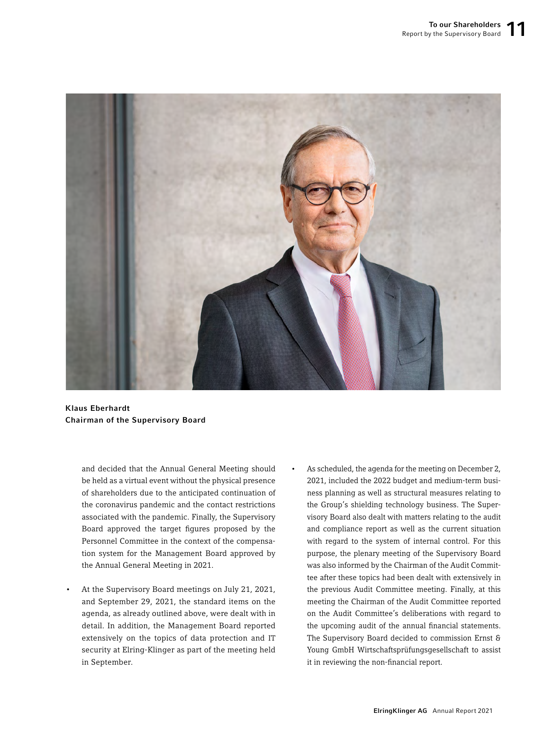**Klaus Eberhardt**
**Chairman of the Supervisory Board**

and decided that the Annual General Meeting should be held as a virtual event without the physical presence of shareholders due to the anticipated continuation of the coronavirus pandemic and the contact restrictions associated with the pandemic. Finally, the Supervisory Board approved the target figures proposed by the Personnel Committee in the context of the compensation system for the Management Board approved by the Annual General Meeting in 2021.

- At the Supervisory Board meetings on July 21, 2021, and September 29, 2021, the standard items on the agenda, as already outlined above, were dealt with in detail. In addition, the Management Board reported extensively on the topics of data protection and IT security at Elring-Klinger as part of the meeting held in September.

- As scheduled, the agenda for the meeting on December 2, 2021, included the 2022 budget and medium-term business planning as well as structural measures relating to the Group's shielding technology business. The Supervisory Board also dealt with matters relating to the audit and compliance report as well as the current situation with regard to the system of internal control. For this purpose, the plenary meeting of the Supervisory Board was also informed by the Chairman of the Audit Committee after these topics had been dealt with extensively in the previous Audit Committee meeting. Finally, at this meeting the Chairman of the Audit Committee reported on the Audit Committee's deliberations with regard to the upcoming audit of the annual financial statements. The Supervisory Board decided to commission Ernst & Young GmbH Wirtschaftsprüfungsgesellschaft to assist it in reviewing the non-financial report.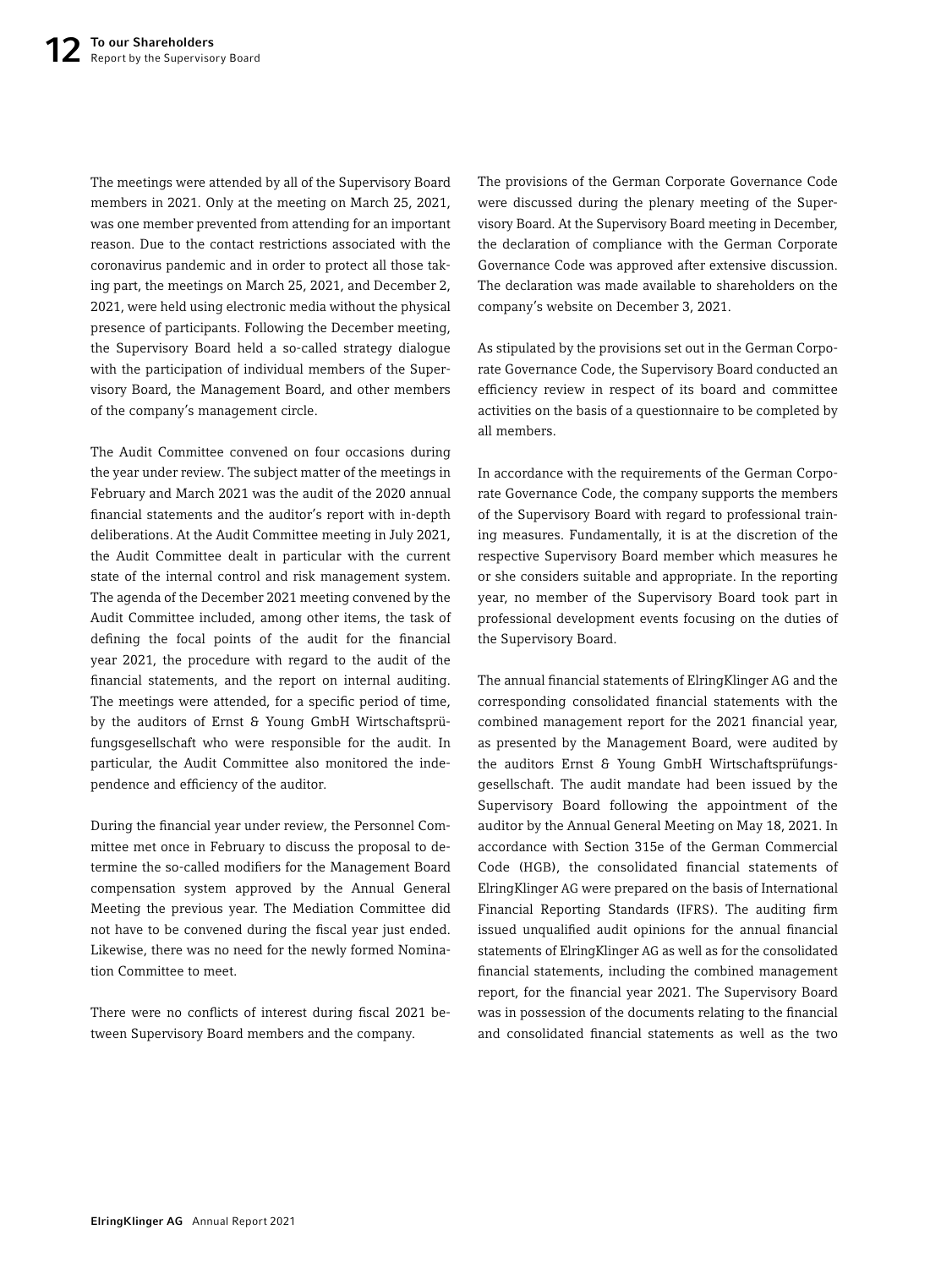The meetings were attended by all of the Supervisory Board members in 2021. Only at the meeting on March 25, 2021, was one member prevented from attending for an important reason. Due to the contact restrictions associated with the coronavirus pandemic and in order to protect all those taking part, the meetings on March 25, 2021, and December 2, 2021, were held using electronic media without the physical presence of participants. Following the December meeting, the Supervisory Board held a so-called strategy dialogue with the participation of individual members of the Supervisory Board, the Management Board, and other members of the company's management circle.

The Audit Committee convened on four occasions during the year under review. The subject matter of the meetings in February and March 2021 was the audit of the 2020 annual financial statements and the auditor's report with in-depth deliberations. At the Audit Committee meeting in July 2021, the Audit Committee dealt in particular with the current state of the internal control and risk management system. The agenda of the December 2021 meeting convened by the Audit Committee included, among other items, the task of defining the focal points of the audit for the financial year 2021, the procedure with regard to the audit of the financial statements, and the report on internal auditing. The meetings were attended, for a specific period of time, by the auditors of Ernst & Young GmbH Wirtschaftsprüfungsgesellschaft who were responsible for the audit. In particular, the Audit Committee also monitored the independence and efficiency of the auditor.

During the financial year under review, the Personnel Committee met once in February to discuss the proposal to determine the so-called modifiers for the Management Board compensation system approved by the Annual General Meeting the previous year. The Mediation Committee did not have to be convened during the fiscal year just ended. Likewise, there was no need for the newly formed Nomination Committee to meet.

There were no conflicts of interest during fiscal 2021 between Supervisory Board members and the company.

The provisions of the German Corporate Governance Code were discussed during the plenary meeting of the Supervisory Board. At the Supervisory Board meeting in December, the declaration of compliance with the German Corporate Governance Code was approved after extensive discussion. The declaration was made available to shareholders on the company's website on December 3, 2021.

As stipulated by the provisions set out in the German Corporate Governance Code, the Supervisory Board conducted an efficiency review in respect of its board and committee activities on the basis of a questionnaire to be completed by all members.

In accordance with the requirements of the German Corporate Governance Code, the company supports the members of the Supervisory Board with regard to professional training measures. Fundamentally, it is at the discretion of the respective Supervisory Board member which measures he or she considers suitable and appropriate. In the reporting year, no member of the Supervisory Board took part in professional development events focusing on the duties of the Supervisory Board.

The annual financial statements of ElringKlinger AG and the corresponding consolidated financial statements with the combined management report for the 2021 financial year, as presented by the Management Board, were audited by the auditors Ernst & Young GmbH Wirtschaftsprüfungsgesellschaft. The audit mandate had been issued by the Supervisory Board following the appointment of the auditor by the Annual General Meeting on May 18, 2021. In accordance with Section 315e of the German Commercial Code (HGB), the consolidated financial statements of ElringKlinger AG were prepared on the basis of International Financial Reporting Standards (IFRS). The auditing firm issued unqualified audit opinions for the annual financial statements of ElringKlinger AG as well as for the consolidated financial statements, including the combined management report, for the financial year 2021. The Supervisory Board was in possession of the documents relating to the financial and consolidated financial statements as well as the two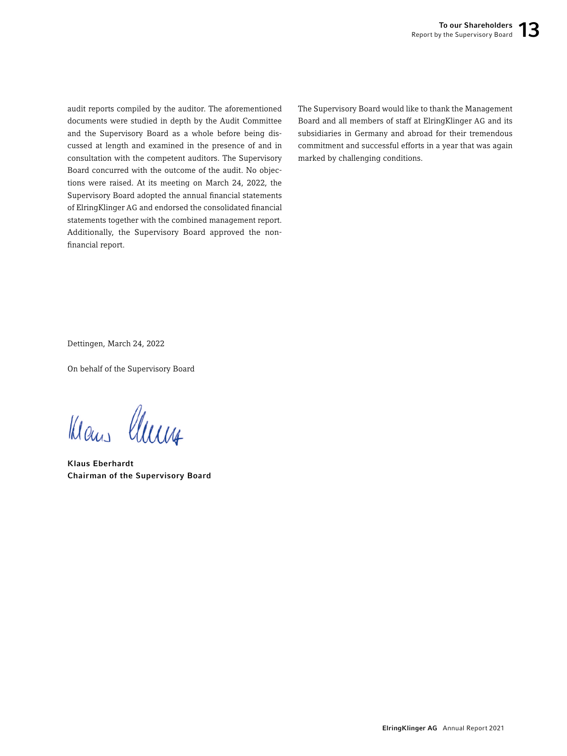audit reports compiled by the auditor. The aforementioned documents were studied in depth by the Audit Committee and the Supervisory Board as a whole before being discussed at length and examined in the presence of and in consultation with the competent auditors. The Supervisory Board concurred with the outcome of the audit. No objections were raised. At its meeting on March 24, 2022, the Supervisory Board adopted the annual financial statements of ElringKlinger AG and endorsed the consolidated financial statements together with the combined management report. Additionally, the Supervisory Board approved the non-financial report.

The Supervisory Board would like to thank the Management Board and all members of staff at ElringKlinger AG and its subsidiaries in Germany and abroad for their tremendous commitment and successful efforts in a year that was again marked by challenging conditions.

Dettingen, March 24, 2022

On behalf of the Supervisory Board

**Klaus Eberhardt**
**Chairman of the Supervisory Board**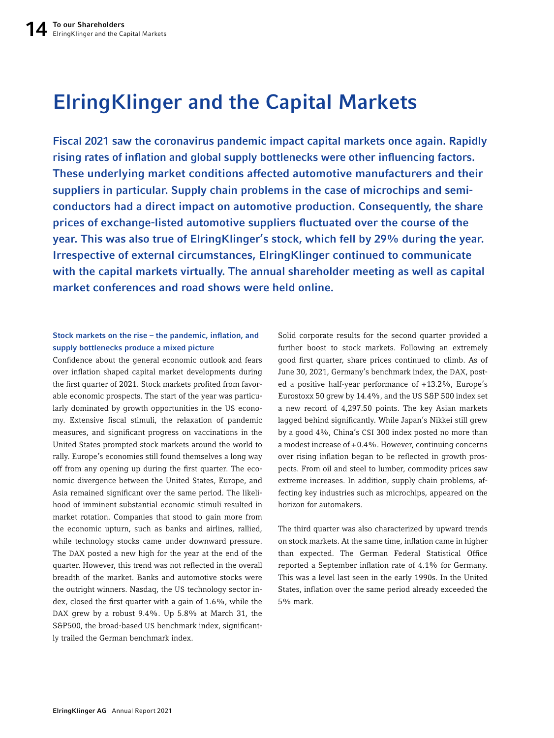# ElringKlinger and the Capital Markets

**Fiscal 2021 saw the coronavirus pandemic impact capital markets once again. Rapidly rising rates of inflation and global supply bottlenecks were other influencing factors. These underlying market conditions affected automotive manufacturers and their suppliers in particular. Supply chain problems in the case of microchips and semiconductors had a direct impact on automotive production. Consequently, the share prices of exchange-listed automotive suppliers fluctuated over the course of the year. This was also true of ElringKlinger's stock, which fell by 29% during the year. Irrespective of external circumstances, ElringKlinger continued to communicate with the capital markets virtually. The annual shareholder meeting as well as capital market conferences and road shows were held online.**

### Stock markets on the rise – the pandemic, inflation, and supply bottlenecks produce a mixed picture

Confidence about the general economic outlook and fears over inflation shaped capital market developments during the first quarter of 2021. Stock markets profited from favorable economic prospects. The start of the year was particularly dominated by growth opportunities in the US economy. Extensive fiscal stimuli, the relaxation of pandemic measures, and significant progress on vaccinations in the United States prompted stock markets around the world to rally. Europe's economies still found themselves a long way off from any opening up during the first quarter. The economic divergence between the United States, Europe, and Asia remained significant over the same period. The likelihood of imminent substantial economic stimuli resulted in market rotation. Companies that stood to gain more from the economic upturn, such as banks and airlines, rallied, while technology stocks came under downward pressure. The DAX posted a new high for the year at the end of the quarter. However, this trend was not reflected in the overall breadth of the market. Banks and automotive stocks were the outright winners. Nasdaq, the US technology sector index, closed the first quarter with a gain of 1.6%, while the DAX grew by a robust 9.4%. Up 5.8% at March 31, the S&P500, the broad-based US benchmark index, significantly trailed the German benchmark index.

Solid corporate results for the second quarter provided a further boost to stock markets. Following an extremely good first quarter, share prices continued to climb. As of June 30, 2021, Germany's benchmark index, the DAX, posted a positive half-year performance of +13.2%, Europe's Eurostoxx 50 grew by 14.4%, and the US S&P 500 index set a new record of 4,297.50 points. The key Asian markets lagged behind significantly. While Japan's Nikkei still grew by a good 4%, China's CSI 300 index posted no more than a modest increase of +0.4%. However, continuing concerns over rising inflation began to be reflected in growth prospects. From oil and steel to lumber, commodity prices saw extreme increases. In addition, supply chain problems, affecting key industries such as microchips, appeared on the horizon for automakers.

The third quarter was also characterized by upward trends on stock markets. At the same time, inflation came in higher than expected. The German Federal Statistical Office reported a September inflation rate of 4.1% for Germany. This was a level last seen in the early 1990s. In the United States, inflation over the same period already exceeded the 5% mark.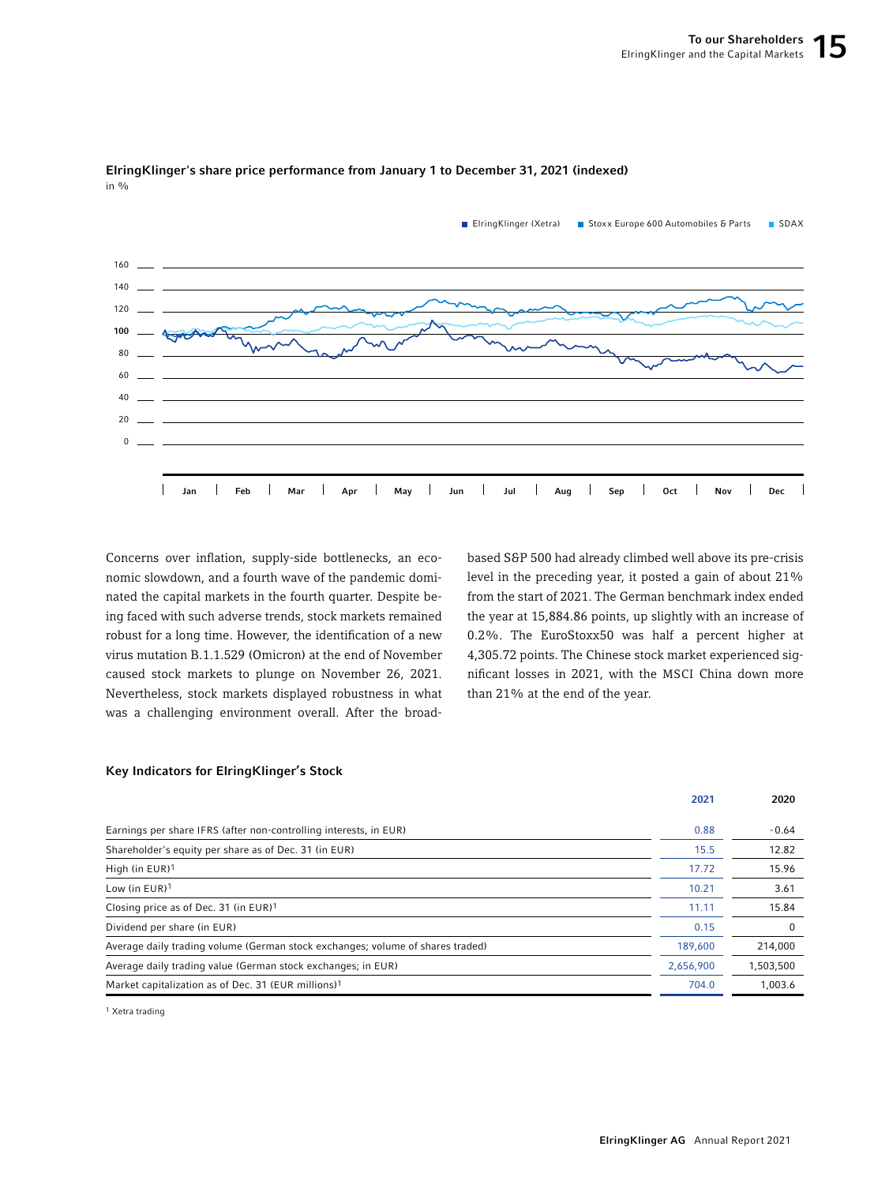**ElringKlinger's share price performance from January 1 to December 31, 2021 (indexed)**
in %

ElringKlinger (Xetra) | Stoxx Europe 600 Automobiles & Parts | SDAX

Concerns over inflation, supply-side bottlenecks, an economic slowdown, and a fourth wave of the pandemic dominated the capital markets in the fourth quarter. Despite being faced with such adverse trends, stock markets remained robust for a long time. However, the identification of a new virus mutation B.1.1.529 (Omicron) at the end of November caused stock markets to plunge on November 26, 2021. Nevertheless, stock markets displayed robustness in what was a challenging environment overall. After the broad-based S&P 500 had already climbed well above its pre-crisis level in the preceding year, it posted a gain of about 21% from the start of 2021. The German benchmark index ended the year at 15,884.86 points, up slightly with an increase of 0.2%. The EuroStoxx50 was half a percent higher at 4,305.72 points. The Chinese stock market experienced significant losses in 2021, with the MSCI China down more than 21% at the end of the year.

### Key Indicators for ElringKlinger's Stock

| | 2021 | 2020 |
|---|---|---|
| Earnings per share IFRS (after non-controlling interests, in EUR) | 0.88 | -0.64 |
| Shareholder's equity per share as of Dec. 31 (in EUR) | 15.5 | 12.82 |
| High (in EUR)[1] | 17.72 | 15.96 |
| Low (in EUR)[1] | 10.21 | 3.61 |
| Closing price as of Dec. 31 (in EUR)[1] | 11.11 | 15.84 |
| Dividend per share (in EUR) | 0.15 | 0 |
| Average daily trading volume (German stock exchanges; volume of shares traded) | 189,600 | 214,000 |
| Average daily trading value (German stock exchanges; in EUR) | 2,656,900 | 1,503,500 |
| Market capitalization as of Dec. 31 (EUR millions)[1] | 704.0 | 1,003.6 |

[1] Xetra trading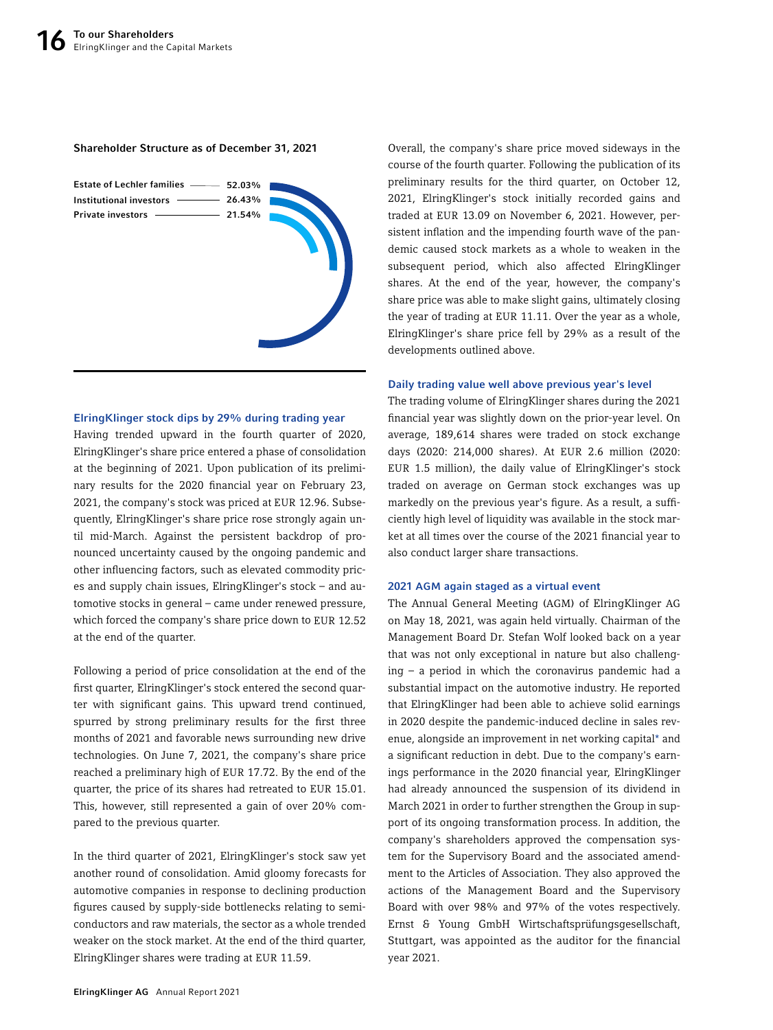**Shareholder Structure as of December 31, 2021**

| Shareholder | Share |
| --- | --- |
| Estate of Lechler families | 52.03% |
| Institutional investors | 26.43% |
| Private investors | 21.54% |

### ElringKlinger stock dips by 29% during trading year

Having trended upward in the fourth quarter of 2020, ElringKlinger's share price entered a phase of consolidation at the beginning of 2021. Upon publication of its preliminary results for the 2020 financial year on February 23, 2021, the company's stock was priced at EUR 12.96. Subsequently, ElringKlinger's share price rose strongly again until mid-March. Against the persistent backdrop of pronounced uncertainty caused by the ongoing pandemic and other influencing factors, such as elevated commodity prices and supply chain issues, ElringKlinger's stock – and automotive stocks in general – came under renewed pressure, which forced the company's share price down to EUR 12.52 at the end of the quarter.

Following a period of price consolidation at the end of the first quarter, ElringKlinger's stock entered the second quarter with significant gains. This upward trend continued, spurred by strong preliminary results for the first three months of 2021 and favorable news surrounding new drive technologies. On June 7, 2021, the company's share price reached a preliminary high of EUR 17.72. By the end of the quarter, the price of its shares had retreated to EUR 15.01. This, however, still represented a gain of over 20% compared to the previous quarter.

In the third quarter of 2021, ElringKlinger's stock saw yet another round of consolidation. Amid gloomy forecasts for automotive companies in response to declining production figures caused by supply-side bottlenecks relating to semiconductors and raw materials, the sector as a whole trended weaker on the stock market. At the end of the third quarter, ElringKlinger shares were trading at EUR 11.59.

Overall, the company's share price moved sideways in the course of the fourth quarter. Following the publication of its preliminary results for the third quarter, on October 12, 2021, ElringKlinger's stock initially recorded gains and traded at EUR 13.09 on November 6, 2021. However, persistent inflation and the impending fourth wave of the pandemic caused stock markets as a whole to weaken in the subsequent period, which also affected ElringKlinger shares. At the end of the year, however, the company's share price was able to make slight gains, ultimately closing the year of trading at EUR 11.11. Over the year as a whole, ElringKlinger's share price fell by 29% as a result of the developments outlined above.

### Daily trading value well above previous year's level

The trading volume of ElringKlinger shares during the 2021 financial year was slightly down on the prior-year level. On average, 189,614 shares were traded on stock exchange days (2020: 214,000 shares). At EUR 2.6 million (2020: EUR 1.5 million), the daily value of ElringKlinger's stock traded on average on German stock exchanges was up markedly on the previous year's figure. As a result, a sufficiently high level of liquidity was available in the stock market at all times over the course of the 2021 financial year to also conduct larger share transactions.

### 2021 AGM again staged as a virtual event

The Annual General Meeting (AGM) of ElringKlinger AG on May 18, 2021, was again held virtually. Chairman of the Management Board Dr. Stefan Wolf looked back on a year that was not only exceptional in nature but also challenging – a period in which the coronavirus pandemic had a substantial impact on the automotive industry. He reported that ElringKlinger had been able to achieve solid earnings in 2020 despite the pandemic-induced decline in sales revenue, alongside an improvement in net working capital* and a significant reduction in debt. Due to the company's earnings performance in the 2020 financial year, ElringKlinger had already announced the suspension of its dividend in March 2021 in order to further strengthen the Group in support of its ongoing transformation process. In addition, the company's shareholders approved the compensation system for the Supervisory Board and the associated amendment to the Articles of Association. They also approved the actions of the Management Board and the Supervisory Board with over 98% and 97% of the votes respectively. Ernst & Young GmbH Wirtschaftsprüfungsgesellschaft, Stuttgart, was appointed as the auditor for the financial year 2021.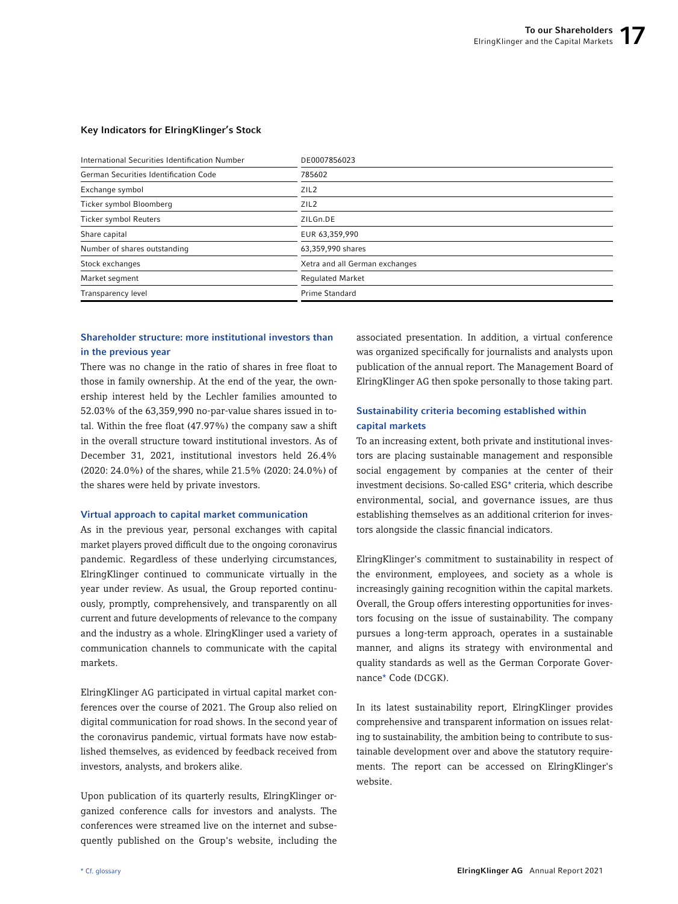### Key Indicators for ElringKlinger's Stock

| | |
|---|---|
| International Securities Identification Number | DE0007856023 |
| German Securities Identification Code | 785602 |
| Exchange symbol | ZIL2 |
| Ticker symbol Bloomberg | ZIL2 |
| Ticker symbol Reuters | ZILGn.DE |
| Share capital | EUR 63,359,990 |
| Number of shares outstanding | 63,359,990 shares |
| Stock exchanges | Xetra and all German exchanges |
| Market segment | Regulated Market |
| Transparency level | Prime Standard |

### Shareholder structure: more institutional investors than in the previous year

There was no change in the ratio of shares in free float to those in family ownership. At the end of the year, the ownership interest held by the Lechler families amounted to 52.03% of the 63,359,990 no-par-value shares issued in total. Within the free float (47.97%) the company saw a shift in the overall structure toward institutional investors. As of December 31, 2021, institutional investors held 26.4% (2020: 24.0%) of the shares, while 21.5% (2020: 24.0%) of the shares were held by private investors.

### Virtual approach to capital market communication

As in the previous year, personal exchanges with capital market players proved difficult due to the ongoing coronavirus pandemic. Regardless of these underlying circumstances, ElringKlinger continued to communicate virtually in the year under review. As usual, the Group reported continuously, promptly, comprehensively, and transparently on all current and future developments of relevance to the company and the industry as a whole. ElringKlinger used a variety of communication channels to communicate with the capital markets.

ElringKlinger AG participated in virtual capital market conferences over the course of 2021. The Group also relied on digital communication for road shows. In the second year of the coronavirus pandemic, virtual formats have now established themselves, as evidenced by feedback received from investors, analysts, and brokers alike.

Upon publication of its quarterly results, ElringKlinger organized conference calls for investors and analysts. The conferences were streamed live on the internet and subsequently published on the Group's website, including the associated presentation. In addition, a virtual conference was organized specifically for journalists and analysts upon publication of the annual report. The Management Board of ElringKlinger AG then spoke personally to those taking part.

### Sustainability criteria becoming established within capital markets

To an increasing extent, both private and institutional investors are placing sustainable management and responsible social engagement by companies at the center of their investment decisions. So-called ESG* criteria, which describe environmental, social, and governance issues, are thus establishing themselves as an additional criterion for investors alongside the classic financial indicators.

ElringKlinger's commitment to sustainability in respect of the environment, employees, and society as a whole is increasingly gaining recognition within the capital markets. Overall, the Group offers interesting opportunities for investors focusing on the issue of sustainability. The company pursues a long-term approach, operates in a sustainable manner, and aligns its strategy with environmental and quality standards as well as the German Corporate Governance* Code (DCGK).

In its latest sustainability report, ElringKlinger provides comprehensive and transparent information on issues relating to sustainability, the ambition being to contribute to sustainable development over and above the statutory requirements. The report can be accessed on ElringKlinger's website.

* Cf. glossary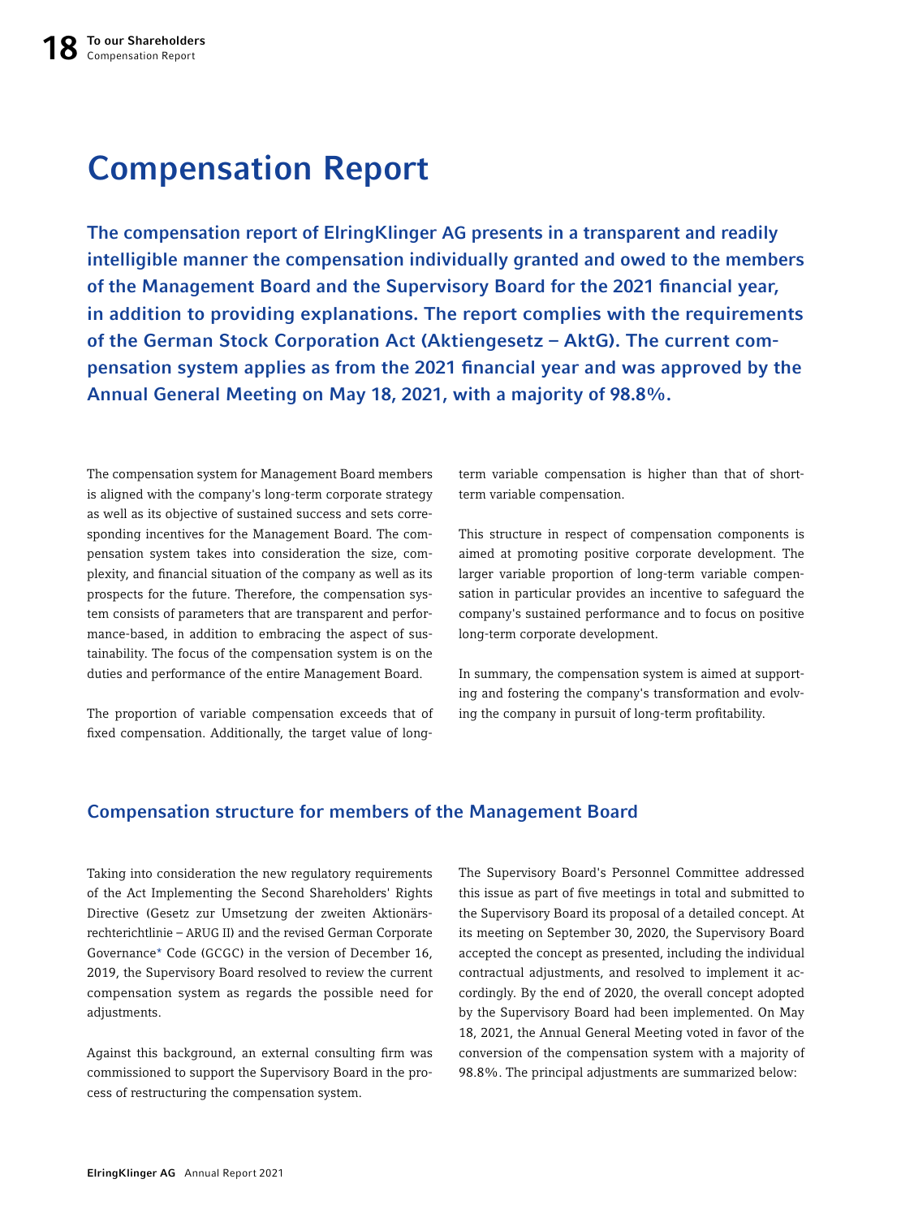# Compensation Report

**The compensation report of ElringKlinger AG presents in a transparent and readily intelligible manner the compensation individually granted and owed to the members of the Management Board and the Supervisory Board for the 2021 financial year, in addition to providing explanations. The report complies with the requirements of the German Stock Corporation Act (Aktiengesetz – AktG). The current compensation system applies as from the 2021 financial year and was approved by the Annual General Meeting on May 18, 2021, with a majority of 98.8%.**

The compensation system for Management Board members is aligned with the company's long-term corporate strategy as well as its objective of sustained success and sets corresponding incentives for the Management Board. The compensation system takes into consideration the size, complexity, and financial situation of the company as well as its prospects for the future. Therefore, the compensation system consists of parameters that are transparent and performance-based, in addition to embracing the aspect of sustainability. The focus of the compensation system is on the duties and performance of the entire Management Board.

The proportion of variable compensation exceeds that of fixed compensation. Additionally, the target value of long-term variable compensation is higher than that of short-term variable compensation.

This structure in respect of compensation components is aimed at promoting positive corporate development. The larger variable proportion of long-term variable compensation in particular provides an incentive to safeguard the company's sustained performance and to focus on positive long-term corporate development.

In summary, the compensation system is aimed at supporting and fostering the company's transformation and evolving the company in pursuit of long-term profitability.

## Compensation structure for members of the Management Board

Taking into consideration the new regulatory requirements of the Act Implementing the Second Shareholders' Rights Directive (Gesetz zur Umsetzung der zweiten Aktionärsrechterichtlinie – ARUG II) and the revised German Corporate Governance* Code (GCGC) in the version of December 16, 2019, the Supervisory Board resolved to review the current compensation system as regards the possible need for adjustments.

Against this background, an external consulting firm was commissioned to support the Supervisory Board in the process of restructuring the compensation system.

The Supervisory Board's Personnel Committee addressed this issue as part of five meetings in total and submitted to the Supervisory Board its proposal of a detailed concept. At its meeting on September 30, 2020, the Supervisory Board accepted the concept as presented, including the individual contractual adjustments, and resolved to implement it accordingly. By the end of 2020, the overall concept adopted by the Supervisory Board had been implemented. On May 18, 2021, the Annual General Meeting voted in favor of the conversion of the compensation system with a majority of 98.8%. The principal adjustments are summarized below: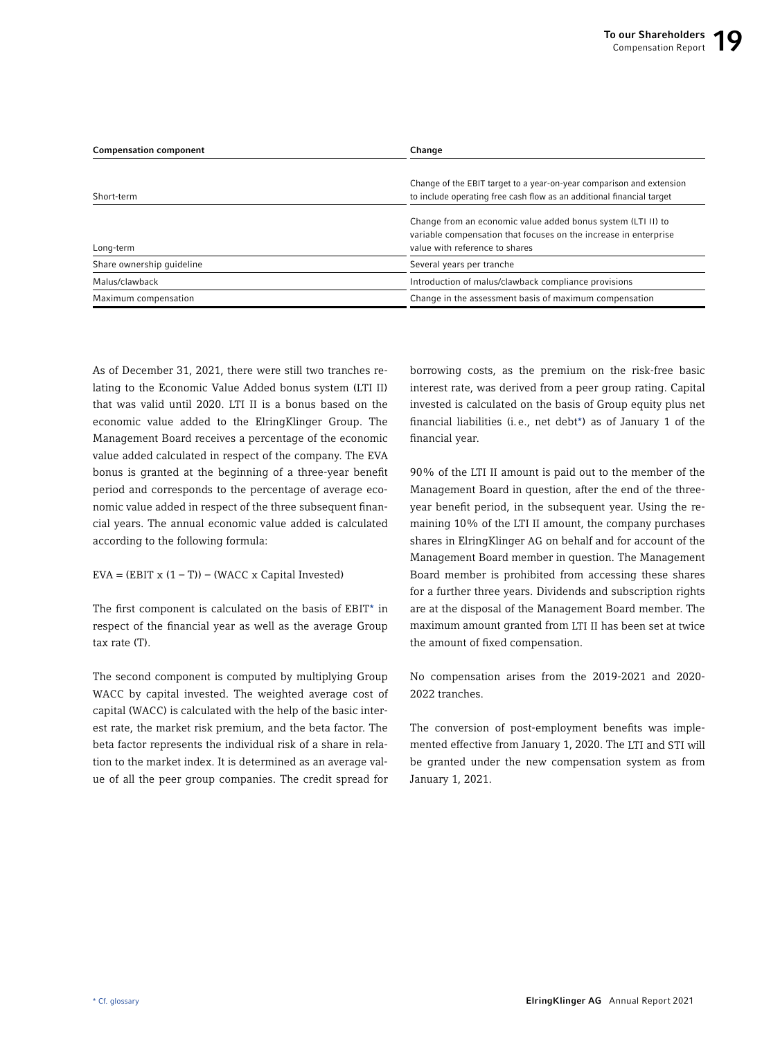| Compensation component | Change |
|---|---|
| Short-term | Change of the EBIT target to a year-on-year comparison and extension to include operating free cash flow as an additional financial target |
| Long-term | Change from an economic value added bonus system (LTI II) to variable compensation that focuses on the increase in enterprise value with reference to shares |
| Share ownership guideline | Several years per tranche |
| Malus/clawback | Introduction of malus/clawback compliance provisions |
| Maximum compensation | Change in the assessment basis of maximum compensation |

As of December 31, 2021, there were still two tranches relating to the Economic Value Added bonus system (LTI II) that was valid until 2020. LTI II is a bonus based on the economic value added to the ElringKlinger Group. The Management Board receives a percentage of the economic value added calculated in respect of the company. The EVA bonus is granted at the beginning of a three-year benefit period and corresponds to the percentage of average economic value added in respect of the three subsequent financial years. The annual economic value added is calculated according to the following formula:

$$EVA = (EBIT \times (1 - T)) - (WACC \times \text{Capital Invested})$$

The first component is calculated on the basis of EBIT* in respect of the financial year as well as the average Group tax rate (T).

The second component is computed by multiplying Group WACC by capital invested. The weighted average cost of capital (WACC) is calculated with the help of the basic interest rate, the market risk premium, and the beta factor. The beta factor represents the individual risk of a share in relation to the market index. It is determined as an average value of all the peer group companies. The credit spread for borrowing costs, as the premium on the risk-free basic interest rate, was derived from a peer group rating. Capital invested is calculated on the basis of Group equity plus net financial liabilities (i.e., net debt*) as of January 1 of the financial year.

90% of the LTI II amount is paid out to the member of the Management Board in question, after the end of the three-year benefit period, in the subsequent year. Using the remaining 10% of the LTI II amount, the company purchases shares in ElringKlinger AG on behalf and for account of the Management Board member in question. The Management Board member is prohibited from accessing these shares for a further three years. Dividends and subscription rights are at the disposal of the Management Board member. The maximum amount granted from LTI II has been set at twice the amount of fixed compensation.

No compensation arises from the 2019-2021 and 2020-2022 tranches.

The conversion of post-employment benefits was implemented effective from January 1, 2020. The LTI and STI will be granted under the new compensation system as from January 1, 2021.

* Cf. glossary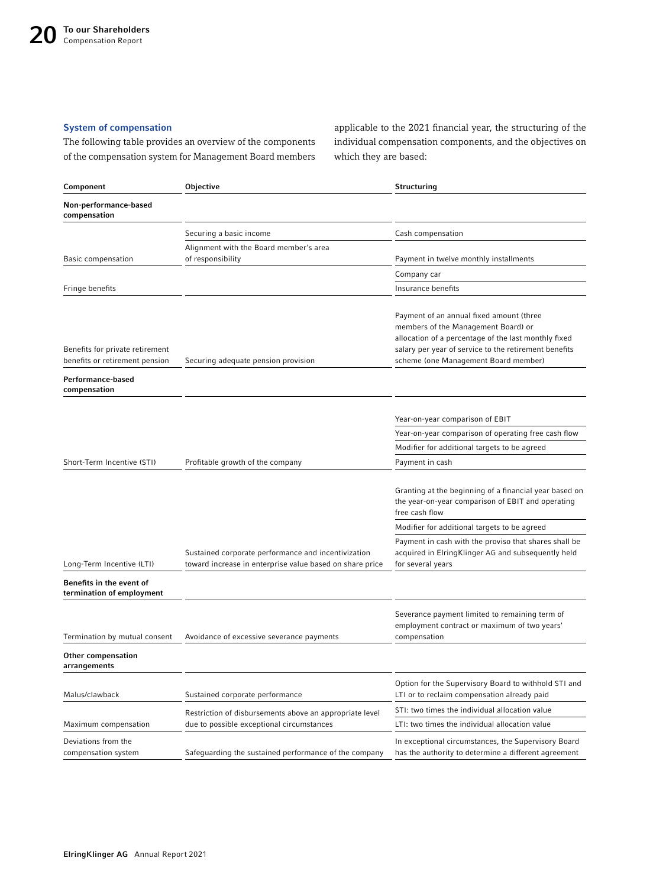### System of compensation

The following table provides an overview of the components of the compensation system for Management Board members applicable to the 2021 financial year, the structuring of the individual compensation components, and the objectives on which they are based:

| Component | Objective | Structuring |
|---|---|---|
| **Non-performance-based compensation** | | |
| Basic compensation | Securing a basic income | Cash compensation |
| | Alignment with the Board member's area of responsibility | Payment in twelve monthly installments |
| Fringe benefits | | Company car |
| | | Insurance benefits |
| Benefits for private retirement benefits or retirement pension | Securing adequate pension provision | Payment of an annual fixed amount (three members of the Management Board) or allocation of a percentage of the last monthly fixed salary per year of service to the retirement benefits scheme (one Management Board member) |
| **Performance-based compensation** | | |
| Short-Term Incentive (STI) | Profitable growth of the company | Year-on-year comparison of EBIT |
| | | Year-on-year comparison of operating free cash flow |
| | | Modifier for additional targets to be agreed |
| | | Payment in cash |
| Long-Term Incentive (LTI) | Sustained corporate performance and incentivization toward increase in enterprise value based on share price | Granting at the beginning of a financial year based on the year-on-year comparison of EBIT and operating free cash flow |
| | | Modifier for additional targets to be agreed |
| | | Payment in cash with the proviso that shares shall be acquired in ElringKlinger AG and subsequently held for several years |
| **Benefits in the event of termination of employment** | | |
| Termination by mutual consent | Avoidance of excessive severance payments | Severance payment limited to remaining term of employment contract or maximum of two years' compensation |
| **Other compensation arrangements** | | |
| Malus/clawback | Sustained corporate performance | Option for the Supervisory Board to withhold STI and LTI or to reclaim compensation already paid |
| Maximum compensation | Restriction of disbursements above an appropriate level due to possible exceptional circumstances | STI: two times the individual allocation value |
| | | LTI: two times the individual allocation value |
| Deviations from the compensation system | Safeguarding the sustained performance of the company | In exceptional circumstances, the Supervisory Board has the authority to determine a different agreement |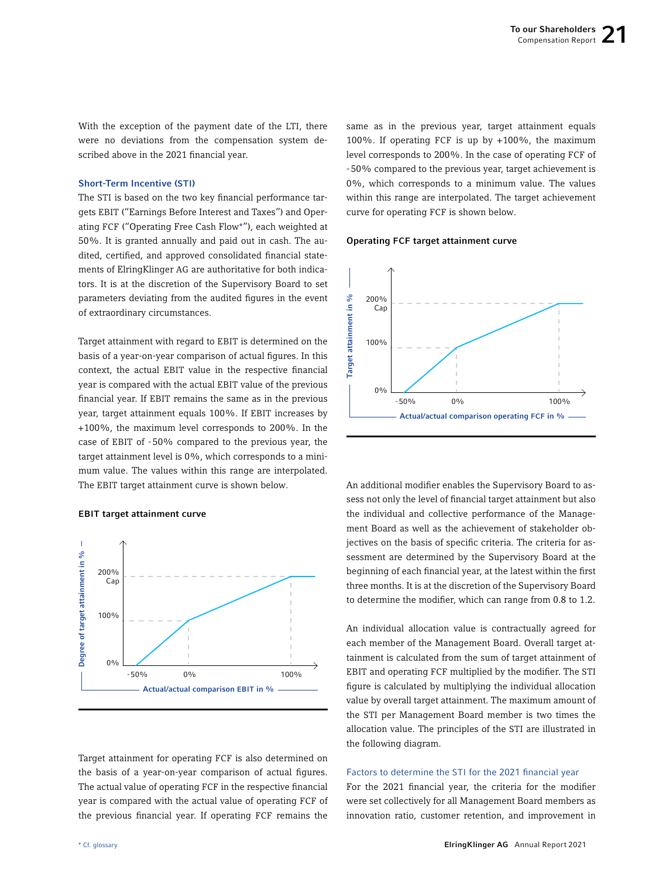With the exception of the payment date of the LTI, there were no deviations from the compensation system described above in the 2021 financial year.

### Short-Term Incentive (STI)

The STI is based on the two key financial performance targets EBIT ("Earnings Before Interest and Taxes") and Operating FCF ("Operating Free Cash Flow*"), each weighted at 50%. It is granted annually and paid out in cash. The audited, certified, and approved consolidated financial statements of ElringKlinger AG are authoritative for both indicators. It is at the discretion of the Supervisory Board to set parameters deviating from the audited figures in the event of extraordinary circumstances.

Target attainment with regard to EBIT is determined on the basis of a year-on-year comparison of actual figures. In this context, the actual EBIT value in the respective financial year is compared with the actual EBIT value of the previous financial year. If EBIT remains the same as in the previous year, target attainment equals 100%. If EBIT increases by +100%, the maximum level corresponds to 200%. In the case of EBIT of -50% compared to the previous year, the target attainment level is 0%, which corresponds to a minimum value. The values within this range are interpolated. The EBIT target attainment curve is shown below.

**EBIT target attainment curve**

Degree of target attainment in %: 200% Cap, 100%, 0%

Actual/actual comparison EBIT in %: -50%, 0%, 100%

Target attainment for operating FCF is also determined on the basis of a year-on-year comparison of actual figures. The actual value of operating FCF in the respective financial year is compared with the actual value of operating FCF of the previous financial year. If operating FCF remains the same as in the previous year, target attainment equals 100%. If operating FCF is up by +100%, the maximum level corresponds to 200%. In the case of operating FCF of -50% compared to the previous year, target achievement is 0%, which corresponds to a minimum value. The values within this range are interpolated. The target achievement curve for operating FCF is shown below.

**Operating FCF target attainment curve**

Target attainment in %: 200% Cap, 100%, 0%

Actual/actual comparison operating FCF in %: -50%, 0%, 100%

An additional modifier enables the Supervisory Board to assess not only the level of financial target attainment but also the individual and collective performance of the Management Board as well as the achievement of stakeholder objectives on the basis of specific criteria. The criteria for assessment are determined by the Supervisory Board at the beginning of each financial year, at the latest within the first three months. It is at the discretion of the Supervisory Board to determine the modifier, which can range from 0.8 to 1.2.

An individual allocation value is contractually agreed for each member of the Management Board. Overall target attainment is calculated from the sum of target attainment of EBIT and operating FCF multiplied by the modifier. The STI figure is calculated by multiplying the individual allocation value by overall target attainment. The maximum amount of the STI per Management Board member is two times the allocation value. The principles of the STI are illustrated in the following diagram.

#### Factors to determine the STI for the 2021 financial year

For the 2021 financial year, the criteria for the modifier were set collectively for all Management Board members as innovation ratio, customer retention, and improvement in

\* Cf. glossary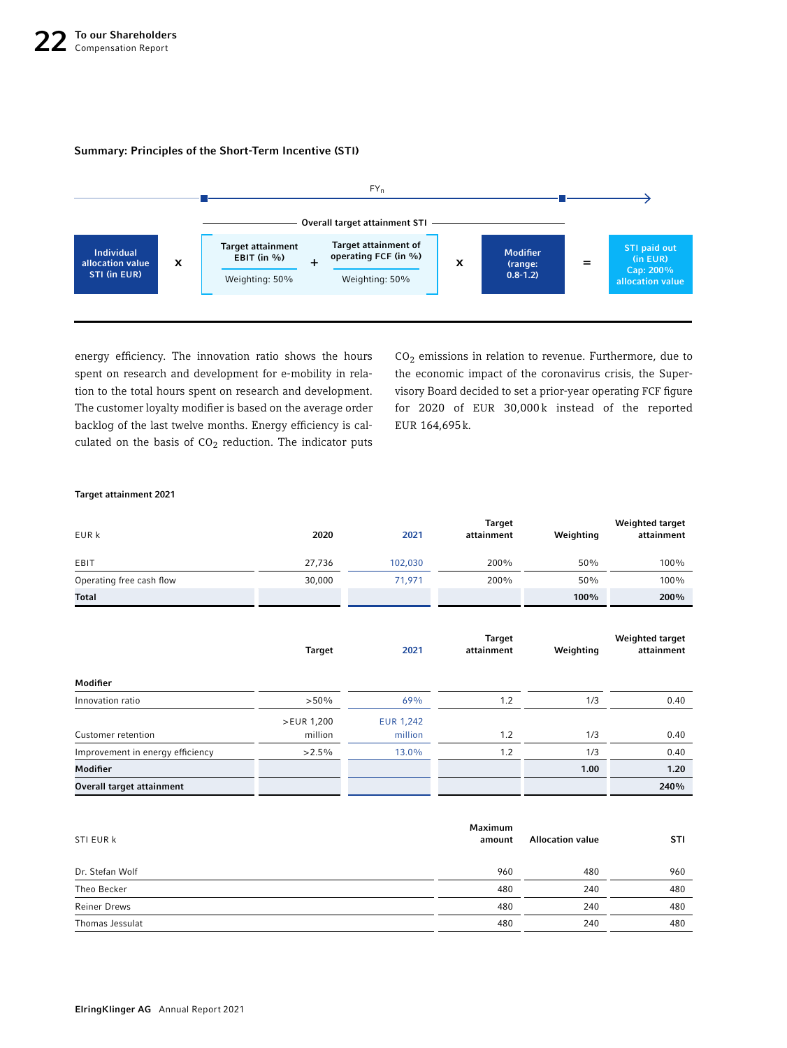**Summary: Principles of the Short-Term Incentive (STI)**

$FY_n$

Overall target attainment STI

| Individual allocation value STI (in EUR) | x | Target attainment EBIT (in %) — Weighting: 50% | + | Target attainment of operating FCF (in %) — Weighting: 50% | x | Modifier (range: 0.8-1.2) | = | STI paid out (in EUR) Cap: 200% allocation value |
|---|---|---|---|---|---|---|---|---|

energy efficiency. The innovation ratio shows the hours spent on research and development for e-mobility in relation to the total hours spent on research and development. The customer loyalty modifier is based on the average order backlog of the last twelve months. Energy efficiency is calculated on the basis of $CO_2$ reduction. The indicator puts $CO_2$ emissions in relation to revenue. Furthermore, due to the economic impact of the coronavirus crisis, the Supervisory Board decided to set a prior-year operating FCF figure for 2020 of EUR 30,000 k instead of the reported EUR 164,695 k.

**Target attainment 2021**

| EUR k | 2020 | 2021 | Target attainment | Weighting | Weighted target attainment |
|---|---|---|---|---|---|
| EBIT | 27,736 | 102,030 | 200% | 50% | 100% |
| Operating free cash flow | 30,000 | 71,971 | 200% | 50% | 100% |
| **Total** | | | | **100%** | **200%** |

| | Target | 2021 | Target attainment | Weighting | Weighted target attainment |
|---|---|---|---|---|---|
| **Modifier** | | | | | |
| Innovation ratio | >50% | 69% | 1.2 | 1/3 | 0.40 |
| Customer retention | >EUR 1,200 million | EUR 1,242 million | 1.2 | 1/3 | 0.40 |
| Improvement in energy efficiency | >2.5% | 13.0% | 1.2 | 1/3 | 0.40 |
| **Modifier** | | | | **1.00** | **1.20** |
| **Overall target attainment** | | | | | **240%** |

| STI EUR k | Maximum amount | Allocation value | STI |
|---|---|---|---|
| Dr. Stefan Wolf | 960 | 480 | 960 |
| Theo Becker | 480 | 240 | 480 |
| Reiner Drews | 480 | 240 | 480 |
| Thomas Jessulat | 480 | 240 | 480 |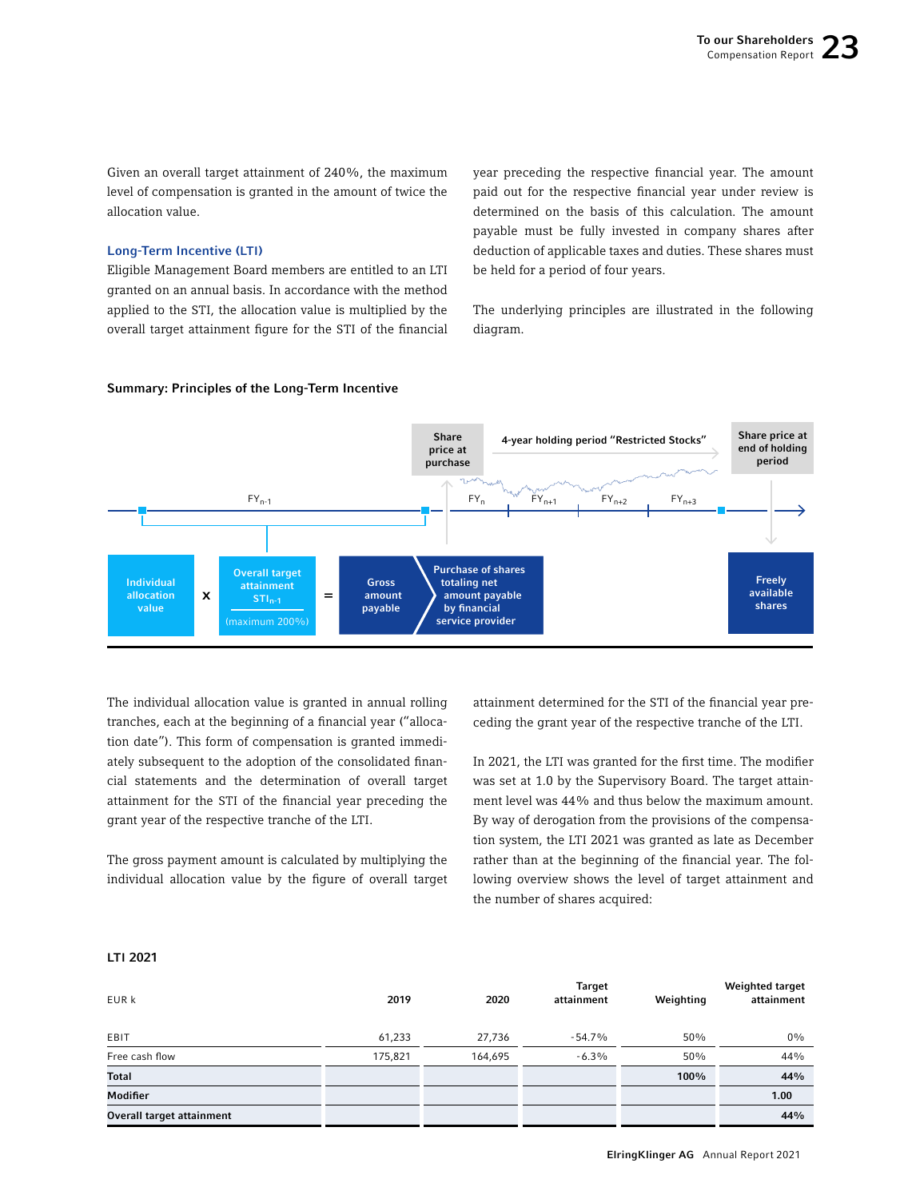Given an overall target attainment of 240%, the maximum level of compensation is granted in the amount of twice the allocation value.

### Long-Term Incentive (LTI)

Eligible Management Board members are entitled to an LTI granted on an annual basis. In accordance with the method applied to the STI, the allocation value is multiplied by the overall target attainment figure for the STI of the financial year preceding the respective financial year. The amount paid out for the respective financial year under review is determined on the basis of this calculation. The amount payable must be fully invested in company shares after deduction of applicable taxes and duties. These shares must be held for a period of four years.

The underlying principles are illustrated in the following diagram.

**Summary: Principles of the Long-Term Incentive**

Share price at purchase | 4-year holding period "Restricted Stocks" | Share price at end of holding period

$FY_{n-1}$ | $FY_n$ | $FY_{n+1}$ | $FY_{n+2}$ | $FY_{n+3}$

Individual allocation value x Overall target attainment $STI_{n-1}$ (maximum 200%) = Gross amount payable → Purchase of shares totaling net amount payable by financial service provider → Freely available shares

The individual allocation value is granted in annual rolling tranches, each at the beginning of a financial year ("allocation date"). This form of compensation is granted immediately subsequent to the adoption of the consolidated financial statements and the determination of overall target attainment for the STI of the financial year preceding the grant year of the respective tranche of the LTI.

The gross payment amount is calculated by multiplying the individual allocation value by the figure of overall target attainment determined for the STI of the financial year preceding the grant year of the respective tranche of the LTI.

In 2021, the LTI was granted for the first time. The modifier was set at 1.0 by the Supervisory Board. The target attainment level was 44% and thus below the maximum amount. By way of derogation from the provisions of the compensation system, the LTI 2021 was granted as late as December rather than at the beginning of the financial year. The following overview shows the level of target attainment and the number of shares acquired:

**LTI 2021**

| EUR k | 2019 | 2020 | Target attainment | Weighting | Weighted target attainment |
|---|---|---|---|---|---|
| EBIT | 61,233 | 27,736 | -54.7% | 50% | 0% |
| Free cash flow | 175,821 | 164,695 | -6.3% | 50% | 44% |
| **Total** | | | | **100%** | **44%** |
| **Modifier** | | | | | **1.00** |
| **Overall target attainment** | | | | | **44%** |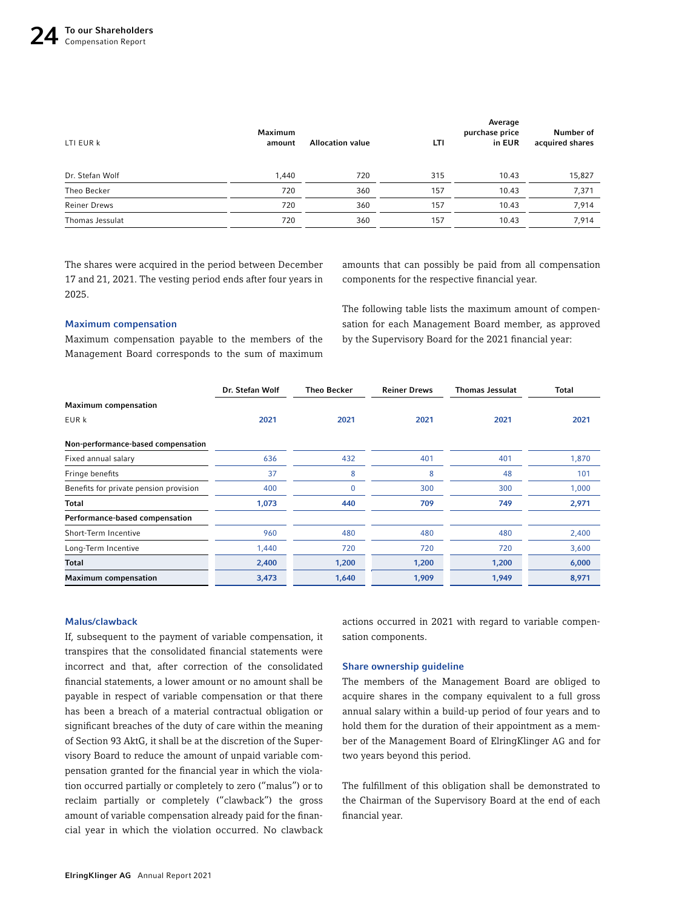| LTI EUR k | Maximum amount | Allocation value | LTI | Average purchase price in EUR | Number of acquired shares |
|---|---|---|---|---|---|
| Dr. Stefan Wolf | 1,440 | 720 | 315 | 10.43 | 15,827 |
| Theo Becker | 720 | 360 | 157 | 10.43 | 7,371 |
| Reiner Drews | 720 | 360 | 157 | 10.43 | 7,914 |
| Thomas Jessulat | 720 | 360 | 157 | 10.43 | 7,914 |

The shares were acquired in the period between December 17 and 21, 2021. The vesting period ends after four years in 2025.

### Maximum compensation

Maximum compensation payable to the members of the Management Board corresponds to the sum of maximum amounts that can possibly be paid from all compensation components for the respective financial year.

The following table lists the maximum amount of compensation for each Management Board member, as approved by the Supervisory Board for the 2021 financial year:

| | Dr. Stefan Wolf | Theo Becker | Reiner Drews | Thomas Jessulat | Total |
|---|---|---|---|---|---|
| **Maximum compensation** | | | | | |
| EUR k | 2021 | 2021 | 2021 | 2021 | 2021 |
| **Non-performance-based compensation** | | | | | |
| Fixed annual salary | 636 | 432 | 401 | 401 | 1,870 |
| Fringe benefits | 37 | 8 | 8 | 48 | 101 |
| Benefits for private pension provision | 400 | 0 | 300 | 300 | 1,000 |
| **Total** | **1,073** | **440** | **709** | **749** | **2,971** |
| **Performance-based compensation** | | | | | |
| Short-Term Incentive | 960 | 480 | 480 | 480 | 2,400 |
| Long-Term Incentive | 1,440 | 720 | 720 | 720 | 3,600 |
| **Total** | **2,400** | **1,200** | **1,200** | **1,200** | **6,000** |
| **Maximum compensation** | **3,473** | **1,640** | **1,909** | **1,949** | **8,971** |

### Malus/clawback

If, subsequent to the payment of variable compensation, it transpires that the consolidated financial statements were incorrect and that, after correction of the consolidated financial statements, a lower amount or no amount shall be payable in respect of variable compensation or that there has been a breach of a material contractual obligation or significant breaches of the duty of care within the meaning of Section 93 AktG, it shall be at the discretion of the Supervisory Board to reduce the amount of unpaid variable compensation granted for the financial year in which the violation occurred partially or completely to zero ("malus") or to reclaim partially or completely ("clawback") the gross amount of variable compensation already paid for the financial year in which the violation occurred. No clawback actions occurred in 2021 with regard to variable compensation components.

### Share ownership guideline

The members of the Management Board are obliged to acquire shares in the company equivalent to a full gross annual salary within a build-up period of four years and to hold them for the duration of their appointment as a member of the Management Board of ElringKlinger AG and for two years beyond this period.

The fulfillment of this obligation shall be demonstrated to the Chairman of the Supervisory Board at the end of each financial year.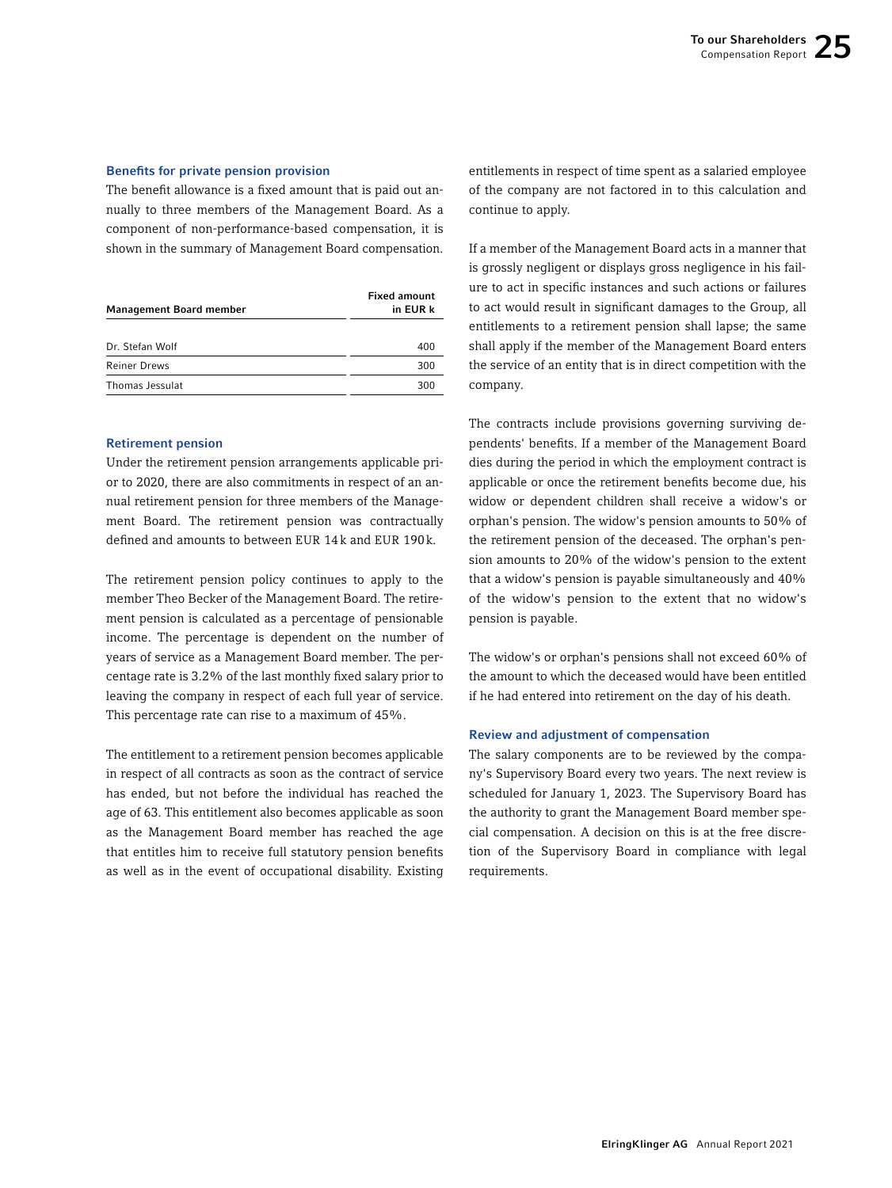### Benefits for private pension provision

The benefit allowance is a fixed amount that is paid out annually to three members of the Management Board. As a component of non-performance-based compensation, it is shown in the summary of Management Board compensation.

| Management Board member | Fixed amount in EUR k |
|---|---|
| Dr. Stefan Wolf | 400 |
| Reiner Drews | 300 |
| Thomas Jessulat | 300 |

### Retirement pension

Under the retirement pension arrangements applicable prior to 2020, there are also commitments in respect of an annual retirement pension for three members of the Management Board. The retirement pension was contractually defined and amounts to between EUR 14k and EUR 190k.

The retirement pension policy continues to apply to the member Theo Becker of the Management Board. The retirement pension is calculated as a percentage of pensionable income. The percentage is dependent on the number of years of service as a Management Board member. The percentage rate is 3.2% of the last monthly fixed salary prior to leaving the company in respect of each full year of service. This percentage rate can rise to a maximum of 45%.

The entitlement to a retirement pension becomes applicable in respect of all contracts as soon as the contract of service has ended, but not before the individual has reached the age of 63. This entitlement also becomes applicable as soon as the Management Board member has reached the age that entitles him to receive full statutory pension benefits as well as in the event of occupational disability. Existing entitlements in respect of time spent as a salaried employee of the company are not factored in to this calculation and continue to apply.

If a member of the Management Board acts in a manner that is grossly negligent or displays gross negligence in his failure to act in specific instances and such actions or failures to act would result in significant damages to the Group, all entitlements to a retirement pension shall lapse; the same shall apply if the member of the Management Board enters the service of an entity that is in direct competition with the company.

The contracts include provisions governing surviving dependents' benefits. If a member of the Management Board dies during the period in which the employment contract is applicable or once the retirement benefits become due, his widow or dependent children shall receive a widow's or orphan's pension. The widow's pension amounts to 50% of the retirement pension of the deceased. The orphan's pension amounts to 20% of the widow's pension to the extent that a widow's pension is payable simultaneously and 40% of the widow's pension to the extent that no widow's pension is payable.

The widow's or orphan's pensions shall not exceed 60% of the amount to which the deceased would have been entitled if he had entered into retirement on the day of his death.

### Review and adjustment of compensation

The salary components are to be reviewed by the company's Supervisory Board every two years. The next review is scheduled for January 1, 2023. The Supervisory Board has the authority to grant the Management Board member special compensation. A decision on this is at the free discretion of the Supervisory Board in compliance with legal requirements.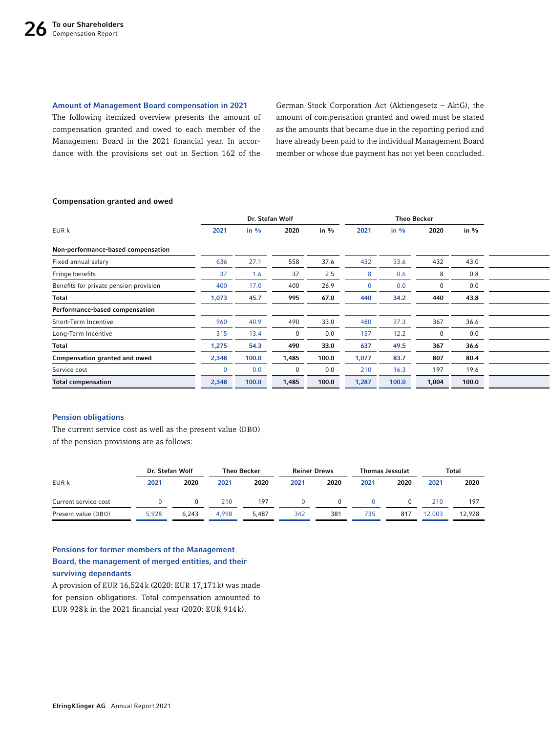### Amount of Management Board compensation in 2021

The following itemized overview presents the amount of compensation granted and owed to each member of the Management Board in the 2021 financial year. In accordance with the provisions set out in Section 162 of the German Stock Corporation Act (Aktiengesetz – AktG), the amount of compensation granted and owed must be stated as the amounts that became due in the reporting period and have already been paid to the individual Management Board member or whose due payment has not yet been concluded.

**Compensation granted and owed**

| EUR k | Dr. Stefan Wolf | | | | Theo Becker | | | |
|---|---|---|---|---|---|---|---|---|
| | 2021 | in % | 2020 | in % | 2021 | in % | 2020 | in % |
| **Non-performance-based compensation** | | | | | | | | |
| Fixed annual salary | 636 | 27.1 | 558 | 37.6 | 432 | 33.6 | 432 | 43.0 |
| Fringe benefits | 37 | 1.6 | 37 | 2.5 | 8 | 0.6 | 8 | 0.8 |
| Benefits for private pension provision | 400 | 17.0 | 400 | 26.9 | 0 | 0.0 | 0 | 0.0 |
| **Total** | **1,073** | **45.7** | **995** | **67.0** | **440** | **34.2** | **440** | **43.8** |
| **Performance-based compensation** | | | | | | | | |
| Short-Term Incentive | 960 | 40.9 | 490 | 33.0 | 480 | 37.3 | 367 | 36.6 |
| Long-Term Incentive | 315 | 13.4 | 0 | 0.0 | 157 | 12.2 | 0 | 0.0 |
| **Total** | **1,275** | **54.3** | **490** | **33.0** | **637** | **49.5** | **367** | **36.6** |
| **Compensation granted and owed** | **2,348** | **100.0** | **1,485** | **100.0** | **1,077** | **83.7** | **807** | **80.4** |
| Service cost | 0 | 0.0 | 0 | 0.0 | 210 | 16.3 | 197 | 19.6 |
| **Total compensation** | **2,348** | **100.0** | **1,485** | **100.0** | **1,287** | **100.0** | **1,004** | **100.0** |

### Pension obligations

The current service cost as well as the present value (DBO) of the pension provisions are as follows:

| EUR k | Dr. Stefan Wolf | | Theo Becker | | Reiner Drews | | Thomas Jessulat | | Total | |
|---|---|---|---|---|---|---|---|---|---|---|
| | 2021 | 2020 | 2021 | 2020 | 2021 | 2020 | 2021 | 2020 | 2021 | 2020 |
| Current service cost | 0 | 0 | 210 | 197 | 0 | 0 | 0 | 0 | 210 | 197 |
| Present value (DBO) | 5,928 | 6,243 | 4,998 | 5,487 | 342 | 381 | 735 | 817 | 12,003 | 12,928 |

### Pensions for former members of the Management Board, the management of merged entities, and their surviving dependants

A provision of EUR 16,524 k (2020: EUR 17,171 k) was made for pension obligations. Total compensation amounted to EUR 928 k in the 2021 financial year (2020: EUR 914 k).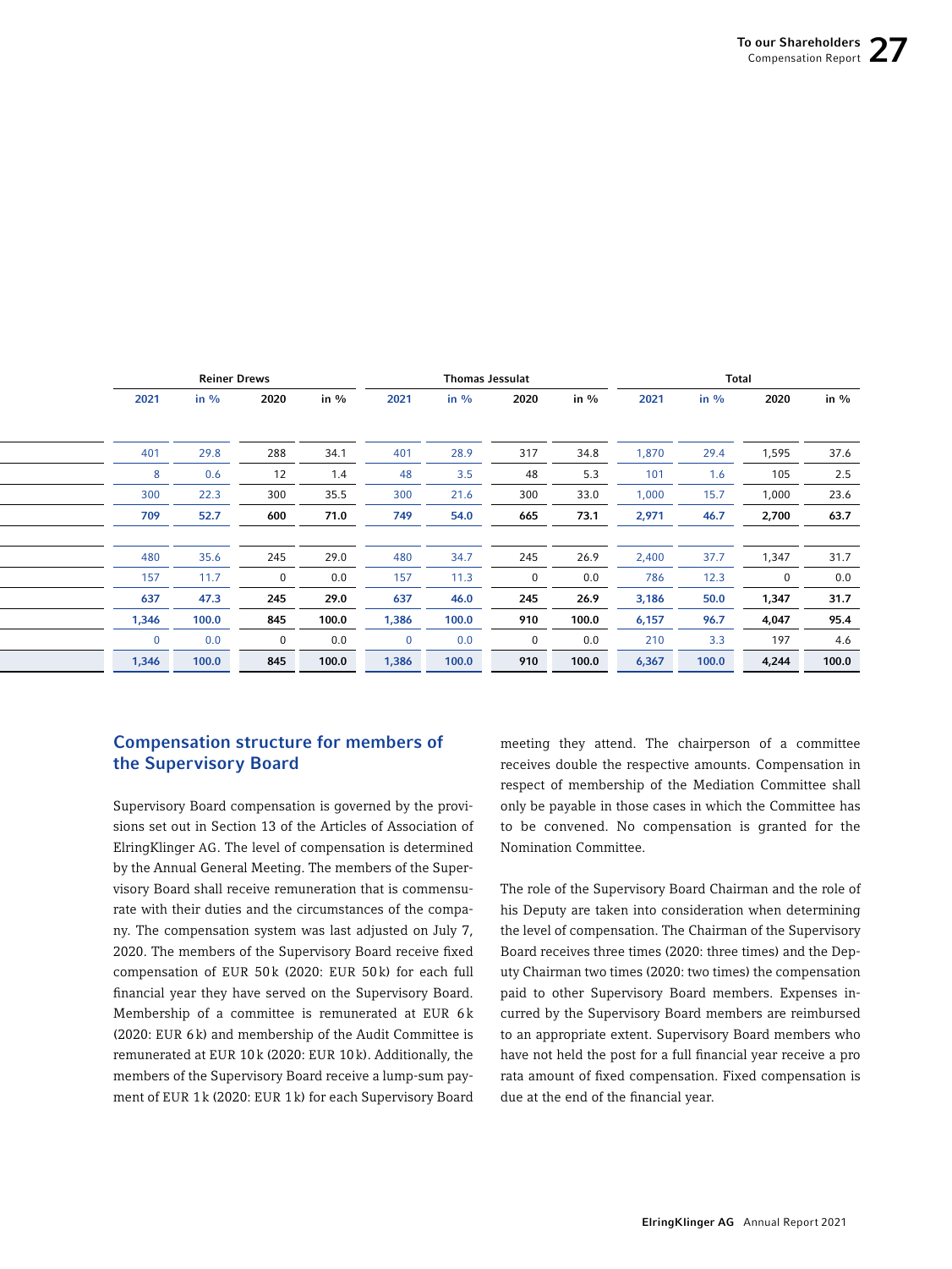| | Reiner Drews | | | | Thomas Jessulat | | | | Total | | | |
|---|---|---|---|---|---|---|---|---|---|---|---|---|
| | 2021 | in % | 2020 | in % | 2021 | in % | 2020 | in % | 2021 | in % | 2020 | in % |
| | | | | | | | | | | | | |
| | 401 | 29.8 | 288 | 34.1 | 401 | 28.9 | 317 | 34.8 | 1,870 | 29.4 | 1,595 | 37.6 |
| | 8 | 0.6 | 12 | 1.4 | 48 | 3.5 | 48 | 5.3 | 101 | 1.6 | 105 | 2.5 |
| | 300 | 22.3 | 300 | 35.5 | 300 | 21.6 | 300 | 33.0 | 1,000 | 15.7 | 1,000 | 23.6 |
| | **709** | **52.7** | **600** | **71.0** | **749** | **54.0** | **665** | **73.1** | **2,971** | **46.7** | **2,700** | **63.7** |
| | | | | | | | | | | | | |
| | 480 | 35.6 | 245 | 29.0 | 480 | 34.7 | 245 | 26.9 | 2,400 | 37.7 | 1,347 | 31.7 |
| | 157 | 11.7 | 0 | 0.0 | 157 | 11.3 | 0 | 0.0 | 786 | 12.3 | 0 | 0.0 |
| | **637** | **47.3** | **245** | **29.0** | **637** | **46.0** | **245** | **26.9** | **3,186** | **50.0** | **1,347** | **31.7** |
| | **1,346** | **100.0** | **845** | **100.0** | **1,386** | **100.0** | **910** | **100.0** | **6,157** | **96.7** | **4,047** | **95.4** |
| | 0 | 0.0 | 0 | 0.0 | 0 | 0.0 | 0 | 0.0 | 210 | 3.3 | 197 | 4.6 |
| | **1,346** | **100.0** | **845** | **100.0** | **1,386** | **100.0** | **910** | **100.0** | **6,367** | **100.0** | **4,244** | **100.0** |

## Compensation structure for members of the Supervisory Board

Supervisory Board compensation is governed by the provisions set out in Section 13 of the Articles of Association of ElringKlinger AG. The level of compensation is determined by the Annual General Meeting. The members of the Supervisory Board shall receive remuneration that is commensurate with their duties and the circumstances of the company. The compensation system was last adjusted on July 7, 2020. The members of the Supervisory Board receive fixed compensation of EUR 50 k (2020: EUR 50 k) for each full financial year they have served on the Supervisory Board. Membership of a committee is remunerated at EUR 6 k (2020: EUR 6 k) and membership of the Audit Committee is remunerated at EUR 10 k (2020: EUR 10 k). Additionally, the members of the Supervisory Board receive a lump-sum payment of EUR 1 k (2020: EUR 1 k) for each Supervisory Board meeting they attend. The chairperson of a committee receives double the respective amounts. Compensation in respect of membership of the Mediation Committee shall only be payable in those cases in which the Committee has to be convened. No compensation is granted for the Nomination Committee.

The role of the Supervisory Board Chairman and the role of his Deputy are taken into consideration when determining the level of compensation. The Chairman of the Supervisory Board receives three times (2020: three times) and the Deputy Chairman two times (2020: two times) the compensation paid to other Supervisory Board members. Expenses incurred by the Supervisory Board members are reimbursed to an appropriate extent. Supervisory Board members who have not held the post for a full financial year receive a pro rata amount of fixed compensation. Fixed compensation is due at the end of the financial year.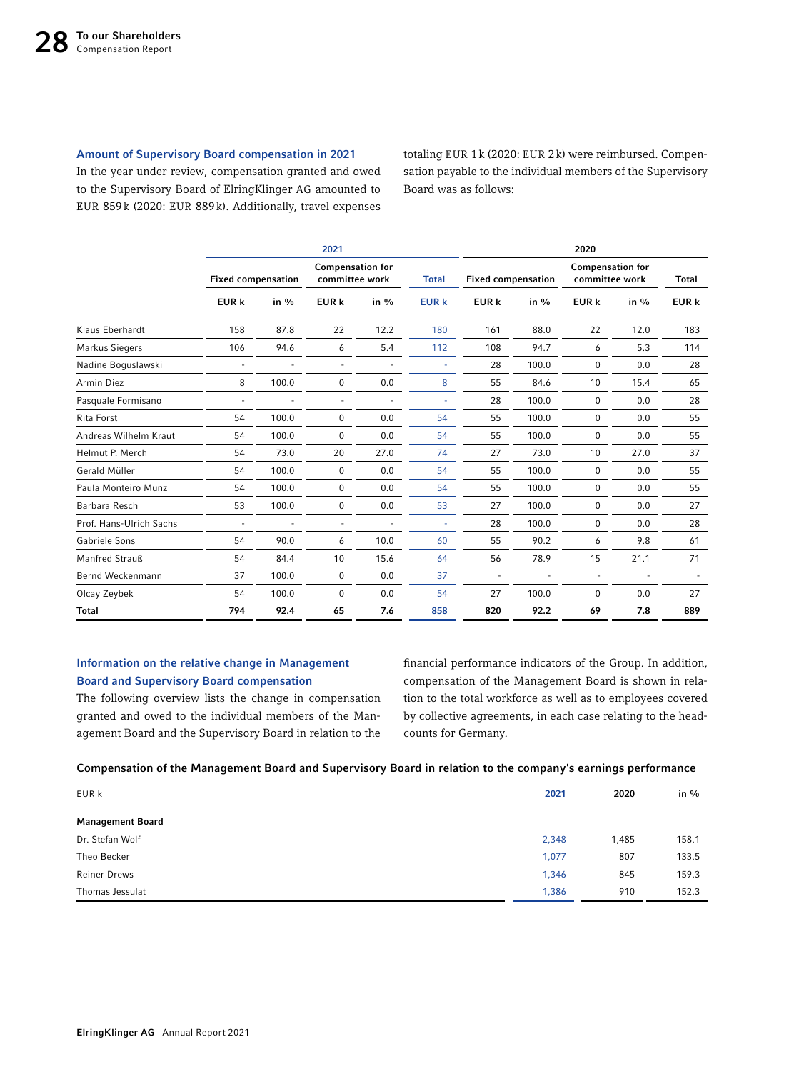### Amount of Supervisory Board compensation in 2021

In the year under review, compensation granted and owed to the Supervisory Board of ElringKlinger AG amounted to EUR 859 k (2020: EUR 889 k). Additionally, travel expenses totaling EUR 1 k (2020: EUR 2 k) were reimbursed. Compensation payable to the individual members of the Supervisory Board was as follows:

| | 2021 | | | | | 2020 | | | | |
|---|---|---|---|---|---|---|---|---|---|---|
| | Fixed compensation | | Compensation for committee work | | Total | Fixed compensation | | Compensation for committee work | | Total |
| | EUR k | in % | EUR k | in % | EUR k | EUR k | in % | EUR k | in % | EUR k |
| Klaus Eberhardt | 158 | 87.8 | 22 | 12.2 | 180 | 161 | 88.0 | 22 | 12.0 | 183 |
| Markus Siegers | 106 | 94.6 | 6 | 5.4 | 112 | 108 | 94.7 | 6 | 5.3 | 114 |
| Nadine Boguslawski | - | - | - | - | - | 28 | 100.0 | 0 | 0.0 | 28 |
| Armin Diez | 8 | 100.0 | 0 | 0.0 | 8 | 55 | 84.6 | 10 | 15.4 | 65 |
| Pasquale Formisano | - | - | - | - | - | 28 | 100.0 | 0 | 0.0 | 28 |
| Rita Forst | 54 | 100.0 | 0 | 0.0 | 54 | 55 | 100.0 | 0 | 0.0 | 55 |
| Andreas Wilhelm Kraut | 54 | 100.0 | 0 | 0.0 | 54 | 55 | 100.0 | 0 | 0.0 | 55 |
| Helmut P. Merch | 54 | 73.0 | 20 | 27.0 | 74 | 27 | 73.0 | 10 | 27.0 | 37 |
| Gerald Müller | 54 | 100.0 | 0 | 0.0 | 54 | 55 | 100.0 | 0 | 0.0 | 55 |
| Paula Monteiro Munz | 54 | 100.0 | 0 | 0.0 | 54 | 55 | 100.0 | 0 | 0.0 | 55 |
| Barbara Resch | 53 | 100.0 | 0 | 0.0 | 53 | 27 | 100.0 | 0 | 0.0 | 27 |
| Prof. Hans-Ulrich Sachs | - | - | - | - | - | 28 | 100.0 | 0 | 0.0 | 28 |
| Gabriele Sons | 54 | 90.0 | 6 | 10.0 | 60 | 55 | 90.2 | 6 | 9.8 | 61 |
| Manfred Strauß | 54 | 84.4 | 10 | 15.6 | 64 | 56 | 78.9 | 15 | 21.1 | 71 |
| Bernd Weckenmann | 37 | 100.0 | 0 | 0.0 | 37 | - | - | - | - | - |
| Olcay Zeybek | 54 | 100.0 | 0 | 0.0 | 54 | 27 | 100.0 | 0 | 0.0 | 27 |
| **Total** | **794** | **92.4** | **65** | **7.6** | **858** | **820** | **92.2** | **69** | **7.8** | **889** |

### Information on the relative change in Management Board and Supervisory Board compensation

The following overview lists the change in compensation granted and owed to the individual members of the Management Board and the Supervisory Board in relation to the financial performance indicators of the Group. In addition, compensation of the Management Board is shown in relation to the total workforce as well as to employees covered by collective agreements, in each case relating to the headcounts for Germany.

**Compensation of the Management Board and Supervisory Board in relation to the company's earnings performance**

| EUR k | 2021 | 2020 | in % |
|---|---|---|---|
| **Management Board** | | | |
| Dr. Stefan Wolf | 2,348 | 1,485 | 158.1 |
| Theo Becker | 1,077 | 807 | 133.5 |
| Reiner Drews | 1,346 | 845 | 159.3 |
| Thomas Jessulat | 1,386 | 910 | 152.3 |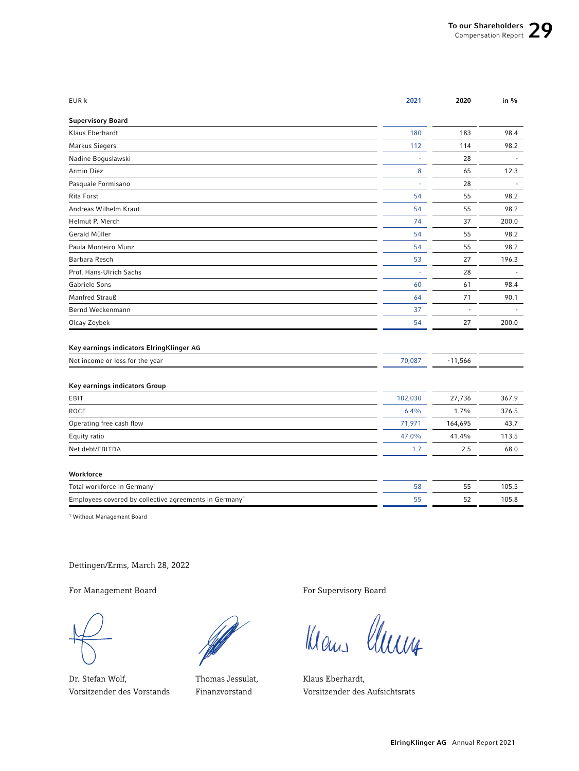| EUR k | 2021 | 2020 | in % |
|---|---|---|---|
| **Supervisory Board** | | | |
| Klaus Eberhardt | 180 | 183 | 98.4 |
| Markus Siegers | 112 | 114 | 98.2 |
| Nadine Boguslawski | - | 28 | - |
| Armin Diez | 8 | 65 | 12.3 |
| Pasquale Formisano | - | 28 | - |
| Rita Forst | 54 | 55 | 98.2 |
| Andreas Wilhelm Kraut | 54 | 55 | 98.2 |
| Helmut P. Merch | 74 | 37 | 200.0 |
| Gerald Müller | 54 | 55 | 98.2 |
| Paula Monteiro Munz | 54 | 55 | 98.2 |
| Barbara Resch | 53 | 27 | 196.3 |
| Prof. Hans-Ulrich Sachs | - | 28 | - |
| Gabriele Sons | 60 | 61 | 98.4 |
| Manfred Strauß | 64 | 71 | 90.1 |
| Bernd Weckenmann | 37 | - | - |
| Olcay Zeybek | 54 | 27 | 200.0 |
| **Key earnings indicators ElringKlinger AG** | | | |
| Net income or loss for the year | 70,087 | -11,566 | |
| **Key earnings indicators Group** | | | |
| EBIT | 102,030 | 27,736 | 367.9 |
| ROCE | 6.4% | 1.7% | 376.5 |
| Operating free cash flow | 71,971 | 164,695 | 43.7 |
| Equity ratio | 47.0% | 41.4% | 113.5 |
| Net debt/EBITDA | 1.7 | 2.5 | 68.0 |
| **Workforce** | | | |
| Total workforce in Germany[1] | 58 | 55 | 105.5 |
| Employees covered by collective agreements in Germany[1] | 55 | 52 | 105.8 |

[1] Without Management Board

Dettingen/Erms, March 28, 2022

For Management Board

Dr. Stefan Wolf,
Vorsitzender des Vorstands

Thomas Jessulat,
Finanzvorstand

For Supervisory Board

Klaus Eberhardt,
Vorsitzender des Aufsichtsrats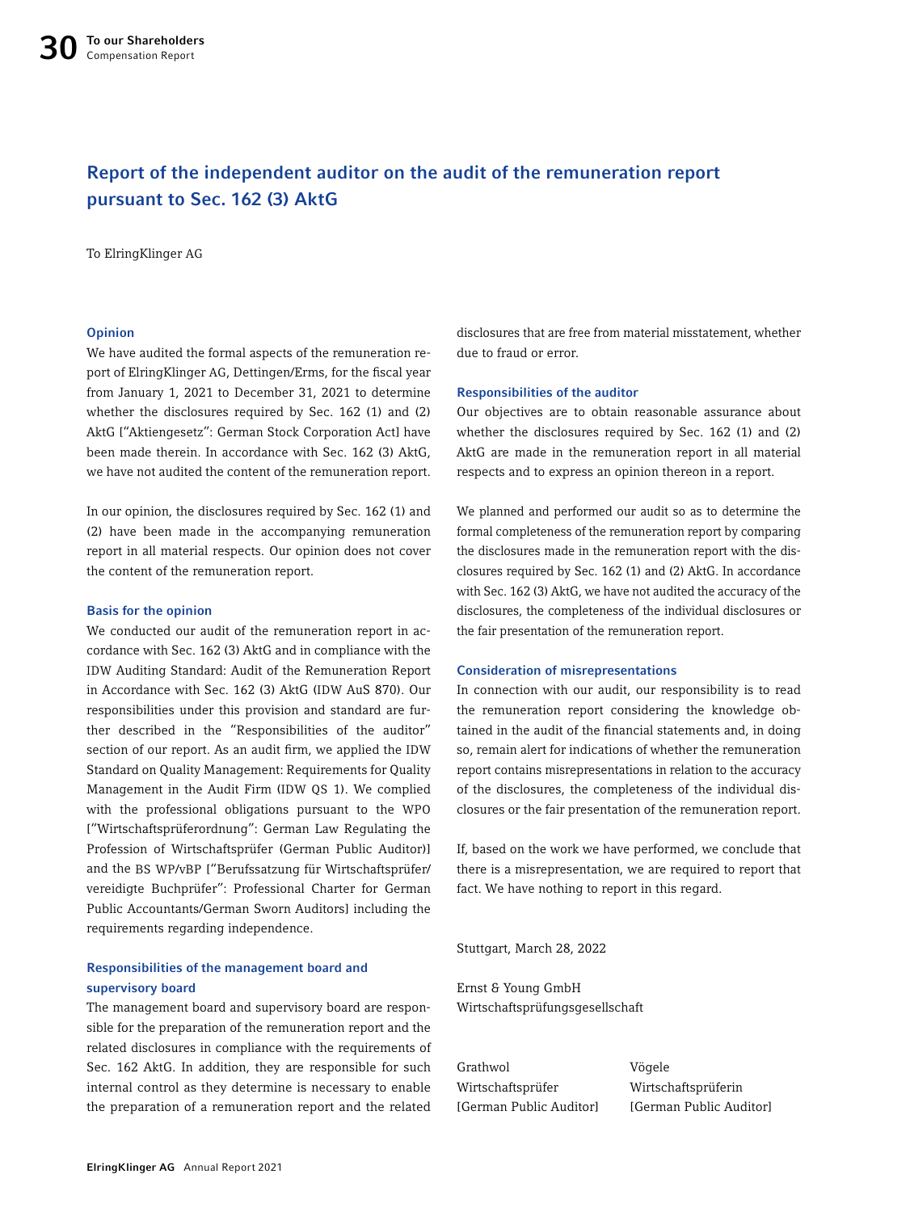## Report of the independent auditor on the audit of the remuneration report pursuant to Sec. 162 (3) AktG

To ElringKlinger AG

### Opinion

We have audited the formal aspects of the remuneration report of ElringKlinger AG, Dettingen/Erms, for the fiscal year from January 1, 2021 to December 31, 2021 to determine whether the disclosures required by Sec. 162 (1) and (2) AktG ["Aktiengesetz": German Stock Corporation Act] have been made therein. In accordance with Sec. 162 (3) AktG, we have not audited the content of the remuneration report.

In our opinion, the disclosures required by Sec. 162 (1) and (2) have been made in the accompanying remuneration report in all material respects. Our opinion does not cover the content of the remuneration report.

### Basis for the opinion

We conducted our audit of the remuneration report in accordance with Sec. 162 (3) AktG and in compliance with the IDW Auditing Standard: Audit of the Remuneration Report in Accordance with Sec. 162 (3) AktG (IDW AuS 870). Our responsibilities under this provision and standard are further described in the "Responsibilities of the auditor" section of our report. As an audit firm, we applied the IDW Standard on Quality Management: Requirements for Quality Management in the Audit Firm (IDW QS 1). We complied with the professional obligations pursuant to the WPO ["Wirtschaftsprüferordnung": German Law Regulating the Profession of Wirtschaftsprüfer (German Public Auditor)] and the BS WP/vBP ["Berufssatzung für Wirtschaftsprüfer/vereidigte Buchprüfer": Professional Charter for German Public Accountants/German Sworn Auditors] including the requirements regarding independence.

### Responsibilities of the management board and supervisory board

The management board and supervisory board are responsible for the preparation of the remuneration report and the related disclosures in compliance with the requirements of Sec. 162 AktG. In addition, they are responsible for such internal control as they determine is necessary to enable the preparation of a remuneration report and the related disclosures that are free from material misstatement, whether due to fraud or error.

### Responsibilities of the auditor

Our objectives are to obtain reasonable assurance about whether the disclosures required by Sec. 162 (1) and (2) AktG are made in the remuneration report in all material respects and to express an opinion thereon in a report.

We planned and performed our audit so as to determine the formal completeness of the remuneration report by comparing the disclosures made in the remuneration report with the disclosures required by Sec. 162 (1) and (2) AktG. In accordance with Sec. 162 (3) AktG, we have not audited the accuracy of the disclosures, the completeness of the individual disclosures or the fair presentation of the remuneration report.

### Consideration of misrepresentations

In connection with our audit, our responsibility is to read the remuneration report considering the knowledge obtained in the audit of the financial statements and, in doing so, remain alert for indications of whether the remuneration report contains misrepresentations in relation to the accuracy of the disclosures, the completeness of the individual disclosures or the fair presentation of the remuneration report.

If, based on the work we have performed, we conclude that there is a misrepresentation, we are required to report that fact. We have nothing to report in this regard.

Stuttgart, March 28, 2022

Ernst & Young GmbH
Wirtschaftsprüfungsgesellschaft

Grathwol
Wirtschaftsprüfer
[German Public Auditor]

Vögele
Wirtschaftsprüferin
[German Public Auditor]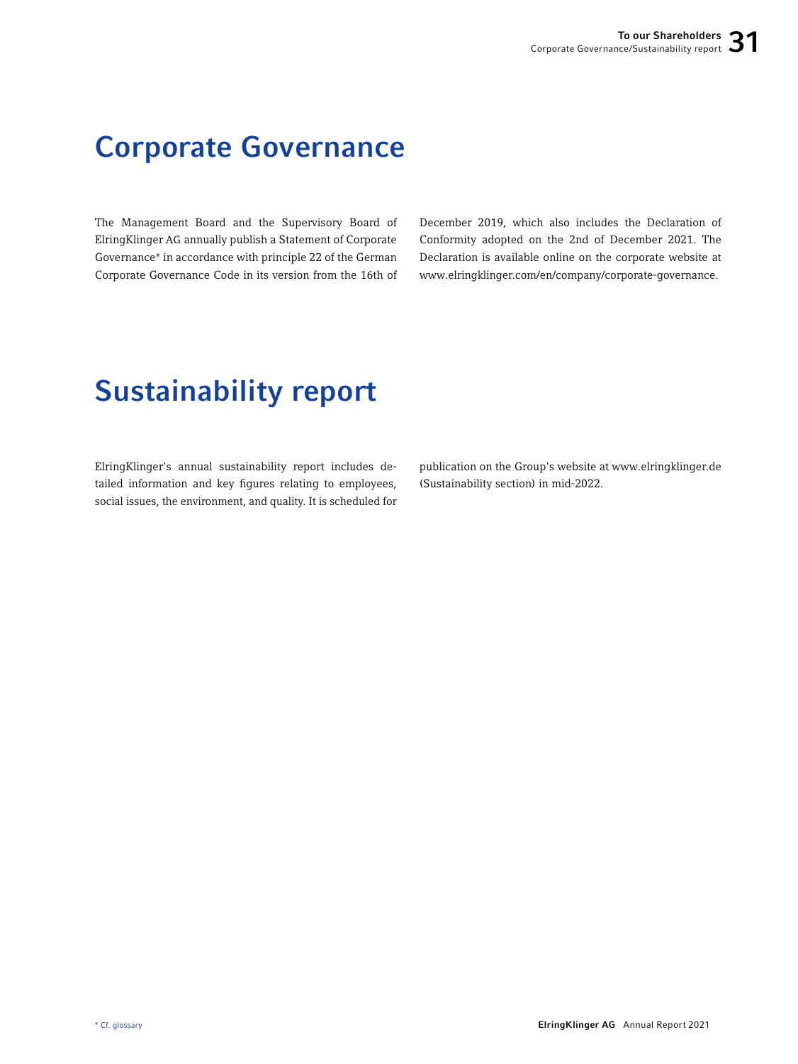# Corporate Governance

The Management Board and the Supervisory Board of ElringKlinger AG annually publish a Statement of Corporate Governance* in accordance with principle 22 of the German Corporate Governance Code in its version from the 16th of December 2019, which also includes the Declaration of Conformity adopted on the 2nd of December 2021. The Declaration is available online on the corporate website at www.elringklinger.com/en/company/corporate-governance.

# Sustainability report

ElringKlinger's annual sustainability report includes detailed information and key figures relating to employees, social issues, the environment, and quality. It is scheduled for publication on the Group's website at www.elringklinger.de (Sustainability section) in mid-2022.

* Cf. glossary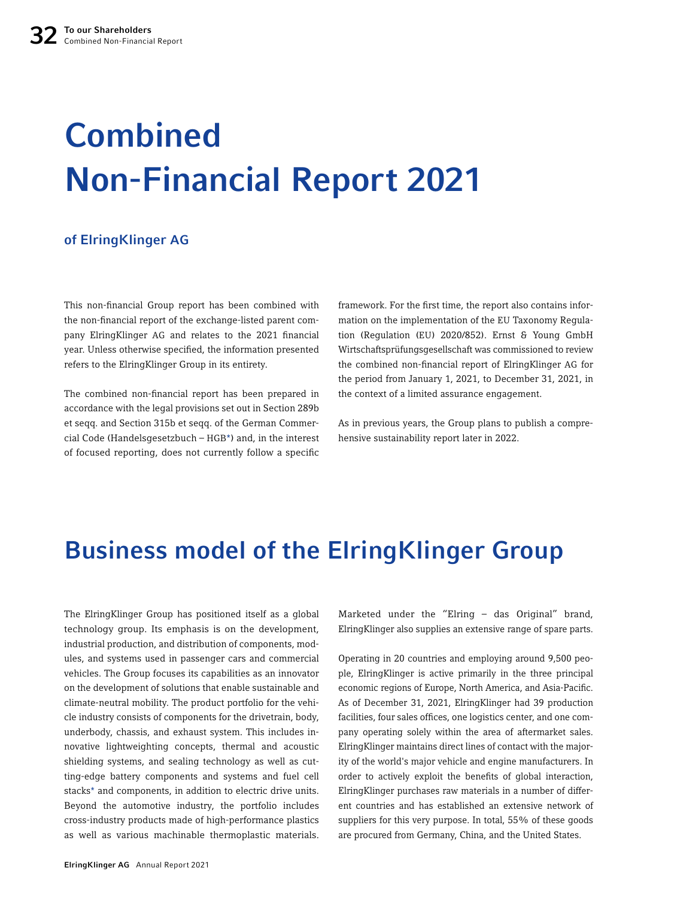# Combined Non-Financial Report 2021

### of ElringKlinger AG

This non-financial Group report has been combined with the non-financial report of the exchange-listed parent company ElringKlinger AG and relates to the 2021 financial year. Unless otherwise specified, the information presented refers to the ElringKlinger Group in its entirety.

The combined non-financial report has been prepared in accordance with the legal provisions set out in Section 289b et seqq. and Section 315b et seqq. of the German Commercial Code (Handelsgesetzbuch – HGB*) and, in the interest of focused reporting, does not currently follow a specific framework. For the first time, the report also contains information on the implementation of the EU Taxonomy Regulation (Regulation (EU) 2020/852). Ernst & Young GmbH Wirtschaftsprüfungsgesellschaft was commissioned to review the combined non-financial report of ElringKlinger AG for the period from January 1, 2021, to December 31, 2021, in the context of a limited assurance engagement.

As in previous years, the Group plans to publish a comprehensive sustainability report later in 2022.

## Business model of the ElringKlinger Group

The ElringKlinger Group has positioned itself as a global technology group. Its emphasis is on the development, industrial production, and distribution of components, modules, and systems used in passenger cars and commercial vehicles. The Group focuses its capabilities as an innovator on the development of solutions that enable sustainable and climate-neutral mobility. The product portfolio for the vehicle industry consists of components for the drivetrain, body, underbody, chassis, and exhaust system. This includes innovative lightweighting concepts, thermal and acoustic shielding systems, and sealing technology as well as cutting-edge battery components and systems and fuel cell stacks* and components, in addition to electric drive units. Beyond the automotive industry, the portfolio includes cross-industry products made of high-performance plastics as well as various machinable thermoplastic materials. Marketed under the "Elring – das Original" brand, ElringKlinger also supplies an extensive range of spare parts.

Operating in 20 countries and employing around 9,500 people, ElringKlinger is active primarily in the three principal economic regions of Europe, North America, and Asia-Pacific. As of December 31, 2021, ElringKlinger had 39 production facilities, four sales offices, one logistics center, and one company operating solely within the area of aftermarket sales. ElringKlinger maintains direct lines of contact with the majority of the world's major vehicle and engine manufacturers. In order to actively exploit the benefits of global interaction, ElringKlinger purchases raw materials in a number of different countries and has established an extensive network of suppliers for this very purpose. In total, 55% of these goods are procured from Germany, China, and the United States.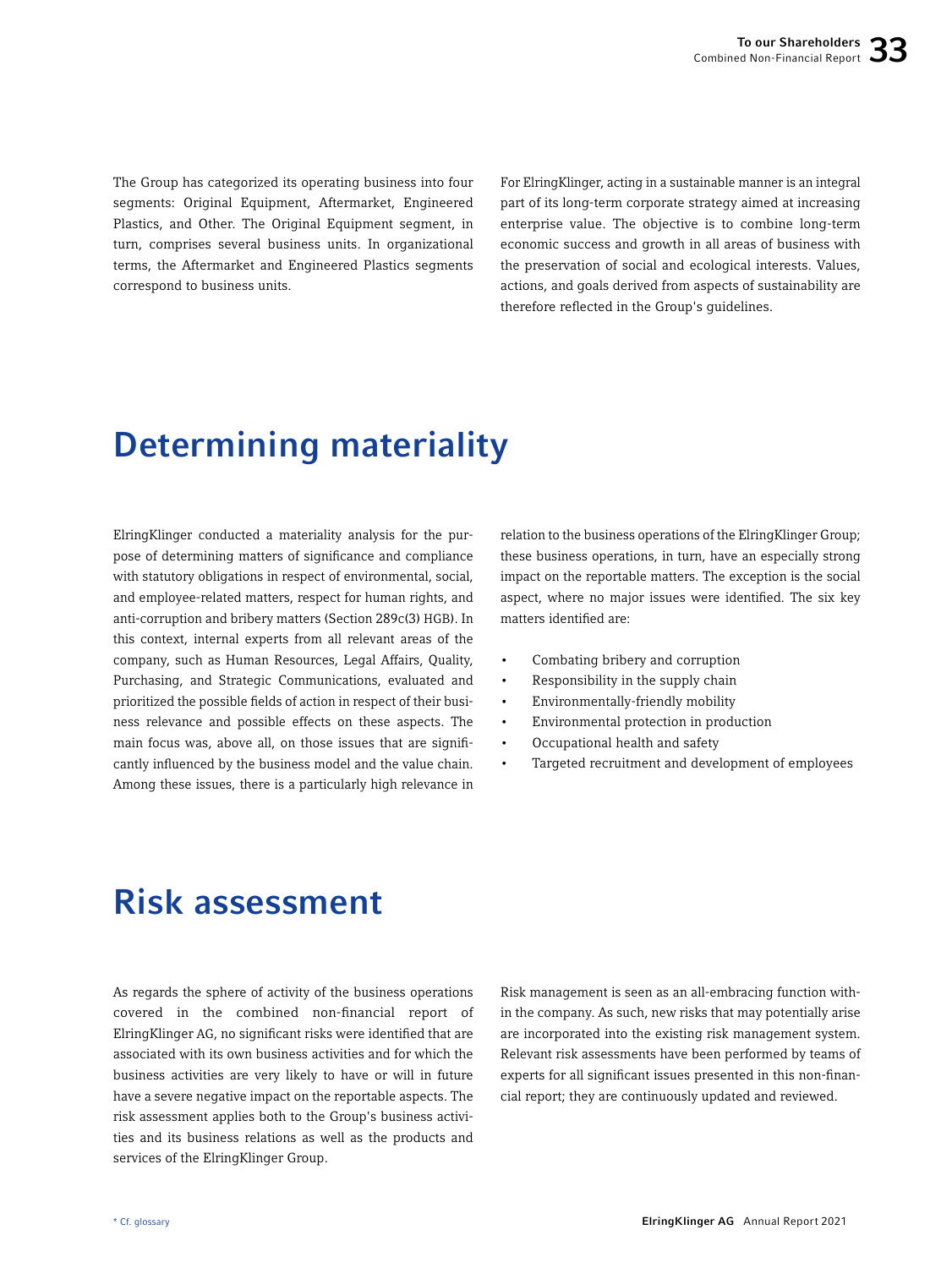The Group has categorized its operating business into four segments: Original Equipment, Aftermarket, Engineered Plastics, and Other. The Original Equipment segment, in turn, comprises several business units. In organizational terms, the Aftermarket and Engineered Plastics segments correspond to business units.

For ElringKlinger, acting in a sustainable manner is an integral part of its long-term corporate strategy aimed at increasing enterprise value. The objective is to combine long-term economic success and growth in all areas of business with the preservation of social and ecological interests. Values, actions, and goals derived from aspects of sustainability are therefore reflected in the Group's guidelines.

# Determining materiality

ElringKlinger conducted a materiality analysis for the purpose of determining matters of significance and compliance with statutory obligations in respect of environmental, social, and employee-related matters, respect for human rights, and anti-corruption and bribery matters (Section 289c(3) HGB). In this context, internal experts from all relevant areas of the company, such as Human Resources, Legal Affairs, Quality, Purchasing, and Strategic Communications, evaluated and prioritized the possible fields of action in respect of their business relevance and possible effects on these aspects. The main focus was, above all, on those issues that are significantly influenced by the business model and the value chain. Among these issues, there is a particularly high relevance in relation to the business operations of the ElringKlinger Group; these business operations, in turn, have an especially strong impact on the reportable matters. The exception is the social aspect, where no major issues were identified. The six key matters identified are:

- Combating bribery and corruption
- Responsibility in the supply chain
- Environmentally-friendly mobility
- Environmental protection in production
- Occupational health and safety
- Targeted recruitment and development of employees

# Risk assessment

As regards the sphere of activity of the business operations covered in the combined non-financial report of ElringKlinger AG, no significant risks were identified that are associated with its own business activities and for which the business activities are very likely to have or will in future have a severe negative impact on the reportable aspects. The risk assessment applies both to the Group's business activities and its business relations as well as the products and services of the ElringKlinger Group.

Risk management is seen as an all-embracing function within the company. As such, new risks that may potentially arise are incorporated into the existing risk management system. Relevant risk assessments have been performed by teams of experts for all significant issues presented in this non-financial report; they are continuously updated and reviewed.

* Cf. glossary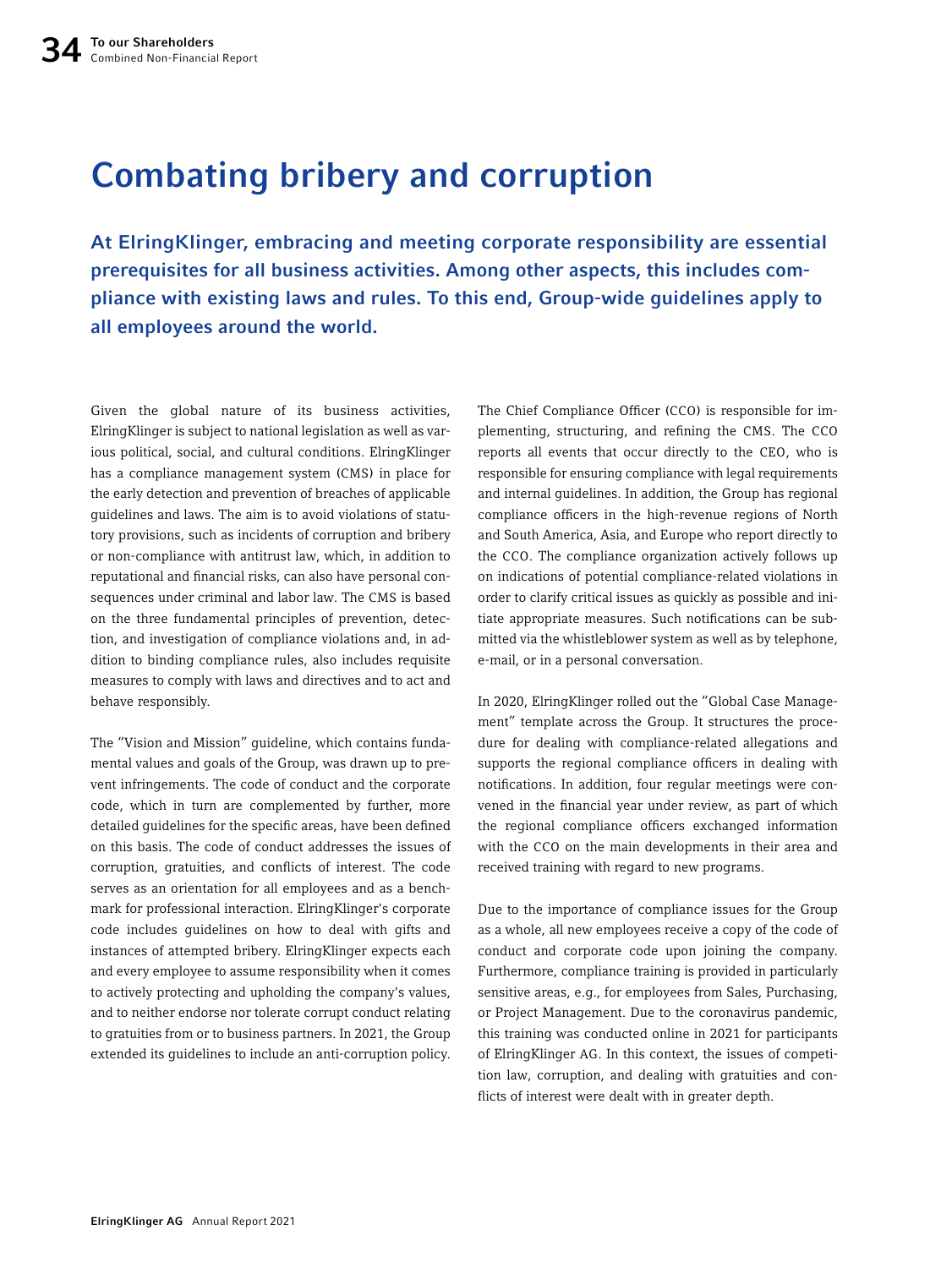# Combating bribery and corruption

**At ElringKlinger, embracing and meeting corporate responsibility are essential prerequisites for all business activities. Among other aspects, this includes compliance with existing laws and rules. To this end, Group-wide guidelines apply to all employees around the world.**

Given the global nature of its business activities, ElringKlinger is subject to national legislation as well as various political, social, and cultural conditions. ElringKlinger has a compliance management system (CMS) in place for the early detection and prevention of breaches of applicable guidelines and laws. The aim is to avoid violations of statutory provisions, such as incidents of corruption and bribery or non-compliance with antitrust law, which, in addition to reputational and financial risks, can also have personal consequences under criminal and labor law. The CMS is based on the three fundamental principles of prevention, detection, and investigation of compliance violations and, in addition to binding compliance rules, also includes requisite measures to comply with laws and directives and to act and behave responsibly.

The "Vision and Mission" guideline, which contains fundamental values and goals of the Group, was drawn up to prevent infringements. The code of conduct and the corporate code, which in turn are complemented by further, more detailed guidelines for the specific areas, have been defined on this basis. The code of conduct addresses the issues of corruption, gratuities, and conflicts of interest. The code serves as an orientation for all employees and as a benchmark for professional interaction. ElringKlinger's corporate code includes guidelines on how to deal with gifts and instances of attempted bribery. ElringKlinger expects each and every employee to assume responsibility when it comes to actively protecting and upholding the company's values, and to neither endorse nor tolerate corrupt conduct relating to gratuities from or to business partners. In 2021, the Group extended its guidelines to include an anti-corruption policy.

The Chief Compliance Officer (CCO) is responsible for implementing, structuring, and refining the CMS. The CCO reports all events that occur directly to the CEO, who is responsible for ensuring compliance with legal requirements and internal guidelines. In addition, the Group has regional compliance officers in the high-revenue regions of North and South America, Asia, and Europe who report directly to the CCO. The compliance organization actively follows up on indications of potential compliance-related violations in order to clarify critical issues as quickly as possible and initiate appropriate measures. Such notifications can be submitted via the whistleblower system as well as by telephone, e-mail, or in a personal conversation.

In 2020, ElringKlinger rolled out the "Global Case Management" template across the Group. It structures the procedure for dealing with compliance-related allegations and supports the regional compliance officers in dealing with notifications. In addition, four regular meetings were convened in the financial year under review, as part of which the regional compliance officers exchanged information with the CCO on the main developments in their area and received training with regard to new programs.

Due to the importance of compliance issues for the Group as a whole, all new employees receive a copy of the code of conduct and corporate code upon joining the company. Furthermore, compliance training is provided in particularly sensitive areas, e.g., for employees from Sales, Purchasing, or Project Management. Due to the coronavirus pandemic, this training was conducted online in 2021 for participants of ElringKlinger AG. In this context, the issues of competition law, corruption, and dealing with gratuities and conflicts of interest were dealt with in greater depth.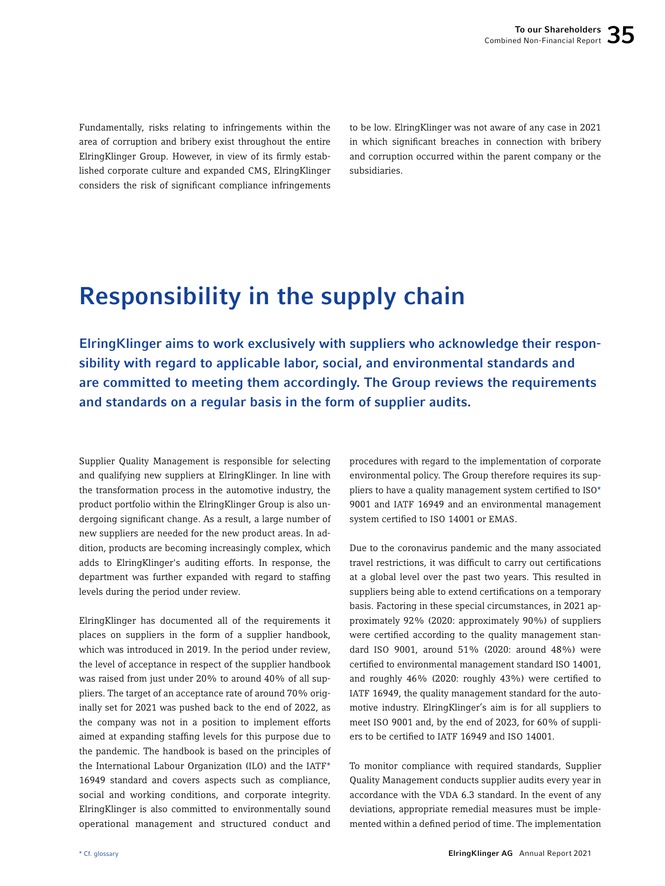Fundamentally, risks relating to infringements within the area of corruption and bribery exist throughout the entire ElringKlinger Group. However, in view of its firmly established corporate culture and expanded CMS, ElringKlinger considers the risk of significant compliance infringements to be low. ElringKlinger was not aware of any case in 2021 in which significant breaches in connection with bribery and corruption occurred within the parent company or the subsidiaries.

# Responsibility in the supply chain

**ElringKlinger aims to work exclusively with suppliers who acknowledge their responsibility with regard to applicable labor, social, and environmental standards and are committed to meeting them accordingly. The Group reviews the requirements and standards on a regular basis in the form of supplier audits.**

Supplier Quality Management is responsible for selecting and qualifying new suppliers at ElringKlinger. In line with the transformation process in the automotive industry, the product portfolio within the ElringKlinger Group is also undergoing significant change. As a result, a large number of new suppliers are needed for the new product areas. In addition, products are becoming increasingly complex, which adds to ElringKlinger's auditing efforts. In response, the department was further expanded with regard to staffing levels during the period under review.

ElringKlinger has documented all of the requirements it places on suppliers in the form of a supplier handbook, which was introduced in 2019. In the period under review, the level of acceptance in respect of the supplier handbook was raised from just under 20% to around 40% of all suppliers. The target of an acceptance rate of around 70% originally set for 2021 was pushed back to the end of 2022, as the company was not in a position to implement efforts aimed at expanding staffing levels for this purpose due to the pandemic. The handbook is based on the principles of the International Labour Organization (ILO) and the IATF* 16949 standard and covers aspects such as compliance, social and working conditions, and corporate integrity. ElringKlinger is also committed to environmentally sound operational management and structured conduct and procedures with regard to the implementation of corporate environmental policy. The Group therefore requires its suppliers to have a quality management system certified to ISO* 9001 and IATF 16949 and an environmental management system certified to ISO 14001 or EMAS.

Due to the coronavirus pandemic and the many associated travel restrictions, it was difficult to carry out certifications at a global level over the past two years. This resulted in suppliers being able to extend certifications on a temporary basis. Factoring in these special circumstances, in 2021 approximately 92% (2020: approximately 90%) of suppliers were certified according to the quality management standard ISO 9001, around 51% (2020: around 48%) were certified to environmental management standard ISO 14001, and roughly 46% (2020: roughly 43%) were certified to IATF 16949, the quality management standard for the automotive industry. ElringKlinger's aim is for all suppliers to meet ISO 9001 and, by the end of 2023, for 60% of suppliers to be certified to IATF 16949 and ISO 14001.

To monitor compliance with required standards, Supplier Quality Management conducts supplier audits every year in accordance with the VDA 6.3 standard. In the event of any deviations, appropriate remedial measures must be implemented within a defined period of time. The implementation

\* Cf. glossary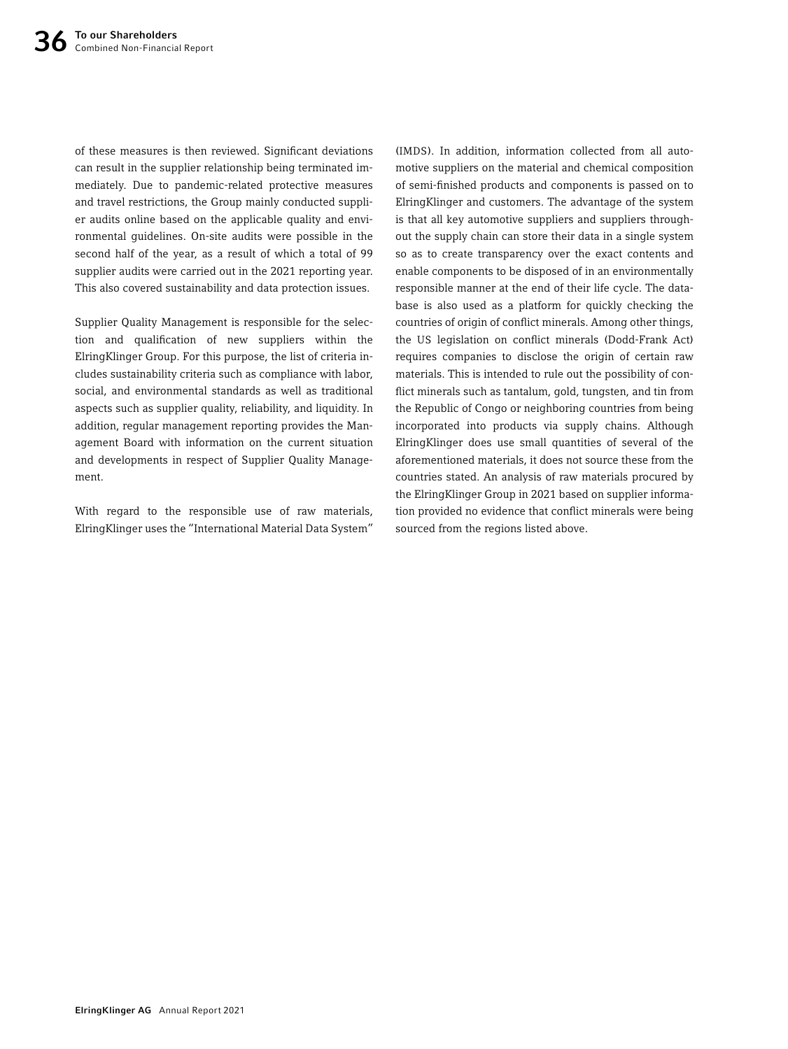of these measures is then reviewed. Significant deviations can result in the supplier relationship being terminated immediately. Due to pandemic-related protective measures and travel restrictions, the Group mainly conducted supplier audits online based on the applicable quality and environmental guidelines. On-site audits were possible in the second half of the year, as a result of which a total of 99 supplier audits were carried out in the 2021 reporting year. This also covered sustainability and data protection issues.

Supplier Quality Management is responsible for the selection and qualification of new suppliers within the ElringKlinger Group. For this purpose, the list of criteria includes sustainability criteria such as compliance with labor, social, and environmental standards as well as traditional aspects such as supplier quality, reliability, and liquidity. In addition, regular management reporting provides the Management Board with information on the current situation and developments in respect of Supplier Quality Management.

With regard to the responsible use of raw materials, ElringKlinger uses the "International Material Data System" (IMDS). In addition, information collected from all automotive suppliers on the material and chemical composition of semi-finished products and components is passed on to ElringKlinger and customers. The advantage of the system is that all key automotive suppliers and suppliers throughout the supply chain can store their data in a single system so as to create transparency over the exact contents and enable components to be disposed of in an environmentally responsible manner at the end of their life cycle. The database is also used as a platform for quickly checking the countries of origin of conflict minerals. Among other things, the US legislation on conflict minerals (Dodd-Frank Act) requires companies to disclose the origin of certain raw materials. This is intended to rule out the possibility of conflict minerals such as tantalum, gold, tungsten, and tin from the Republic of Congo or neighboring countries from being incorporated into products via supply chains. Although ElringKlinger does use small quantities of several of the aforementioned materials, it does not source these from the countries stated. An analysis of raw materials procured by the ElringKlinger Group in 2021 based on supplier information provided no evidence that conflict minerals were being sourced from the regions listed above.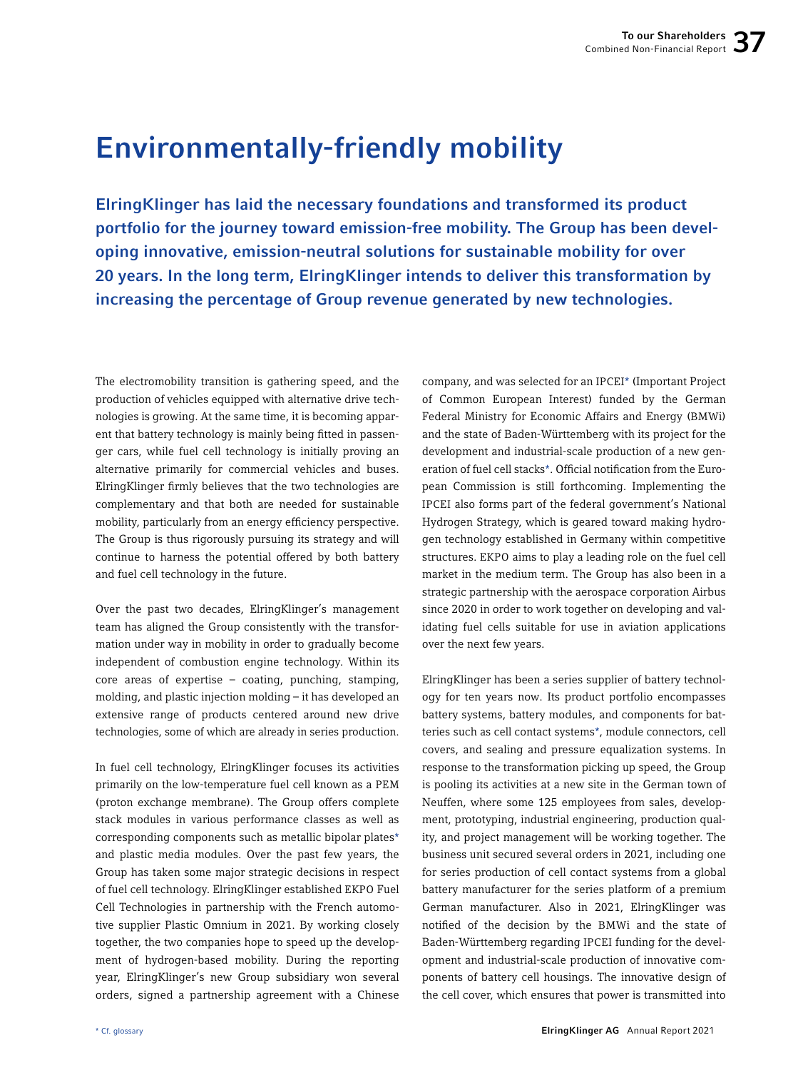# Environmentally-friendly mobility

**ElringKlinger has laid the necessary foundations and transformed its product portfolio for the journey toward emission-free mobility. The Group has been developing innovative, emission-neutral solutions for sustainable mobility for over 20 years. In the long term, ElringKlinger intends to deliver this transformation by increasing the percentage of Group revenue generated by new technologies.**

The electromobility transition is gathering speed, and the production of vehicles equipped with alternative drive technologies is growing. At the same time, it is becoming apparent that battery technology is mainly being fitted in passenger cars, while fuel cell technology is initially proving an alternative primarily for commercial vehicles and buses. ElringKlinger firmly believes that the two technologies are complementary and that both are needed for sustainable mobility, particularly from an energy efficiency perspective. The Group is thus rigorously pursuing its strategy and will continue to harness the potential offered by both battery and fuel cell technology in the future.

Over the past two decades, ElringKlinger's management team has aligned the Group consistently with the transformation under way in mobility in order to gradually become independent of combustion engine technology. Within its core areas of expertise – coating, punching, stamping, molding, and plastic injection molding – it has developed an extensive range of products centered around new drive technologies, some of which are already in series production.

In fuel cell technology, ElringKlinger focuses its activities primarily on the low-temperature fuel cell known as a PEM (proton exchange membrane). The Group offers complete stack modules in various performance classes as well as corresponding components such as metallic bipolar plates* and plastic media modules. Over the past few years, the Group has taken some major strategic decisions in respect of fuel cell technology. ElringKlinger established EKPO Fuel Cell Technologies in partnership with the French automotive supplier Plastic Omnium in 2021. By working closely together, the two companies hope to speed up the development of hydrogen-based mobility. During the reporting year, ElringKlinger's new Group subsidiary won several orders, signed a partnership agreement with a Chinese company, and was selected for an IPCEI* (Important Project of Common European Interest) funded by the German Federal Ministry for Economic Affairs and Energy (BMWi) and the state of Baden-Württemberg with its project for the development and industrial-scale production of a new generation of fuel cell stacks*. Official notification from the European Commission is still forthcoming. Implementing the IPCEI also forms part of the federal government's National Hydrogen Strategy, which is geared toward making hydrogen technology established in Germany within competitive structures. EKPO aims to play a leading role on the fuel cell market in the medium term. The Group has also been in a strategic partnership with the aerospace corporation Airbus since 2020 in order to work together on developing and validating fuel cells suitable for use in aviation applications over the next few years.

ElringKlinger has been a series supplier of battery technology for ten years now. Its product portfolio encompasses battery systems, battery modules, and components for batteries such as cell contact systems*, module connectors, cell covers, and sealing and pressure equalization systems. In response to the transformation picking up speed, the Group is pooling its activities at a new site in the German town of Neuffen, where some 125 employees from sales, development, prototyping, industrial engineering, production quality, and project management will be working together. The business unit secured several orders in 2021, including one for series production of cell contact systems from a global battery manufacturer for the series platform of a premium German manufacturer. Also in 2021, ElringKlinger was notified of the decision by the BMWi and the state of Baden-Württemberg regarding IPCEI funding for the development and industrial-scale production of innovative components of battery cell housings. The innovative design of the cell cover, which ensures that power is transmitted into

* Cf. glossary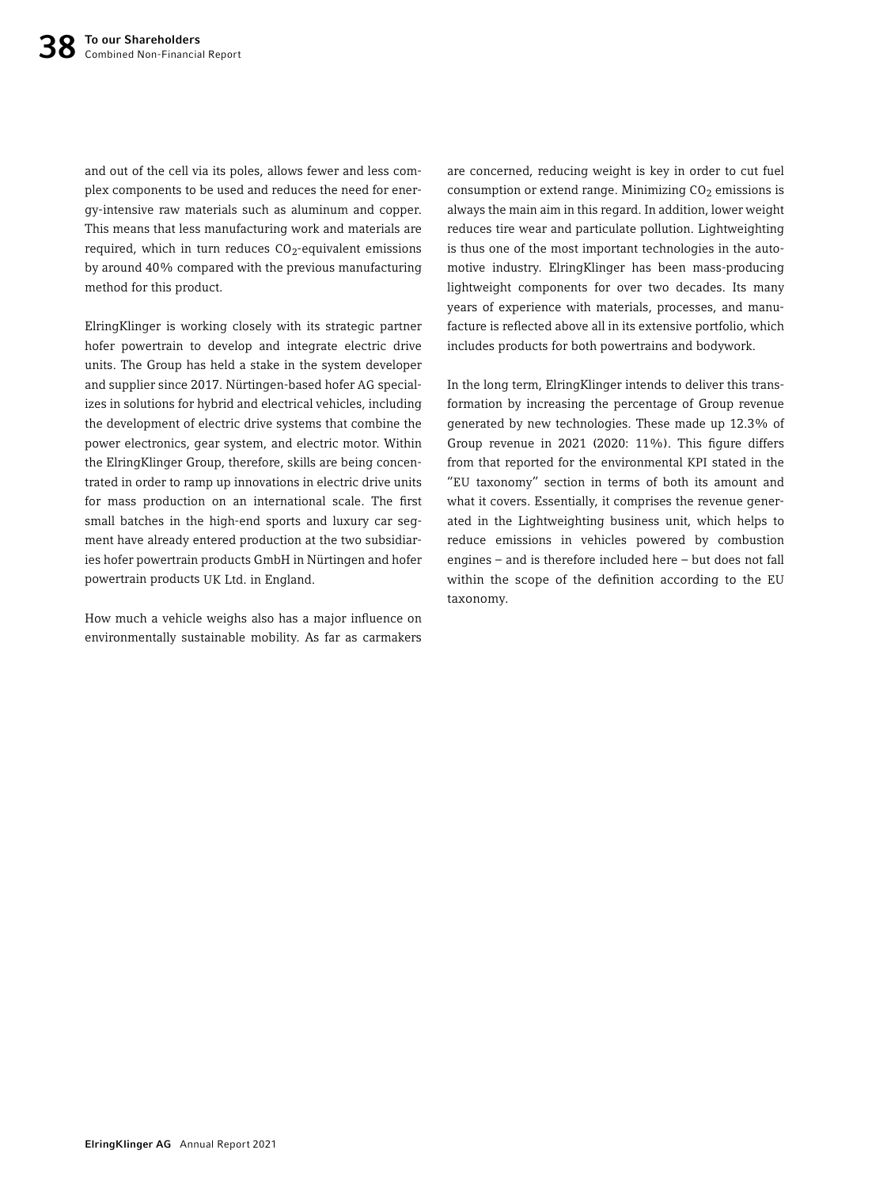and out of the cell via its poles, allows fewer and less complex components to be used and reduces the need for energy-intensive raw materials such as aluminum and copper. This means that less manufacturing work and materials are required, which in turn reduces $CO_2$-equivalent emissions by around 40% compared with the previous manufacturing method for this product.

ElringKlinger is working closely with its strategic partner hofer powertrain to develop and integrate electric drive units. The Group has held a stake in the system developer and supplier since 2017. Nürtingen-based hofer AG specializes in solutions for hybrid and electrical vehicles, including the development of electric drive systems that combine the power electronics, gear system, and electric motor. Within the ElringKlinger Group, therefore, skills are being concentrated in order to ramp up innovations in electric drive units for mass production on an international scale. The first small batches in the high-end sports and luxury car segment have already entered production at the two subsidiaries hofer powertrain products GmbH in Nürtingen and hofer powertrain products UK Ltd. in England.

How much a vehicle weighs also has a major influence on environmentally sustainable mobility. As far as carmakers are concerned, reducing weight is key in order to cut fuel consumption or extend range. Minimizing $CO_2$ emissions is always the main aim in this regard. In addition, lower weight reduces tire wear and particulate pollution. Lightweighting is thus one of the most important technologies in the automotive industry. ElringKlinger has been mass-producing lightweight components for over two decades. Its many years of experience with materials, processes, and manufacture is reflected above all in its extensive portfolio, which includes products for both powertrains and bodywork.

In the long term, ElringKlinger intends to deliver this transformation by increasing the percentage of Group revenue generated by new technologies. These made up 12.3% of Group revenue in 2021 (2020: 11%). This figure differs from that reported for the environmental KPI stated in the "EU taxonomy" section in terms of both its amount and what it covers. Essentially, it comprises the revenue generated in the Lightweighting business unit, which helps to reduce emissions in vehicles powered by combustion engines – and is therefore included here – but does not fall within the scope of the definition according to the EU taxonomy.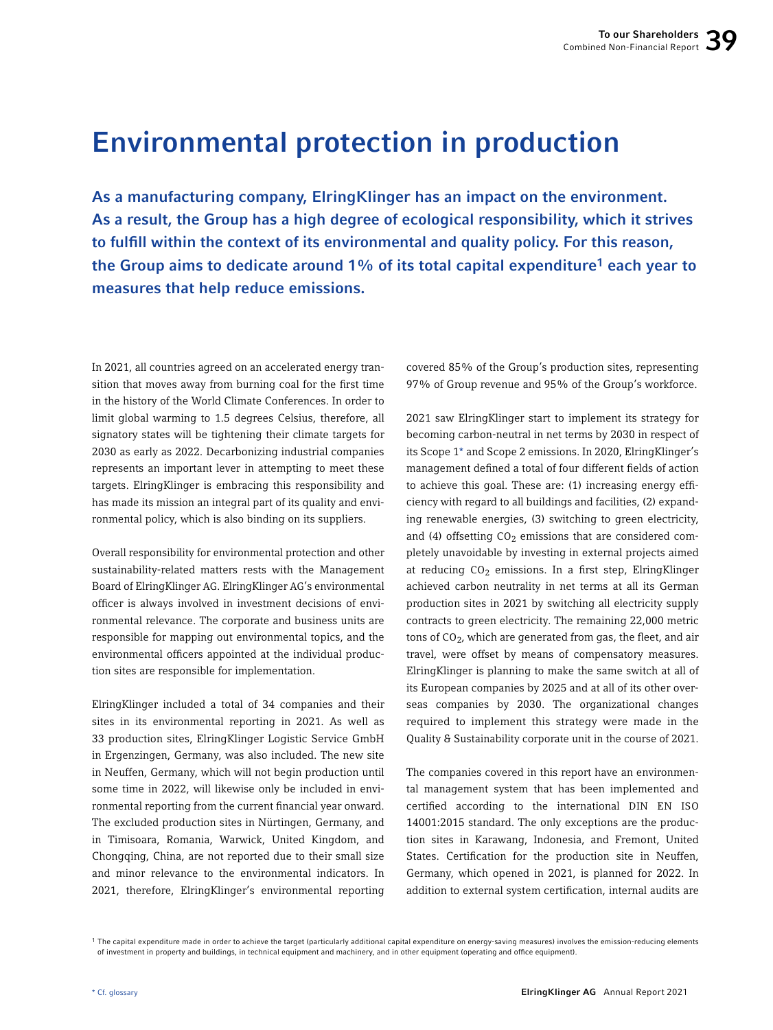# Environmental protection in production

**As a manufacturing company, ElringKlinger has an impact on the environment. As a result, the Group has a high degree of ecological responsibility, which it strives to fulfill within the context of its environmental and quality policy. For this reason, the Group aims to dedicate around 1% of its total capital expenditure[1] each year to measures that help reduce emissions.**

In 2021, all countries agreed on an accelerated energy transition that moves away from burning coal for the first time in the history of the World Climate Conferences. In order to limit global warming to 1.5 degrees Celsius, therefore, all signatory states will be tightening their climate targets for 2030 as early as 2022. Decarbonizing industrial companies represents an important lever in attempting to meet these targets. ElringKlinger is embracing this responsibility and has made its mission an integral part of its quality and environmental policy, which is also binding on its suppliers.

Overall responsibility for environmental protection and other sustainability-related matters rests with the Management Board of ElringKlinger AG. ElringKlinger AG's environmental officer is always involved in investment decisions of environmental relevance. The corporate and business units are responsible for mapping out environmental topics, and the environmental officers appointed at the individual production sites are responsible for implementation.

ElringKlinger included a total of 34 companies and their sites in its environmental reporting in 2021. As well as 33 production sites, ElringKlinger Logistic Service GmbH in Ergenzingen, Germany, was also included. The new site in Neuffen, Germany, which will not begin production until some time in 2022, will likewise only be included in environmental reporting from the current financial year onward. The excluded production sites in Nürtingen, Germany, and in Timisoara, Romania, Warwick, United Kingdom, and Chongqing, China, are not reported due to their small size and minor relevance to the environmental indicators. In 2021, therefore, ElringKlinger's environmental reporting covered 85% of the Group's production sites, representing 97% of Group revenue and 95% of the Group's workforce.

2021 saw ElringKlinger start to implement its strategy for becoming carbon-neutral in net terms by 2030 in respect of its Scope 1* and Scope 2 emissions. In 2020, ElringKlinger's management defined a total of four different fields of action to achieve this goal. These are: (1) increasing energy efficiency with regard to all buildings and facilities, (2) expanding renewable energies, (3) switching to green electricity, and (4) offsetting $CO_2$ emissions that are considered completely unavoidable by investing in external projects aimed at reducing $CO_2$ emissions. In a first step, ElringKlinger achieved carbon neutrality in net terms at all its German production sites in 2021 by switching all electricity supply contracts to green electricity. The remaining 22,000 metric tons of $CO_2$, which are generated from gas, the fleet, and air travel, were offset by means of compensatory measures. ElringKlinger is planning to make the same switch at all of its European companies by 2025 and at all of its other overseas companies by 2030. The organizational changes required to implement this strategy were made in the Quality & Sustainability corporate unit in the course of 2021.

The companies covered in this report have an environmental management system that has been implemented and certified according to the international DIN EN ISO 14001:2015 standard. The only exceptions are the production sites in Karawang, Indonesia, and Fremont, United States. Certification for the production site in Neuffen, Germany, which opened in 2021, is planned for 2022. In addition to external system certification, internal audits are

[1] The capital expenditure made in order to achieve the target (particularly additional capital expenditure on energy-saving measures) involves the emission-reducing elements of investment in property and buildings, in technical equipment and machinery, and in other equipment (operating and office equipment).

* Cf. glossary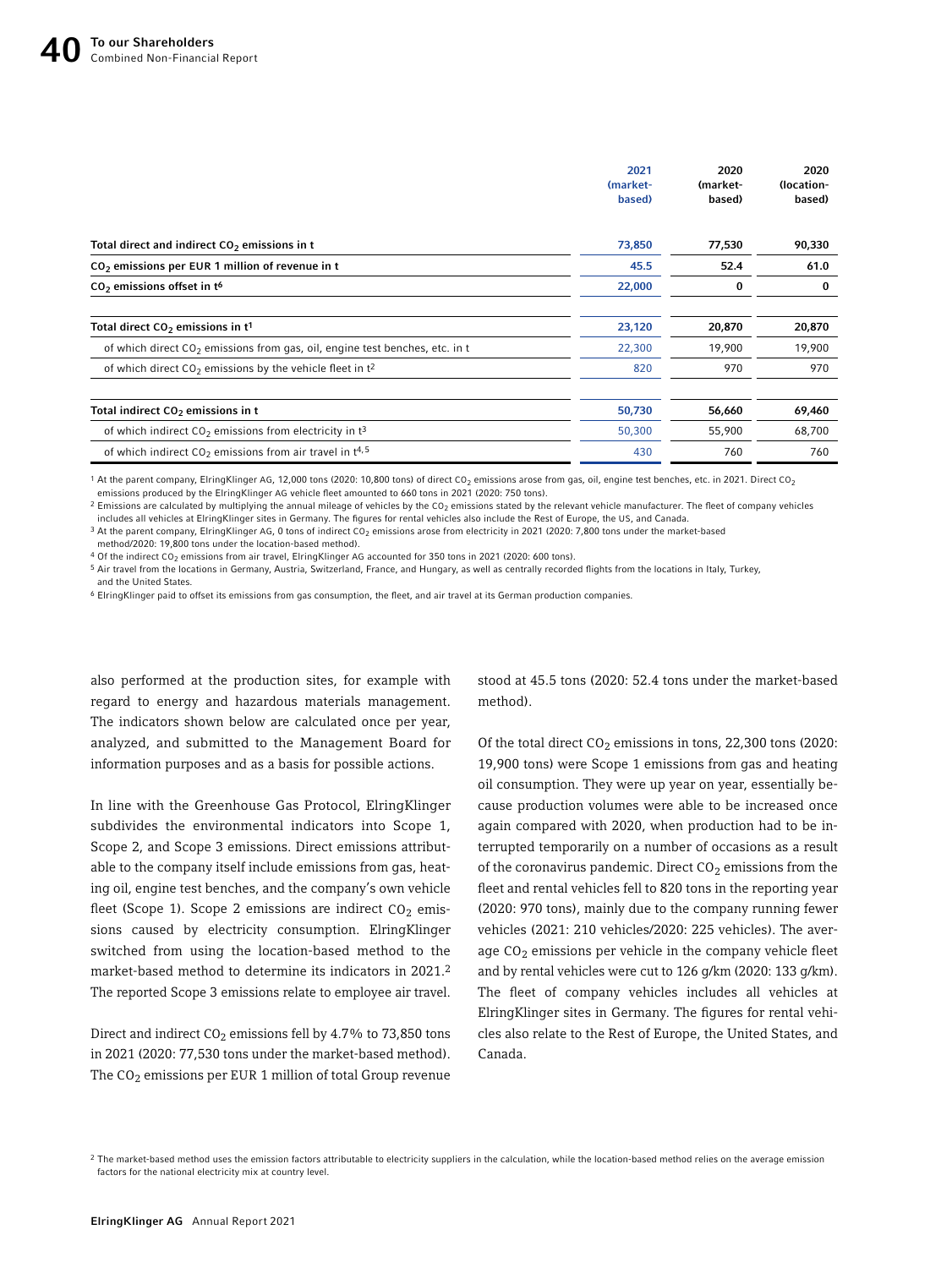| | 2021 (market-based) | 2020 (market-based) | 2020 (location-based) |
|---|---|---|---|
| **Total direct and indirect $CO_2$ emissions in t** | **73,850** | **77,530** | **90,330** |
| **$CO_2$ emissions per EUR 1 million of revenue in t** | **45.5** | **52.4** | **61.0** |
| **$CO_2$ emissions offset in t[6]** | **22,000** | **0** | **0** |
| | | | |
| **Total direct $CO_2$ emissions in t[1]** | **23,120** | **20,870** | **20,870** |
| of which direct $CO_2$ emissions from gas, oil, engine test benches, etc. in t | 22,300 | 19,900 | 19,900 |
| of which direct $CO_2$ emissions by the vehicle fleet in t[2] | 820 | 970 | 970 |
| | | | |
| **Total indirect $CO_2$ emissions in t** | **50,730** | **56,660** | **69,460** |
| of which indirect $CO_2$ emissions from electricity in t[3] | 50,300 | 55,900 | 68,700 |
| of which indirect $CO_2$ emissions from air travel in t[4,5] | 430 | 760 | 760 |

[1] At the parent company, ElringKlinger AG, 12,000 tons (2020: 10,800 tons) of direct $CO_2$ emissions arose from gas, oil, engine test benches, etc. in 2021. Direct $CO_2$ emissions produced by the ElringKlinger AG vehicle fleet amounted to 660 tons in 2021 (2020: 750 tons).

[2] Emissions are calculated by multiplying the annual mileage of vehicles by the $CO_2$ emissions stated by the relevant vehicle manufacturer. The fleet of company vehicles includes all vehicles at ElringKlinger sites in Germany. The figures for rental vehicles also include the Rest of Europe, the US, and Canada.

[3] At the parent company, ElringKlinger AG, 0 tons of indirect $CO_2$ emissions arose from electricity in 2021 (2020: 7,800 tons under the market-based method/2020: 19,800 tons under the location-based method).

[4] Of the indirect $CO_2$ emissions from air travel, ElringKlinger AG accounted for 350 tons in 2021 (2020: 600 tons).

[5] Air travel from the locations in Germany, Austria, Switzerland, France, and Hungary, as well as centrally recorded flights from the locations in Italy, Turkey, and the United States.

[6] ElringKlinger paid to offset its emissions from gas consumption, the fleet, and air travel at its German production companies.

also performed at the production sites, for example with regard to energy and hazardous materials management. The indicators shown below are calculated once per year, analyzed, and submitted to the Management Board for information purposes and as a basis for possible actions.

In line with the Greenhouse Gas Protocol, ElringKlinger subdivides the environmental indicators into Scope 1, Scope 2, and Scope 3 emissions. Direct emissions attributable to the company itself include emissions from gas, heating oil, engine test benches, and the company's own vehicle fleet (Scope 1). Scope 2 emissions are indirect $CO_2$ emissions caused by electricity consumption. ElringKlinger switched from using the location-based method to the market-based method to determine its indicators in 2021.[2] The reported Scope 3 emissions relate to employee air travel.

Direct and indirect $CO_2$ emissions fell by 4.7% to 73,850 tons in 2021 (2020: 77,530 tons under the market-based method). The $CO_2$ emissions per EUR 1 million of total Group revenue stood at 45.5 tons (2020: 52.4 tons under the market-based method).

Of the total direct $CO_2$ emissions in tons, 22,300 tons (2020: 19,900 tons) were Scope 1 emissions from gas and heating oil consumption. They were up year on year, essentially because production volumes were able to be increased once again compared with 2020, when production had to be interrupted temporarily on a number of occasions as a result of the coronavirus pandemic. Direct $CO_2$ emissions from the fleet and rental vehicles fell to 820 tons in the reporting year (2020: 970 tons), mainly due to the company running fewer vehicles (2021: 210 vehicles/2020: 225 vehicles). The average $CO_2$ emissions per vehicle in the company vehicle fleet and by rental vehicles were cut to 126 g/km (2020: 133 g/km). The fleet of company vehicles includes all vehicles at ElringKlinger sites in Germany. The figures for rental vehicles also relate to the Rest of Europe, the United States, and Canada.

[2] The market-based method uses the emission factors attributable to electricity suppliers in the calculation, while the location-based method relies on the average emission factors for the national electricity mix at country level.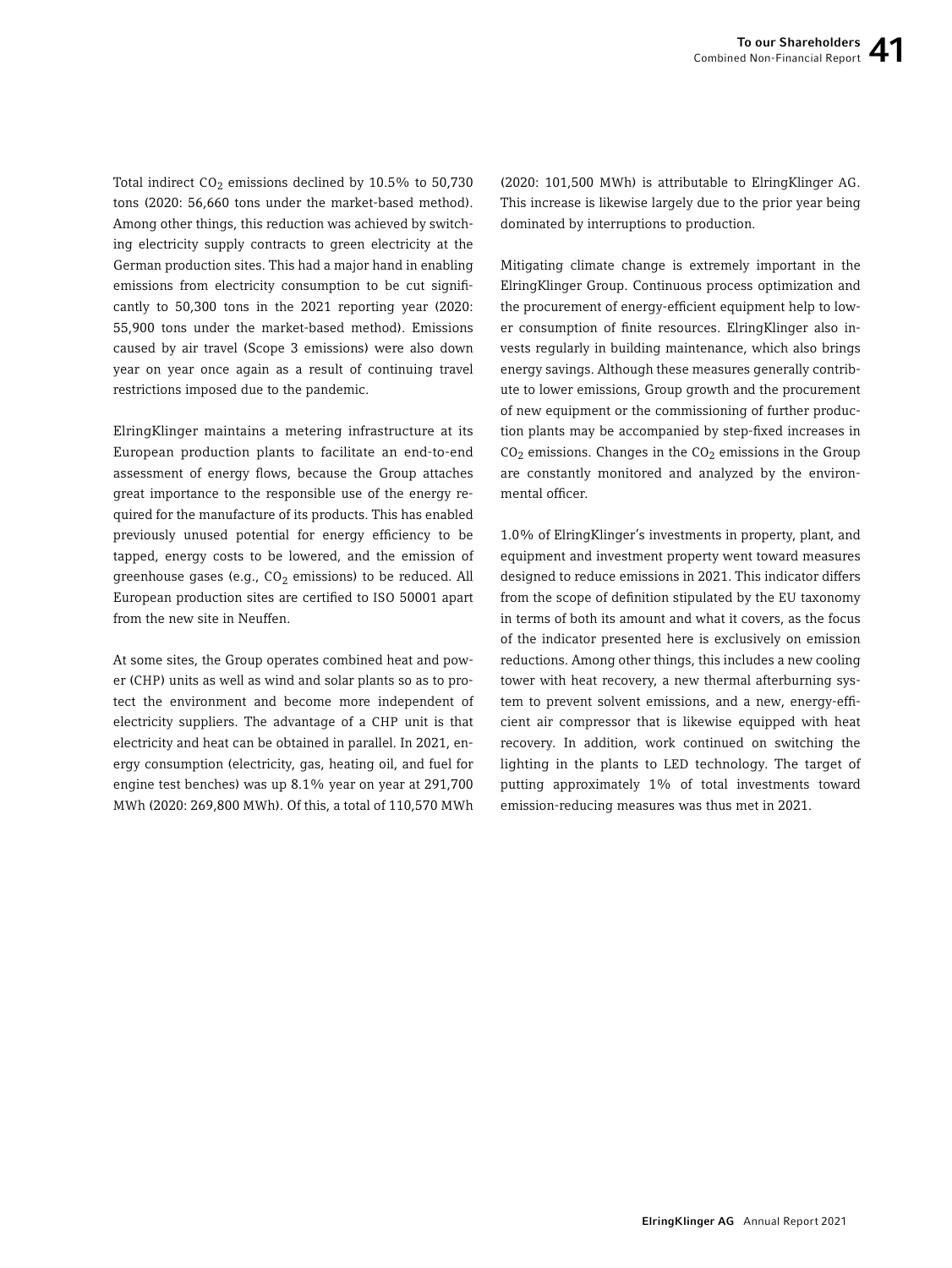Total indirect $CO_2$ emissions declined by 10.5% to 50,730 tons (2020: 56,660 tons under the market-based method). Among other things, this reduction was achieved by switching electricity supply contracts to green electricity at the German production sites. This had a major hand in enabling emissions from electricity consumption to be cut significantly to 50,300 tons in the 2021 reporting year (2020: 55,900 tons under the market-based method). Emissions caused by air travel (Scope 3 emissions) were also down year on year once again as a result of continuing travel restrictions imposed due to the pandemic.

ElringKlinger maintains a metering infrastructure at its European production plants to facilitate an end-to-end assessment of energy flows, because the Group attaches great importance to the responsible use of the energy required for the manufacture of its products. This has enabled previously unused potential for energy efficiency to be tapped, energy costs to be lowered, and the emission of greenhouse gases (e.g., $CO_2$ emissions) to be reduced. All European production sites are certified to ISO 50001 apart from the new site in Neuffen.

At some sites, the Group operates combined heat and power (CHP) units as well as wind and solar plants so as to protect the environment and become more independent of electricity suppliers. The advantage of a CHP unit is that electricity and heat can be obtained in parallel. In 2021, energy consumption (electricity, gas, heating oil, and fuel for engine test benches) was up 8.1% year on year at 291,700 MWh (2020: 269,800 MWh). Of this, a total of 110,570 MWh (2020: 101,500 MWh) is attributable to ElringKlinger AG. This increase is likewise largely due to the prior year being dominated by interruptions to production.

Mitigating climate change is extremely important in the ElringKlinger Group. Continuous process optimization and the procurement of energy-efficient equipment help to lower consumption of finite resources. ElringKlinger also invests regularly in building maintenance, which also brings energy savings. Although these measures generally contribute to lower emissions, Group growth and the procurement of new equipment or the commissioning of further production plants may be accompanied by step-fixed increases in $CO_2$ emissions. Changes in the $CO_2$ emissions in the Group are constantly monitored and analyzed by the environmental officer.

1.0% of ElringKlinger's investments in property, plant, and equipment and investment property went toward measures designed to reduce emissions in 2021. This indicator differs from the scope of definition stipulated by the EU taxonomy in terms of both its amount and what it covers, as the focus of the indicator presented here is exclusively on emission reductions. Among other things, this includes a new cooling tower with heat recovery, a new thermal afterburning system to prevent solvent emissions, and a new, energy-efficient air compressor that is likewise equipped with heat recovery. In addition, work continued on switching the lighting in the plants to LED technology. The target of putting approximately 1% of total investments toward emission-reducing measures was thus met in 2021.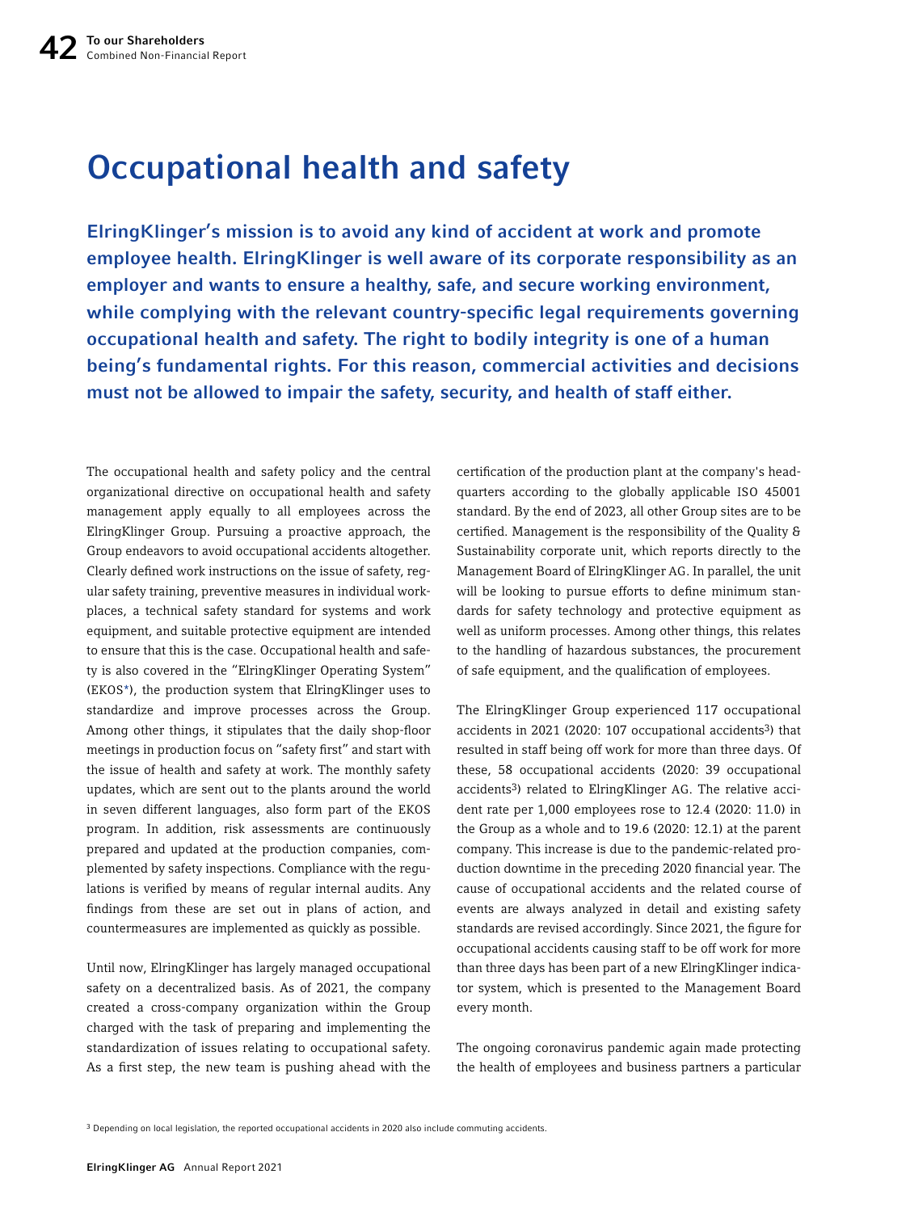# Occupational health and safety

**ElringKlinger's mission is to avoid any kind of accident at work and promote employee health. ElringKlinger is well aware of its corporate responsibility as an employer and wants to ensure a healthy, safe, and secure working environment, while complying with the relevant country-specific legal requirements governing occupational health and safety. The right to bodily integrity is one of a human being's fundamental rights. For this reason, commercial activities and decisions must not be allowed to impair the safety, security, and health of staff either.**

The occupational health and safety policy and the central organizational directive on occupational health and safety management apply equally to all employees across the ElringKlinger Group. Pursuing a proactive approach, the Group endeavors to avoid occupational accidents altogether. Clearly defined work instructions on the issue of safety, regular safety training, preventive measures in individual workplaces, a technical safety standard for systems and work equipment, and suitable protective equipment are intended to ensure that this is the case. Occupational health and safety is also covered in the "ElringKlinger Operating System" (EKOS*), the production system that ElringKlinger uses to standardize and improve processes across the Group. Among other things, it stipulates that the daily shop-floor meetings in production focus on "safety first" and start with the issue of health and safety at work. The monthly safety updates, which are sent out to the plants around the world in seven different languages, also form part of the EKOS program. In addition, risk assessments are continuously prepared and updated at the production companies, complemented by safety inspections. Compliance with the regulations is verified by means of regular internal audits. Any findings from these are set out in plans of action, and countermeasures are implemented as quickly as possible.

Until now, ElringKlinger has largely managed occupational safety on a decentralized basis. As of 2021, the company created a cross-company organization within the Group charged with the task of preparing and implementing the standardization of issues relating to occupational safety. As a first step, the new team is pushing ahead with the certification of the production plant at the company's headquarters according to the globally applicable ISO 45001 standard. By the end of 2023, all other Group sites are to be certified. Management is the responsibility of the Quality & Sustainability corporate unit, which reports directly to the Management Board of ElringKlinger AG. In parallel, the unit will be looking to pursue efforts to define minimum standards for safety technology and protective equipment as well as uniform processes. Among other things, this relates to the handling of hazardous substances, the procurement of safe equipment, and the qualification of employees.

The ElringKlinger Group experienced 117 occupational accidents in 2021 (2020: 107 occupational accidents[3]) that resulted in staff being off work for more than three days. Of these, 58 occupational accidents (2020: 39 occupational accidents[3]) related to ElringKlinger AG. The relative accident rate per 1,000 employees rose to 12.4 (2020: 11.0) in the Group as a whole and to 19.6 (2020: 12.1) at the parent company. This increase is due to the pandemic-related production downtime in the preceding 2020 financial year. The cause of occupational accidents and the related course of events are always analyzed in detail and existing safety standards are revised accordingly. Since 2021, the figure for occupational accidents causing staff to be off work for more than three days has been part of a new ElringKlinger indicator system, which is presented to the Management Board every month.

The ongoing coronavirus pandemic again made protecting the health of employees and business partners a particular

[3] Depending on local legislation, the reported occupational accidents in 2020 also include commuting accidents.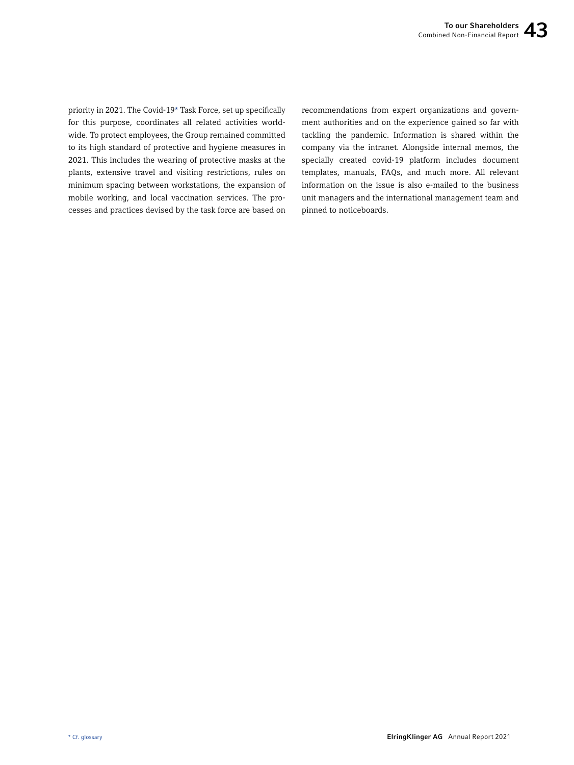priority in 2021. The Covid-19* Task Force, set up specifically for this purpose, coordinates all related activities worldwide. To protect employees, the Group remained committed to its high standard of protective and hygiene measures in 2021. This includes the wearing of protective masks at the plants, extensive travel and visiting restrictions, rules on minimum spacing between workstations, the expansion of mobile working, and local vaccination services. The processes and practices devised by the task force are based on recommendations from expert organizations and government authorities and on the experience gained so far with tackling the pandemic. Information is shared within the company via the intranet. Alongside internal memos, the specially created covid-19 platform includes document templates, manuals, FAQs, and much more. All relevant information on the issue is also e-mailed to the business unit managers and the international management team and pinned to noticeboards.

* Cf. glossary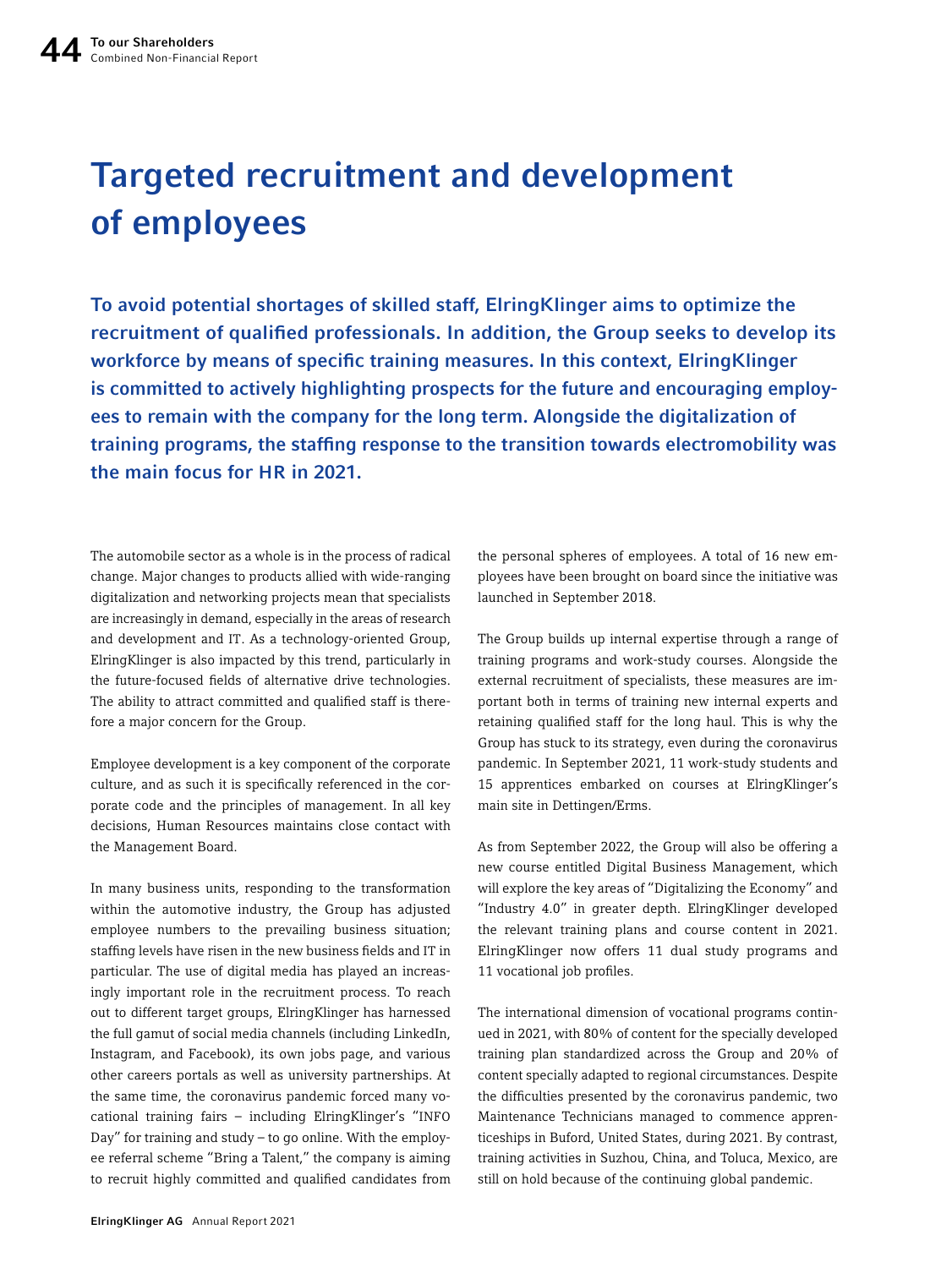# Targeted recruitment and development of employees

**To avoid potential shortages of skilled staff, ElringKlinger aims to optimize the recruitment of qualified professionals. In addition, the Group seeks to develop its workforce by means of specific training measures. In this context, ElringKlinger is committed to actively highlighting prospects for the future and encouraging employees to remain with the company for the long term. Alongside the digitalization of training programs, the staffing response to the transition towards electromobility was the main focus for HR in 2021.**

The automobile sector as a whole is in the process of radical change. Major changes to products allied with wide-ranging digitalization and networking projects mean that specialists are increasingly in demand, especially in the areas of research and development and IT. As a technology-oriented Group, ElringKlinger is also impacted by this trend, particularly in the future-focused fields of alternative drive technologies. The ability to attract committed and qualified staff is therefore a major concern for the Group.

Employee development is a key component of the corporate culture, and as such it is specifically referenced in the corporate code and the principles of management. In all key decisions, Human Resources maintains close contact with the Management Board.

In many business units, responding to the transformation within the automotive industry, the Group has adjusted employee numbers to the prevailing business situation; staffing levels have risen in the new business fields and IT in particular. The use of digital media has played an increasingly important role in the recruitment process. To reach out to different target groups, ElringKlinger has harnessed the full gamut of social media channels (including LinkedIn, Instagram, and Facebook), its own jobs page, and various other careers portals as well as university partnerships. At the same time, the coronavirus pandemic forced many vocational training fairs – including ElringKlinger's "INFO Day" for training and study – to go online. With the employee referral scheme "Bring a Talent," the company is aiming to recruit highly committed and qualified candidates from the personal spheres of employees. A total of 16 new employees have been brought on board since the initiative was launched in September 2018.

The Group builds up internal expertise through a range of training programs and work-study courses. Alongside the external recruitment of specialists, these measures are important both in terms of training new internal experts and retaining qualified staff for the long haul. This is why the Group has stuck to its strategy, even during the coronavirus pandemic. In September 2021, 11 work-study students and 15 apprentices embarked on courses at ElringKlinger's main site in Dettingen/Erms.

As from September 2022, the Group will also be offering a new course entitled Digital Business Management, which will explore the key areas of "Digitalizing the Economy" and "Industry 4.0" in greater depth. ElringKlinger developed the relevant training plans and course content in 2021. ElringKlinger now offers 11 dual study programs and 11 vocational job profiles.

The international dimension of vocational programs continued in 2021, with 80% of content for the specially developed training plan standardized across the Group and 20% of content specially adapted to regional circumstances. Despite the difficulties presented by the coronavirus pandemic, two Maintenance Technicians managed to commence apprenticeships in Buford, United States, during 2021. By contrast, training activities in Suzhou, China, and Toluca, Mexico, are still on hold because of the continuing global pandemic.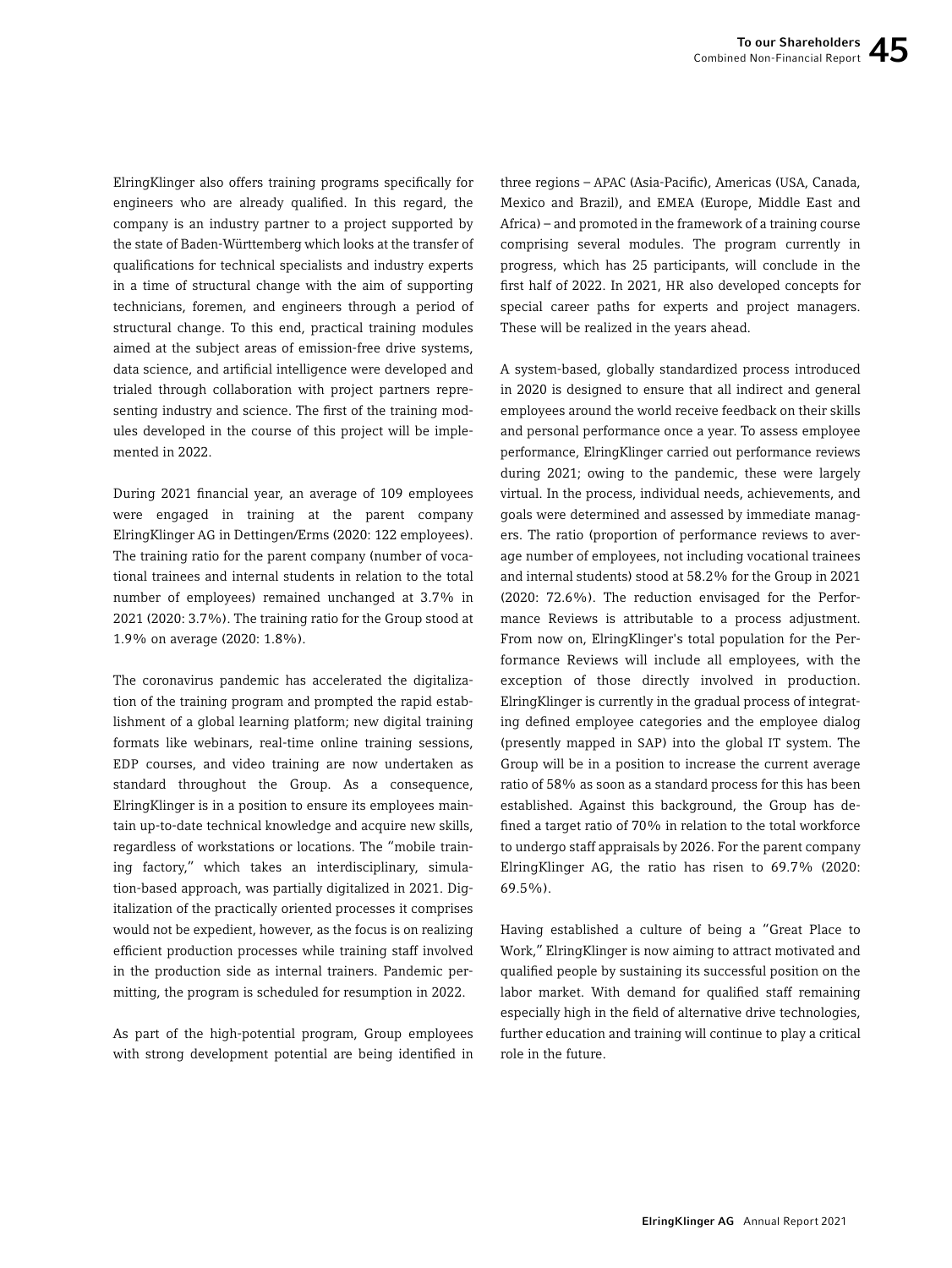ElringKlinger also offers training programs specifically for engineers who are already qualified. In this regard, the company is an industry partner to a project supported by the state of Baden-Württemberg which looks at the transfer of qualifications for technical specialists and industry experts in a time of structural change with the aim of supporting technicians, foremen, and engineers through a period of structural change. To this end, practical training modules aimed at the subject areas of emission-free drive systems, data science, and artificial intelligence were developed and trialed through collaboration with project partners representing industry and science. The first of the training modules developed in the course of this project will be implemented in 2022.

During 2021 financial year, an average of 109 employees were engaged in training at the parent company ElringKlinger AG in Dettingen/Erms (2020: 122 employees). The training ratio for the parent company (number of vocational trainees and internal students in relation to the total number of employees) remained unchanged at 3.7% in 2021 (2020: 3.7%). The training ratio for the Group stood at 1.9% on average (2020: 1.8%).

The coronavirus pandemic has accelerated the digitalization of the training program and prompted the rapid establishment of a global learning platform; new digital training formats like webinars, real-time online training sessions, EDP courses, and video training are now undertaken as standard throughout the Group. As a consequence, ElringKlinger is in a position to ensure its employees maintain up-to-date technical knowledge and acquire new skills, regardless of workstations or locations. The "mobile training factory," which takes an interdisciplinary, simulation-based approach, was partially digitalized in 2021. Digitalization of the practically oriented processes it comprises would not be expedient, however, as the focus is on realizing efficient production processes while training staff involved in the production side as internal trainers. Pandemic permitting, the program is scheduled for resumption in 2022.

As part of the high-potential program, Group employees with strong development potential are being identified in three regions – APAC (Asia-Pacific), Americas (USA, Canada, Mexico and Brazil), and EMEA (Europe, Middle East and Africa) – and promoted in the framework of a training course comprising several modules. The program currently in progress, which has 25 participants, will conclude in the first half of 2022. In 2021, HR also developed concepts for special career paths for experts and project managers. These will be realized in the years ahead.

A system-based, globally standardized process introduced in 2020 is designed to ensure that all indirect and general employees around the world receive feedback on their skills and personal performance once a year. To assess employee performance, ElringKlinger carried out performance reviews during 2021; owing to the pandemic, these were largely virtual. In the process, individual needs, achievements, and goals were determined and assessed by immediate managers. The ratio (proportion of performance reviews to average number of employees, not including vocational trainees and internal students) stood at 58.2% for the Group in 2021 (2020: 72.6%). The reduction envisaged for the Performance Reviews is attributable to a process adjustment. From now on, ElringKlinger's total population for the Performance Reviews will include all employees, with the exception of those directly involved in production. ElringKlinger is currently in the gradual process of integrating defined employee categories and the employee dialog (presently mapped in SAP) into the global IT system. The Group will be in a position to increase the current average ratio of 58% as soon as a standard process for this has been established. Against this background, the Group has defined a target ratio of 70% in relation to the total workforce to undergo staff appraisals by 2026. For the parent company ElringKlinger AG, the ratio has risen to 69.7% (2020: 69.5%).

Having established a culture of being a "Great Place to Work," ElringKlinger is now aiming to attract motivated and qualified people by sustaining its successful position on the labor market. With demand for qualified staff remaining especially high in the field of alternative drive technologies, further education and training will continue to play a critical role in the future.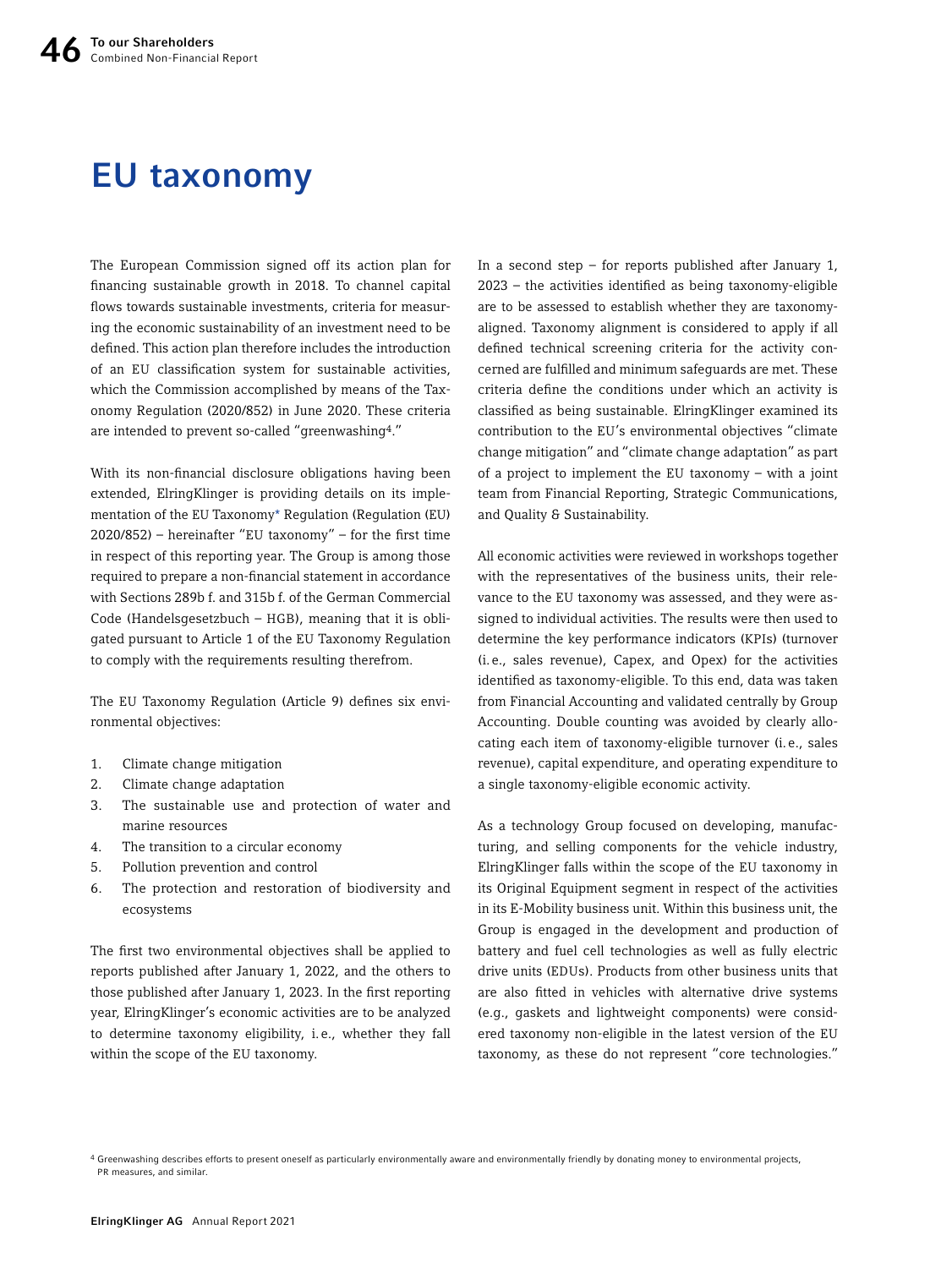# EU taxonomy

The European Commission signed off its action plan for financing sustainable growth in 2018. To channel capital flows towards sustainable investments, criteria for measuring the economic sustainability of an investment need to be defined. This action plan therefore includes the introduction of an EU classification system for sustainable activities, which the Commission accomplished by means of the Taxonomy Regulation (2020/852) in June 2020. These criteria are intended to prevent so-called "greenwashing[4]."

With its non-financial disclosure obligations having been extended, ElringKlinger is providing details on its implementation of the EU Taxonomy* Regulation (Regulation (EU) 2020/852) – hereinafter "EU taxonomy" – for the first time in respect of this reporting year. The Group is among those required to prepare a non-financial statement in accordance with Sections 289b f. and 315b f. of the German Commercial Code (Handelsgesetzbuch – HGB), meaning that it is obligated pursuant to Article 1 of the EU Taxonomy Regulation to comply with the requirements resulting therefrom.

The EU Taxonomy Regulation (Article 9) defines six environmental objectives:

1. Climate change mitigation
2. Climate change adaptation
3. The sustainable use and protection of water and marine resources
4. The transition to a circular economy
5. Pollution prevention and control
6. The protection and restoration of biodiversity and ecosystems

The first two environmental objectives shall be applied to reports published after January 1, 2022, and the others to those published after January 1, 2023. In the first reporting year, ElringKlinger's economic activities are to be analyzed to determine taxonomy eligibility, i.e., whether they fall within the scope of the EU taxonomy.

In a second step – for reports published after January 1, 2023 – the activities identified as being taxonomy-eligible are to be assessed to establish whether they are taxonomy-aligned. Taxonomy alignment is considered to apply if all defined technical screening criteria for the activity concerned are fulfilled and minimum safeguards are met. These criteria define the conditions under which an activity is classified as being sustainable. ElringKlinger examined its contribution to the EU's environmental objectives "climate change mitigation" and "climate change adaptation" as part of a project to implement the EU taxonomy – with a joint team from Financial Reporting, Strategic Communications, and Quality & Sustainability.

All economic activities were reviewed in workshops together with the representatives of the business units, their relevance to the EU taxonomy was assessed, and they were assigned to individual activities. The results were then used to determine the key performance indicators (KPIs) (turnover (i.e., sales revenue), Capex, and Opex) for the activities identified as taxonomy-eligible. To this end, data was taken from Financial Accounting and validated centrally by Group Accounting. Double counting was avoided by clearly allocating each item of taxonomy-eligible turnover (i.e., sales revenue), capital expenditure, and operating expenditure to a single taxonomy-eligible economic activity.

As a technology Group focused on developing, manufacturing, and selling components for the vehicle industry, ElringKlinger falls within the scope of the EU taxonomy in its Original Equipment segment in respect of the activities in its E-Mobility business unit. Within this business unit, the Group is engaged in the development and production of battery and fuel cell technologies as well as fully electric drive units (EDUs). Products from other business units that are also fitted in vehicles with alternative drive systems (e.g., gaskets and lightweight components) were considered taxonomy non-eligible in the latest version of the EU taxonomy, as these do not represent "core technologies."

[4] Greenwashing describes efforts to present oneself as particularly environmentally aware and environmentally friendly by donating money to environmental projects, PR measures, and similar.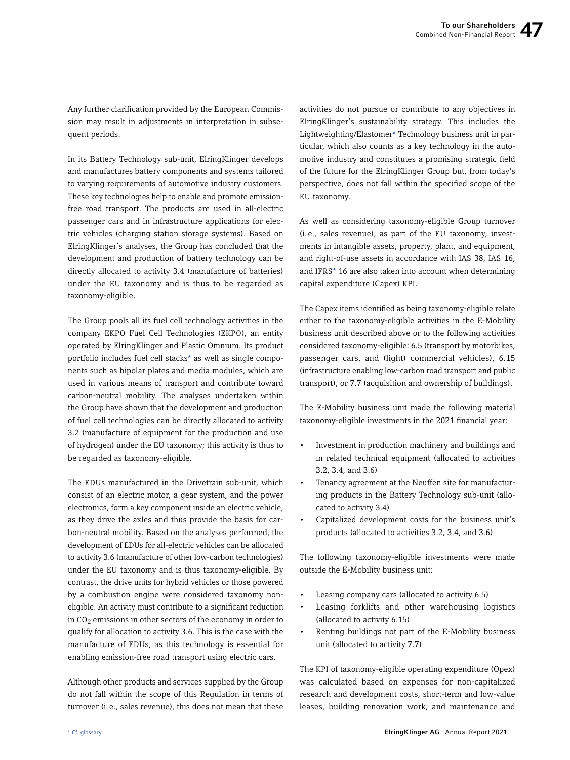Any further clarification provided by the European Commission may result in adjustments in interpretation in subsequent periods.

In its Battery Technology sub-unit, ElringKlinger develops and manufactures battery components and systems tailored to varying requirements of automotive industry customers. These key technologies help to enable and promote emission-free road transport. The products are used in all-electric passenger cars and in infrastructure applications for electric vehicles (charging station storage systems). Based on ElringKlinger's analyses, the Group has concluded that the development and production of battery technology can be directly allocated to activity 3.4 (manufacture of batteries) under the EU taxonomy and is thus to be regarded as taxonomy-eligible.

The Group pools all its fuel cell technology activities in the company EKPO Fuel Cell Technologies (EKPO), an entity operated by ElringKlinger and Plastic Omnium. Its product portfolio includes fuel cell stacks* as well as single components such as bipolar plates and media modules, which are used in various means of transport and contribute toward carbon-neutral mobility. The analyses undertaken within the Group have shown that the development and production of fuel cell technologies can be directly allocated to activity 3.2 (manufacture of equipment for the production and use of hydrogen) under the EU taxonomy; this activity is thus to be regarded as taxonomy-eligible.

The EDUs manufactured in the Drivetrain sub-unit, which consist of an electric motor, a gear system, and the power electronics, form a key component inside an electric vehicle, as they drive the axles and thus provide the basis for carbon-neutral mobility. Based on the analyses performed, the development of EDUs for all-electric vehicles can be allocated to activity 3.6 (manufacture of other low-carbon technologies) under the EU taxonomy and is thus taxonomy-eligible. By contrast, the drive units for hybrid vehicles or those powered by a combustion engine were considered taxonomy non-eligible. An activity must contribute to a significant reduction in $CO_2$ emissions in other sectors of the economy in order to qualify for allocation to activity 3.6. This is the case with the manufacture of EDUs, as this technology is essential for enabling emission-free road transport using electric cars.

Although other products and services supplied by the Group do not fall within the scope of this Regulation in terms of turnover (i.e., sales revenue), this does not mean that these activities do not pursue or contribute to any objectives in ElringKlinger's sustainability strategy. This includes the Lightweighting/Elastomer* Technology business unit in particular, which also counts as a key technology in the automotive industry and constitutes a promising strategic field of the future for the ElringKlinger Group but, from today's perspective, does not fall within the specified scope of the EU taxonomy.

As well as considering taxonomy-eligible Group turnover (i.e., sales revenue), as part of the EU taxonomy, investments in intangible assets, property, plant, and equipment, and right-of-use assets in accordance with IAS 38, IAS 16, and IFRS* 16 are also taken into account when determining capital expenditure (Capex) KPI.

The Capex items identified as being taxonomy-eligible relate either to the taxonomy-eligible activities in the E-Mobility business unit described above or to the following activities considered taxonomy-eligible: 6.5 (transport by motorbikes, passenger cars, and (light) commercial vehicles), 6.15 (infrastructure enabling low-carbon road transport and public transport), or 7.7 (acquisition and ownership of buildings).

The E-Mobility business unit made the following material taxonomy-eligible investments in the 2021 financial year:

- Investment in production machinery and buildings and in related technical equipment (allocated to activities 3.2, 3.4, and 3.6)
- Tenancy agreement at the Neuffen site for manufacturing products in the Battery Technology sub-unit (allocated to activity 3.4)
- Capitalized development costs for the business unit's products (allocated to activities 3.2, 3.4, and 3.6)

The following taxonomy-eligible investments were made outside the E-Mobility business unit:

- Leasing company cars (allocated to activity 6.5)
- Leasing forklifts and other warehousing logistics (allocated to activity 6.15)
- Renting buildings not part of the E-Mobility business unit (allocated to activity 7.7)

The KPI of taxonomy-eligible operating expenditure (Opex) was calculated based on expenses for non-capitalized research and development costs, short-term and low-value leases, building renovation work, and maintenance and

* Cf. glossary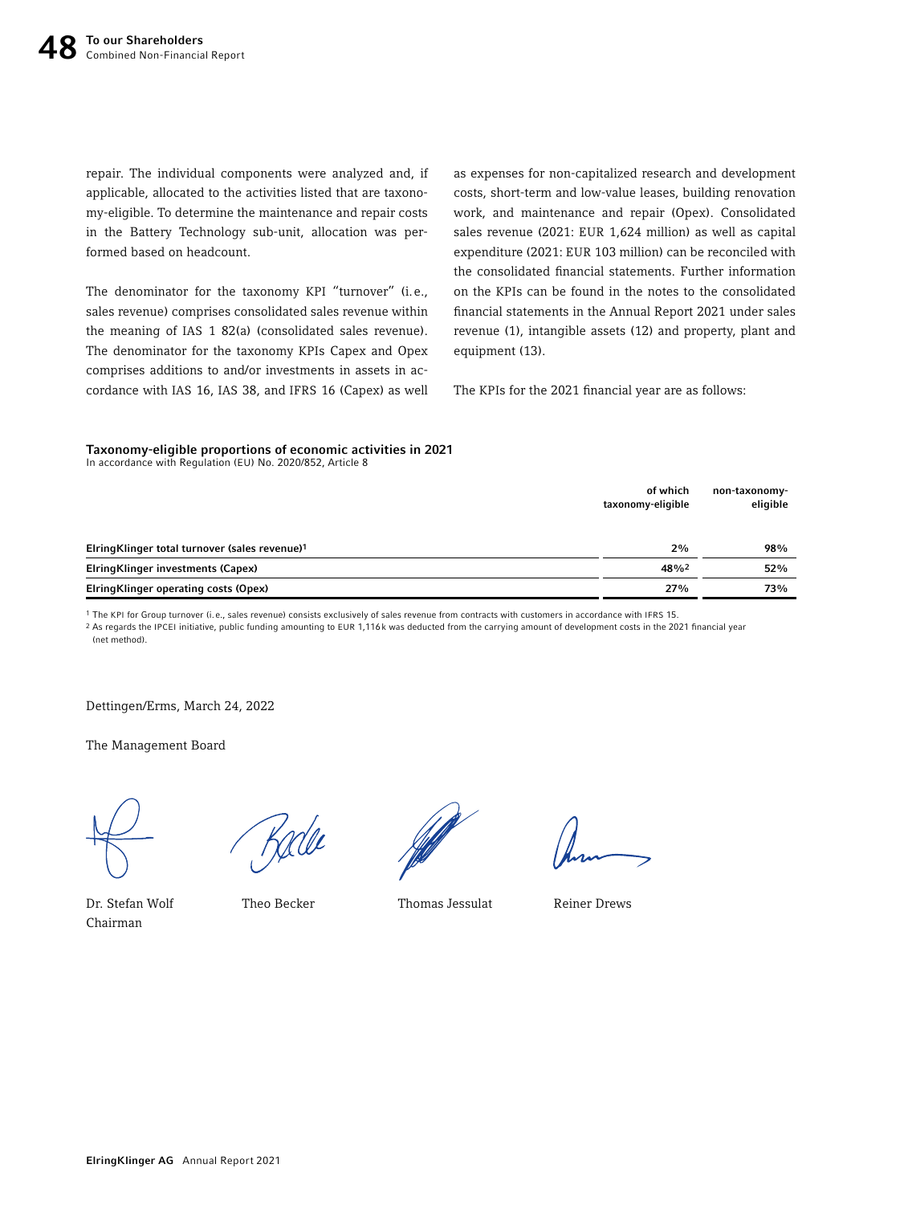repair. The individual components were analyzed and, if applicable, allocated to the activities listed that are taxonomy-eligible. To determine the maintenance and repair costs in the Battery Technology sub-unit, allocation was performed based on headcount.

The denominator for the taxonomy KPI "turnover" (i.e., sales revenue) comprises consolidated sales revenue within the meaning of IAS 1 82(a) (consolidated sales revenue). The denominator for the taxonomy KPIs Capex and Opex comprises additions to and/or investments in assets in accordance with IAS 16, IAS 38, and IFRS 16 (Capex) as well as expenses for non-capitalized research and development costs, short-term and low-value leases, building renovation work, and maintenance and repair (Opex). Consolidated sales revenue (2021: EUR 1,624 million) as well as capital expenditure (2021: EUR 103 million) can be reconciled with the consolidated financial statements. Further information on the KPIs can be found in the notes to the consolidated financial statements in the Annual Report 2021 under sales revenue (1), intangible assets (12) and property, plant and equipment (13).

The KPIs for the 2021 financial year are as follows:

**Taxonomy-eligible proportions of economic activities in 2021**
In accordance with Regulation (EU) No. 2020/852, Article 8

| | of which taxonomy-eligible | non-taxonomy-eligible |
|---|---|---|
| **ElringKlinger total turnover (sales revenue)[1]** | **2%** | **98%** |
| **ElringKlinger investments (Capex)** | **48%[2]** | **52%** |
| **ElringKlinger operating costs (Opex)** | **27%** | **73%** |

[1] The KPI for Group turnover (i.e., sales revenue) consists exclusively of sales revenue from contracts with customers in accordance with IFRS 15.

[2] As regards the IPCEI initiative, public funding amounting to EUR 1,116k was deducted from the carrying amount of development costs in the 2021 financial year (net method).

Dettingen/Erms, March 24, 2022

The Management Board

Dr. Stefan Wolf
Chairman

Theo Becker

Thomas Jessulat

Reiner Drews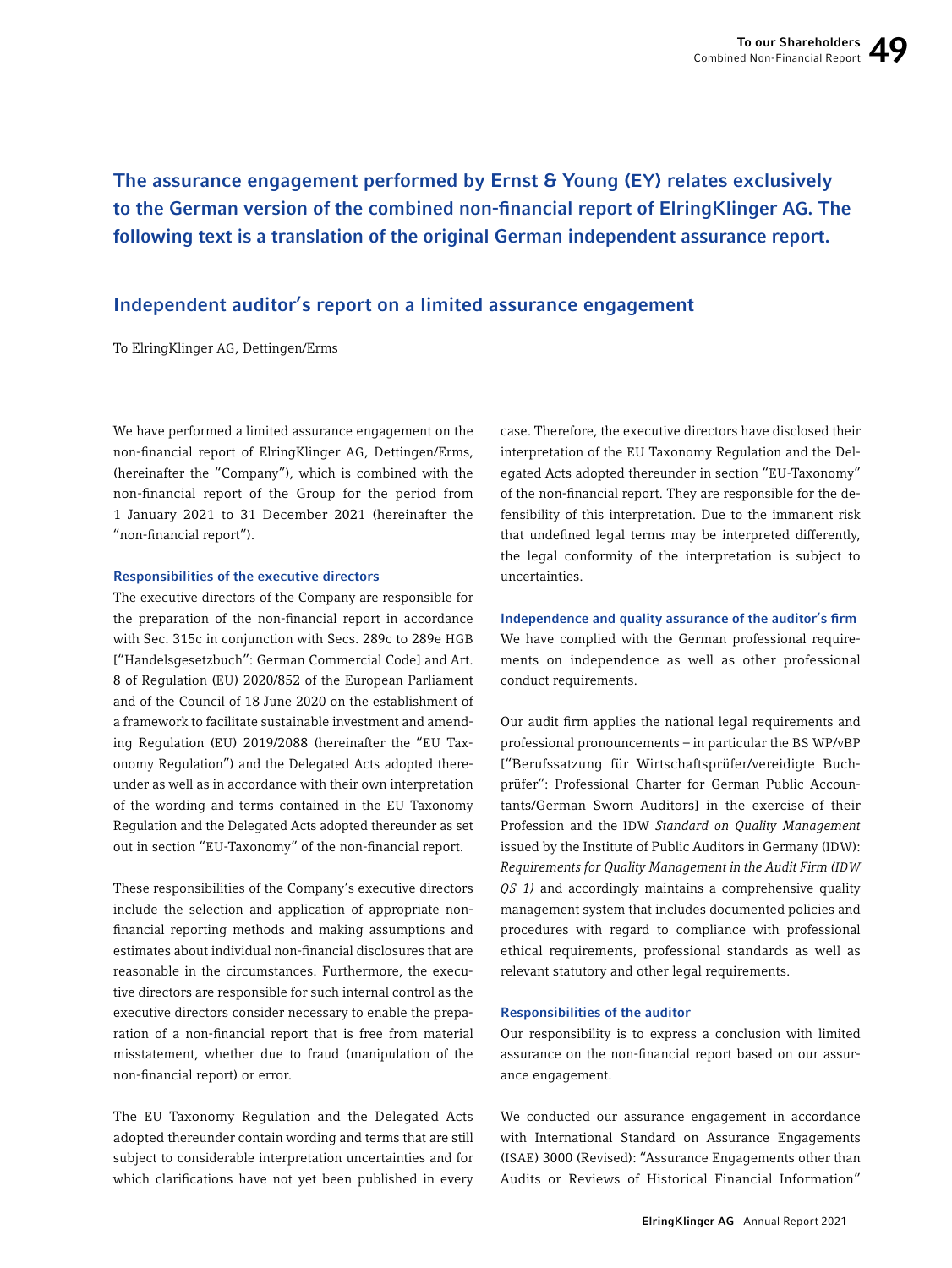**The assurance engagement performed by Ernst & Young (EY) relates exclusively to the German version of the combined non-financial report of ElringKlinger AG. The following text is a translation of the original German independent assurance report.**

## Independent auditor's report on a limited assurance engagement

To ElringKlinger AG, Dettingen/Erms

We have performed a limited assurance engagement on the non-financial report of ElringKlinger AG, Dettingen/Erms, (hereinafter the "Company"), which is combined with the non-financial report of the Group for the period from 1 January 2021 to 31 December 2021 (hereinafter the "non-financial report").

### Responsibilities of the executive directors

The executive directors of the Company are responsible for the preparation of the non-financial report in accordance with Sec. 315c in conjunction with Secs. 289c to 289e HGB ["Handelsgesetzbuch": German Commercial Code] and Art. 8 of Regulation (EU) 2020/852 of the European Parliament and of the Council of 18 June 2020 on the establishment of a framework to facilitate sustainable investment and amending Regulation (EU) 2019/2088 (hereinafter the "EU Taxonomy Regulation") and the Delegated Acts adopted thereunder as well as in accordance with their own interpretation of the wording and terms contained in the EU Taxonomy Regulation and the Delegated Acts adopted thereunder as set out in section "EU-Taxonomy" of the non-financial report.

These responsibilities of the Company's executive directors include the selection and application of appropriate non-financial reporting methods and making assumptions and estimates about individual non-financial disclosures that are reasonable in the circumstances. Furthermore, the executive directors are responsible for such internal control as the executive directors consider necessary to enable the preparation of a non-financial report that is free from material misstatement, whether due to fraud (manipulation of the non-financial report) or error.

The EU Taxonomy Regulation and the Delegated Acts adopted thereunder contain wording and terms that are still subject to considerable interpretation uncertainties and for which clarifications have not yet been published in every case. Therefore, the executive directors have disclosed their interpretation of the EU Taxonomy Regulation and the Delegated Acts adopted thereunder in section "EU-Taxonomy" of the non-financial report. They are responsible for the defensibility of this interpretation. Due to the immanent risk that undefined legal terms may be interpreted differently, the legal conformity of the interpretation is subject to uncertainties.

### Independence and quality assurance of the auditor's firm

We have complied with the German professional requirements on independence as well as other professional conduct requirements.

Our audit firm applies the national legal requirements and professional pronouncements – in particular the BS WP/vBP ["Berufssatzung für Wirtschaftsprüfer/vereidigte Buchprüfer": Professional Charter for German Public Accountants/German Sworn Auditors] in the exercise of their Profession and the IDW *Standard on Quality Management* issued by the Institute of Public Auditors in Germany (IDW): *Requirements for Quality Management in the Audit Firm (IDW QS 1)* and accordingly maintains a comprehensive quality management system that includes documented policies and procedures with regard to compliance with professional ethical requirements, professional standards as well as relevant statutory and other legal requirements.

### Responsibilities of the auditor

Our responsibility is to express a conclusion with limited assurance on the non-financial report based on our assurance engagement.

We conducted our assurance engagement in accordance with International Standard on Assurance Engagements (ISAE) 3000 (Revised): "Assurance Engagements other than Audits or Reviews of Historical Financial Information"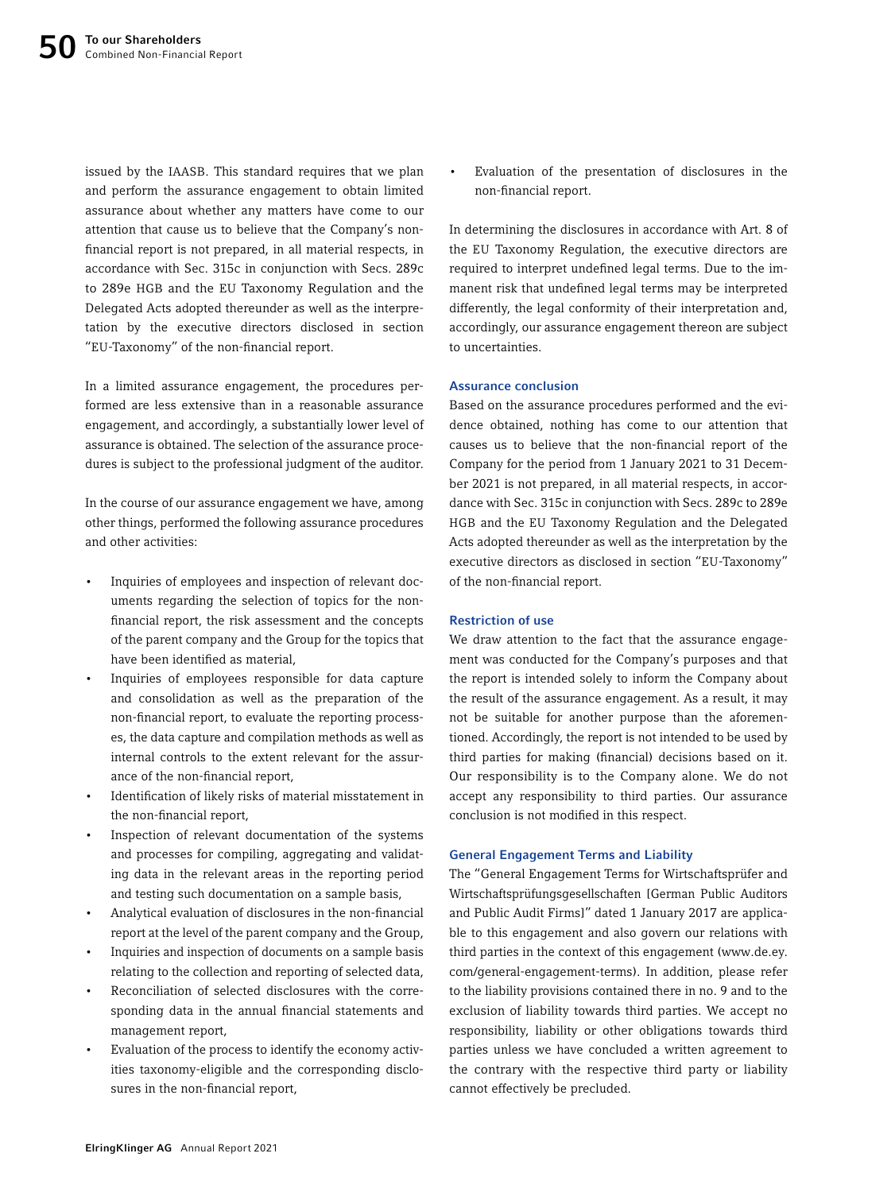issued by the IAASB. This standard requires that we plan and perform the assurance engagement to obtain limited assurance about whether any matters have come to our attention that cause us to believe that the Company's non-financial report is not prepared, in all material respects, in accordance with Sec. 315c in conjunction with Secs. 289c to 289e HGB and the EU Taxonomy Regulation and the Delegated Acts adopted thereunder as well as the interpretation by the executive directors disclosed in section "EU-Taxonomy" of the non-financial report.

In a limited assurance engagement, the procedures performed are less extensive than in a reasonable assurance engagement, and accordingly, a substantially lower level of assurance is obtained. The selection of the assurance procedures is subject to the professional judgment of the auditor.

In the course of our assurance engagement we have, among other things, performed the following assurance procedures and other activities:

- Inquiries of employees and inspection of relevant documents regarding the selection of topics for the non-financial report, the risk assessment and the concepts of the parent company and the Group for the topics that have been identified as material,
- Inquiries of employees responsible for data capture and consolidation as well as the preparation of the non-financial report, to evaluate the reporting processes, the data capture and compilation methods as well as internal controls to the extent relevant for the assurance of the non-financial report,
- Identification of likely risks of material misstatement in the non-financial report,
- Inspection of relevant documentation of the systems and processes for compiling, aggregating and validating data in the relevant areas in the reporting period and testing such documentation on a sample basis,
- Analytical evaluation of disclosures in the non-financial report at the level of the parent company and the Group,
- Inquiries and inspection of documents on a sample basis relating to the collection and reporting of selected data,
- Reconciliation of selected disclosures with the corresponding data in the annual financial statements and management report,
- Evaluation of the process to identify the economy activities taxonomy-eligible and the corresponding disclosures in the non-financial report,
- Evaluation of the presentation of disclosures in the non-financial report.

In determining the disclosures in accordance with Art. 8 of the EU Taxonomy Regulation, the executive directors are required to interpret undefined legal terms. Due to the immanent risk that undefined legal terms may be interpreted differently, the legal conformity of their interpretation and, accordingly, our assurance engagement thereon are subject to uncertainties.

### Assurance conclusion

Based on the assurance procedures performed and the evidence obtained, nothing has come to our attention that causes us to believe that the non-financial report of the Company for the period from 1 January 2021 to 31 December 2021 is not prepared, in all material respects, in accordance with Sec. 315c in conjunction with Secs. 289c to 289e HGB and the EU Taxonomy Regulation and the Delegated Acts adopted thereunder as well as the interpretation by the executive directors as disclosed in section "EU-Taxonomy" of the non-financial report.

### Restriction of use

We draw attention to the fact that the assurance engagement was conducted for the Company's purposes and that the report is intended solely to inform the Company about the result of the assurance engagement. As a result, it may not be suitable for another purpose than the aforementioned. Accordingly, the report is not intended to be used by third parties for making (financial) decisions based on it. Our responsibility is to the Company alone. We do not accept any responsibility to third parties. Our assurance conclusion is not modified in this respect.

### General Engagement Terms and Liability

The "General Engagement Terms for Wirtschaftsprüfer and Wirtschaftsprüfungsgesellschaften [German Public Auditors and Public Audit Firms]" dated 1 January 2017 are applicable to this engagement and also govern our relations with third parties in the context of this engagement (www.de.ey.com/general-engagement-terms). In addition, please refer to the liability provisions contained there in no. 9 and to the exclusion of liability towards third parties. We accept no responsibility, liability or other obligations towards third parties unless we have concluded a written agreement to the contrary with the respective third party or liability cannot effectively be precluded.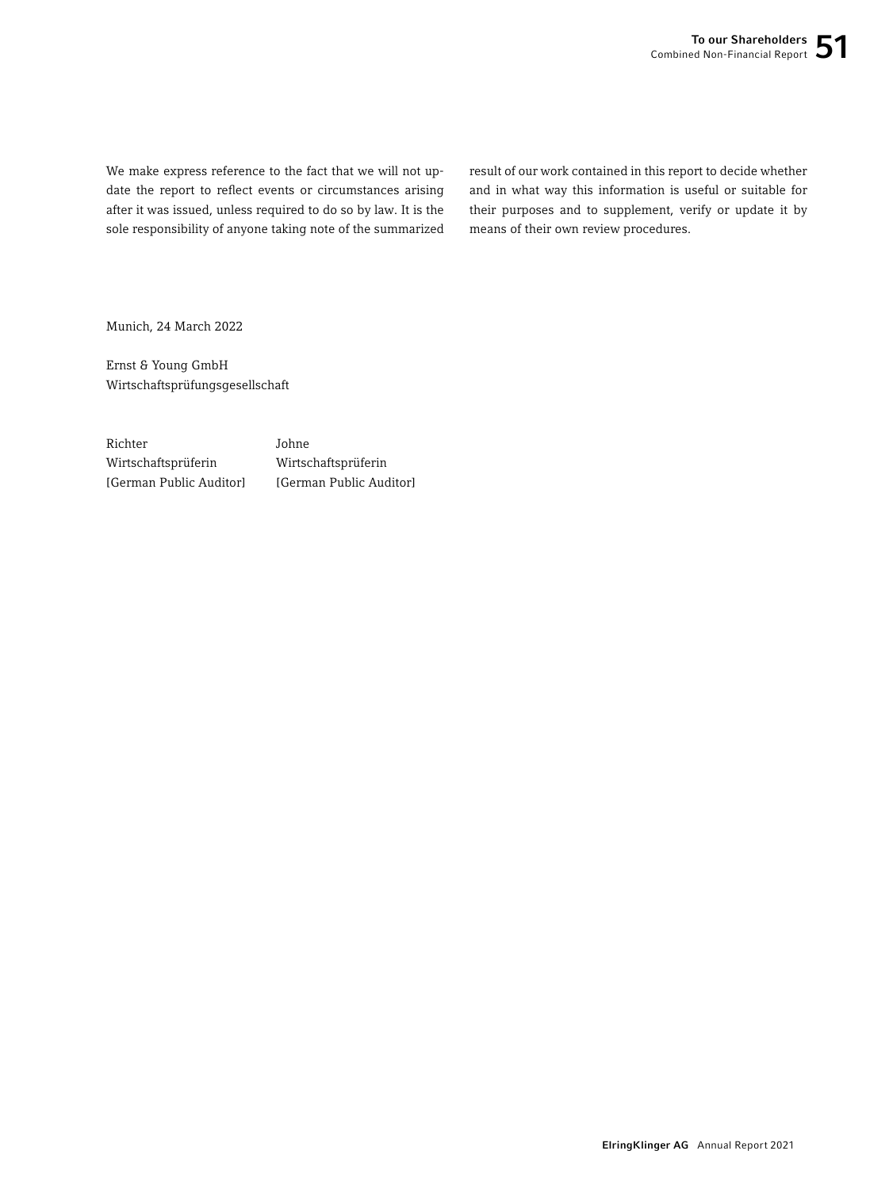We make express reference to the fact that we will not update the report to reflect events or circumstances arising after it was issued, unless required to do so by law. It is the sole responsibility of anyone taking note of the summarized result of our work contained in this report to decide whether and in what way this information is useful or suitable for their purposes and to supplement, verify or update it by means of their own review procedures.

Munich, 24 March 2022

Ernst & Young GmbH
Wirtschaftsprüfungsgesellschaft

| | |
|---|---|
| Richter | Johne |
| Wirtschaftsprüferin | Wirtschaftsprüferin |
| [German Public Auditor] | [German Public Auditor] |